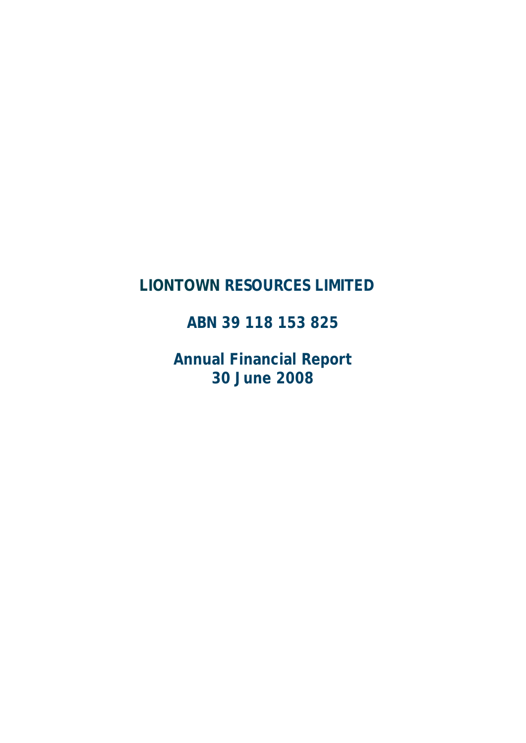# LIONTOWN RESOURCES LIMITED

## ABN 39 118 153 825

## Annual Financial Report
## 30 June 2008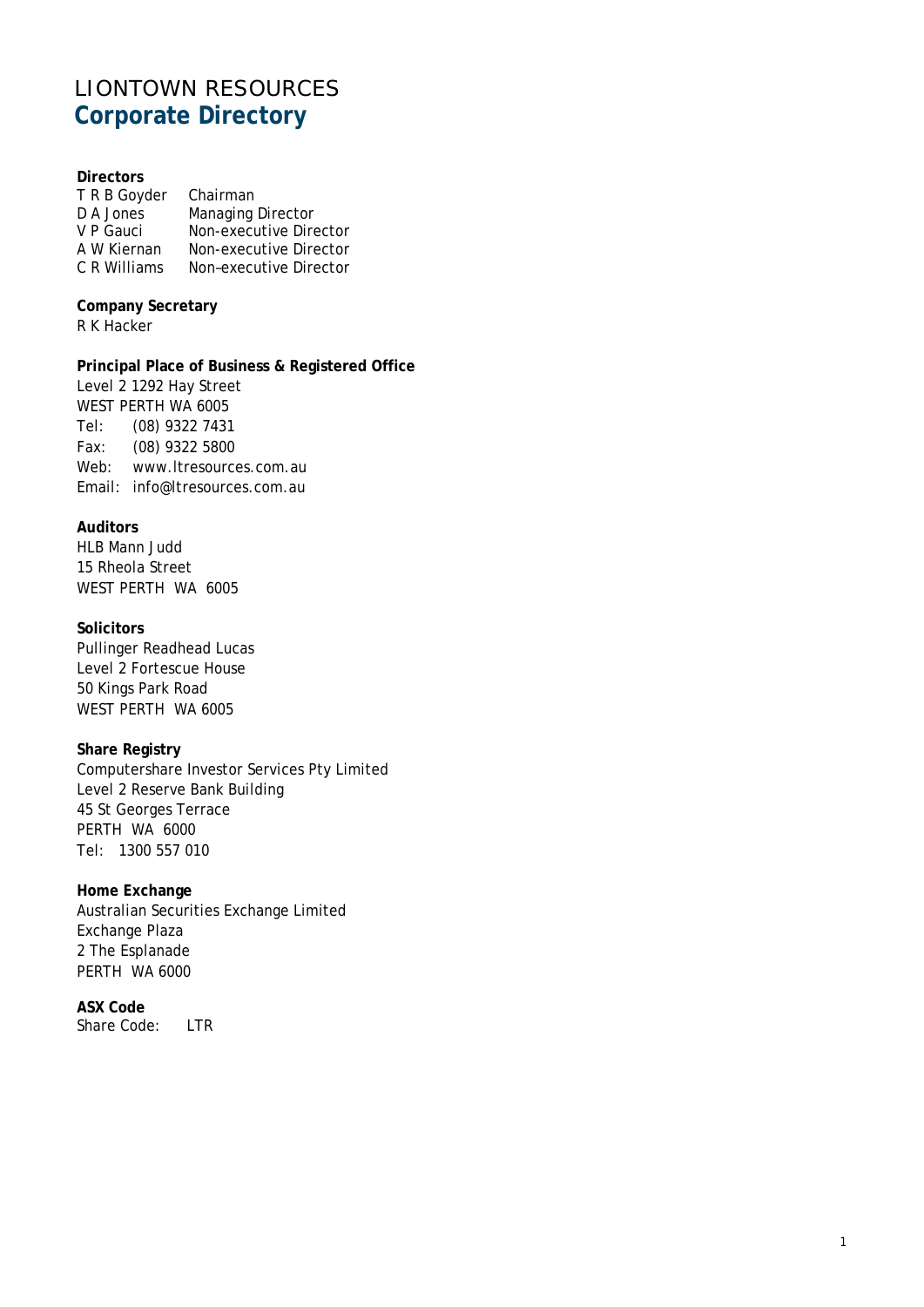# LIONTOWN RESOURCES
## Corporate Directory

**Directors**

| | |
|---|---|
| T R B Goyder | Chairman |
| D A Jones | Managing Director |
| V P Gauci | Non-executive Director |
| A W Kiernan | Non-executive Director |
| C R Williams | Non–executive Director |

**Company Secretary**
R K Hacker

**Principal Place of Business & Registered Office**
Level 2 1292 Hay Street
WEST PERTH WA 6005
Tel: (08) 9322 7431
Fax: (08) 9322 5800
Web: www.ltresources.com.au
Email: info@ltresources.com.au

**Auditors**
HLB Mann Judd
15 Rheola Street
WEST PERTH WA 6005

**Solicitors**
Pullinger Readhead Lucas
Level 2 Fortescue House
50 Kings Park Road
WEST PERTH WA 6005

**Share Registry**
Computershare Investor Services Pty Limited
Level 2 Reserve Bank Building
45 St Georges Terrace
PERTH WA 6000
Tel: 1300 557 010

**Home Exchange**
Australian Securities Exchange Limited
Exchange Plaza
2 The Esplanade
PERTH WA 6000

**ASX Code**
Share Code: LTR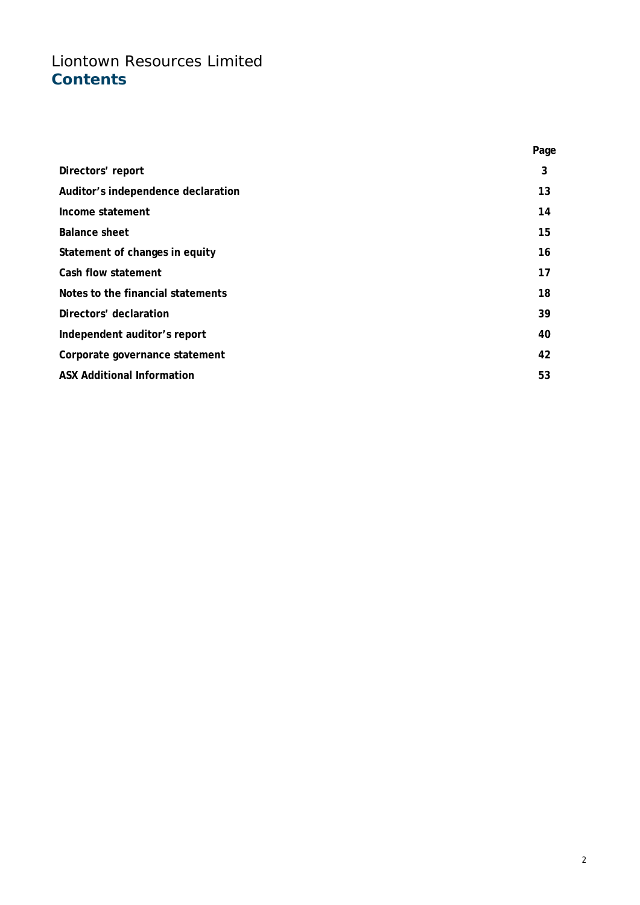# Liontown Resources Limited
## Contents

| | Page |
|---|---|
| **Directors' report** | **3** |
| **Auditor's independence declaration** | **13** |
| **Income statement** | **14** |
| **Balance sheet** | **15** |
| **Statement of changes in equity** | **16** |
| **Cash flow statement** | **17** |
| **Notes to the financial statements** | **18** |
| **Directors' declaration** | **39** |
| **Independent auditor's report** | **40** |
| **Corporate governance statement** | **42** |
| **ASX Additional Information** | **53** |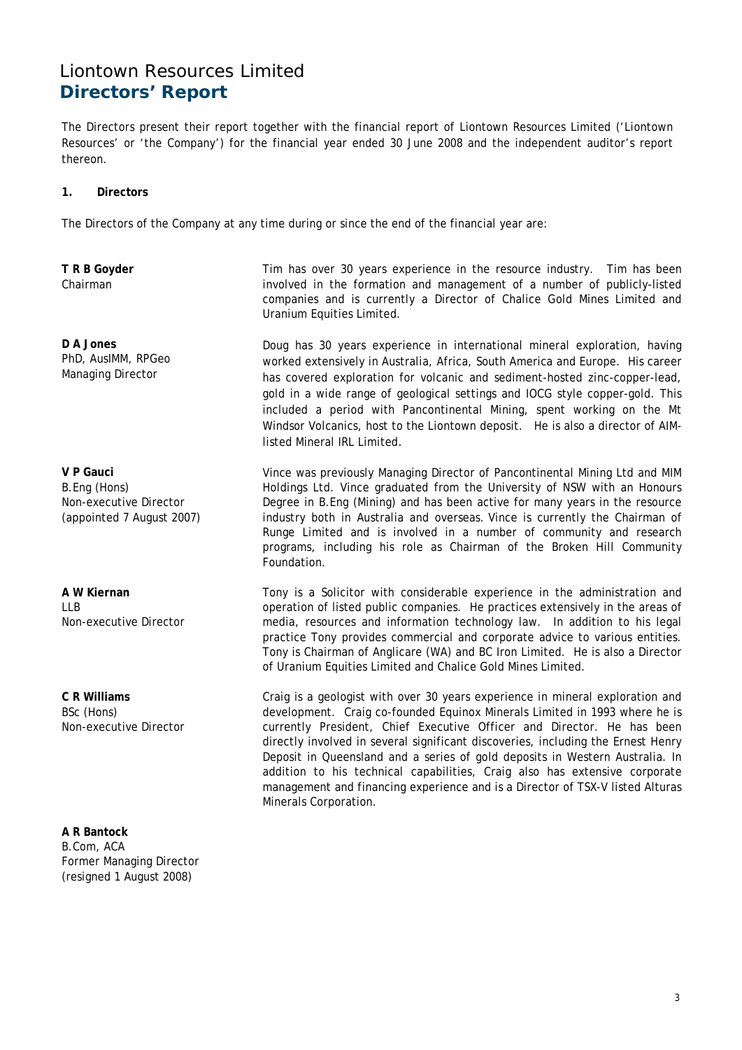# Liontown Resources Limited
## Directors' Report

The Directors present their report together with the financial report of Liontown Resources Limited ('Liontown Resources' or 'the Company') for the financial year ended 30 June 2008 and the independent auditor's report thereon.

### 1. Directors

The Directors of the Company at any time during or since the end of the financial year are:

**T R B Goyder**
Chairman

Tim has over 30 years experience in the resource industry. Tim has been involved in the formation and management of a number of publicly-listed companies and is currently a Director of Chalice Gold Mines Limited and Uranium Equities Limited.

**D A Jones**
PhD, AusIMM, RPGeo
Managing Director

Doug has 30 years experience in international mineral exploration, having worked extensively in Australia, Africa, South America and Europe. His career has covered exploration for volcanic and sediment-hosted zinc-copper-lead, gold in a wide range of geological settings and IOCG style copper-gold. This included a period with Pancontinental Mining, spent working on the Mt Windsor Volcanics, host to the Liontown deposit. He is also a director of AIM-listed Mineral IRL Limited.

**V P Gauci**
B.Eng (Hons)
Non-executive Director
(appointed 7 August 2007)

Vince was previously Managing Director of Pancontinental Mining Ltd and MIM Holdings Ltd. Vince graduated from the University of NSW with an Honours Degree in B.Eng (Mining) and has been active for many years in the resource industry both in Australia and overseas. Vince is currently the Chairman of Runge Limited and is involved in a number of community and research programs, including his role as Chairman of the Broken Hill Community Foundation.

**A W Kiernan**
LLB
Non-executive Director

Tony is a Solicitor with considerable experience in the administration and operation of listed public companies. He practices extensively in the areas of media, resources and information technology law. In addition to his legal practice Tony provides commercial and corporate advice to various entities. Tony is Chairman of Anglicare (WA) and BC Iron Limited. He is also a Director of Uranium Equities Limited and Chalice Gold Mines Limited.

**C R Williams**
BSc (Hons)
Non-executive Director

Craig is a geologist with over 30 years experience in mineral exploration and development. Craig co-founded Equinox Minerals Limited in 1993 where he is currently President, Chief Executive Officer and Director. He has been directly involved in several significant discoveries, including the Ernest Henry Deposit in Queensland and a series of gold deposits in Western Australia. In addition to his technical capabilities, Craig also has extensive corporate management and financing experience and is a Director of TSX-V listed Alturas Minerals Corporation.

**A R Bantock**
B.Com, ACA
Former Managing Director
(resigned 1 August 2008)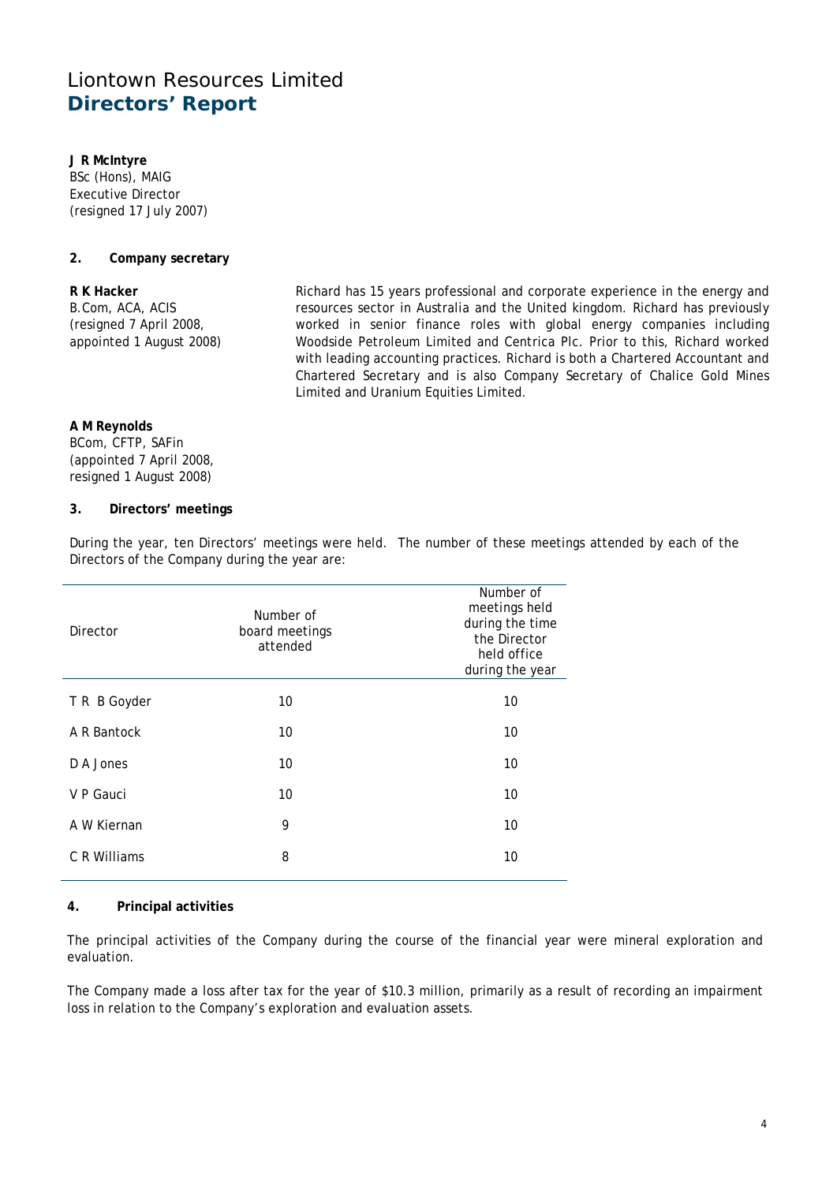**J R McIntyre**
BSc (Hons), MAIG
Executive Director
(resigned 17 July 2007)

**2. Company secretary**

**R K Hacker**
B.Com, ACA, ACIS
(resigned 7 April 2008,
appointed 1 August 2008)

Richard has 15 years professional and corporate experience in the energy and resources sector in Australia and the United kingdom. Richard has previously worked in senior finance roles with global energy companies including Woodside Petroleum Limited and Centrica Plc. Prior to this, Richard worked with leading accounting practices. Richard is both a Chartered Accountant and Chartered Secretary and is also Company Secretary of Chalice Gold Mines Limited and Uranium Equities Limited.

**A M Reynolds**
BCom, CFTP, SAFin
(appointed 7 April 2008,
resigned 1 August 2008)

**3. Directors' meetings**

During the year, ten Directors' meetings were held. The number of these meetings attended by each of the Directors of the Company during the year are:

| Director | Number of board meetings attended | Number of meetings held during the time the Director held office during the year |
|---|---|---|
| T R B Goyder | 10 | 10 |
| A R Bantock | 10 | 10 |
| D A Jones | 10 | 10 |
| V P Gauci | 10 | 10 |
| A W Kiernan | 9 | 10 |
| C R Williams | 8 | 10 |

**4. Principal activities**

The principal activities of the Company during the course of the financial year were mineral exploration and evaluation.

The Company made a loss after tax for the year of $10.3 million, primarily as a result of recording an impairment loss in relation to the Company's exploration and evaluation assets.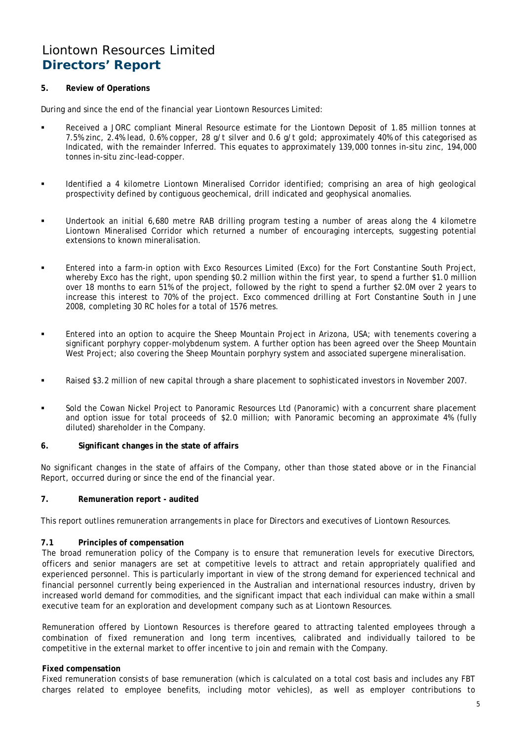# Liontown Resources Limited
## Directors' Report

### 5. Review of Operations

During and since the end of the financial year Liontown Resources Limited:

- Received a JORC compliant Mineral Resource estimate for the Liontown Deposit of 1.85 million tonnes at 7.5% zinc, 2.4% lead, 0.6% copper, 28 g/t silver and 0.6 g/t gold; approximately 40% of this categorised as Indicated, with the remainder Inferred. This equates to approximately 139,000 tonnes in-situ zinc, 194,000 tonnes in-situ zinc-lead-copper.

- Identified a 4 kilometre Liontown Mineralised Corridor identified; comprising an area of high geological prospectivity defined by contiguous geochemical, drill indicated and geophysical anomalies.

- Undertook an initial 6,680 metre RAB drilling program testing a number of areas along the 4 kilometre Liontown Mineralised Corridor which returned a number of encouraging intercepts, suggesting potential extensions to known mineralisation.

- Entered into a farm-in option with Exco Resources Limited (Exco) for the Fort Constantine South Project, whereby Exco has the right, upon spending $0.2 million within the first year, to spend a further $1.0 million over 18 months to earn 51% of the project, followed by the right to spend a further $2.0M over 2 years to increase this interest to 70% of the project. Exco commenced drilling at Fort Constantine South in June 2008, completing 30 RC holes for a total of 1576 metres.

- Entered into an option to acquire the Sheep Mountain Project in Arizona, USA; with tenements covering a significant porphyry copper-molybdenum system. A further option has been agreed over the Sheep Mountain West Project; also covering the Sheep Mountain porphyry system and associated supergene mineralisation.

- Raised $3.2 million of new capital through a share placement to sophisticated investors in November 2007.

- Sold the Cowan Nickel Project to Panoramic Resources Ltd (Panoramic) with a concurrent share placement and option issue for total proceeds of $2.0 million; with Panoramic becoming an approximate 4% (fully diluted) shareholder in the Company.

### 6. Significant changes in the state of affairs

No significant changes in the state of affairs of the Company, other than those stated above or in the Financial Report, occurred during or since the end of the financial year.

### 7. Remuneration report - audited

This report outlines remuneration arrangements in place for Directors and executives of Liontown Resources.

#### 7.1 Principles of compensation

The broad remuneration policy of the Company is to ensure that remuneration levels for executive Directors, officers and senior managers are set at competitive levels to attract and retain appropriately qualified and experienced personnel. This is particularly important in view of the strong demand for experienced technical and financial personnel currently being experienced in the Australian and international resources industry, driven by increased world demand for commodities, and the significant impact that each individual can make within a small executive team for an exploration and development company such as at Liontown Resources.

Remuneration offered by Liontown Resources is therefore geared to attracting talented employees through a combination of fixed remuneration and long term incentives, calibrated and individually tailored to be competitive in the external market to offer incentive to join and remain with the Company.

**Fixed compensation**

Fixed remuneration consists of base remuneration (which is calculated on a total cost basis and includes any FBT charges related to employee benefits, including motor vehicles), as well as employer contributions to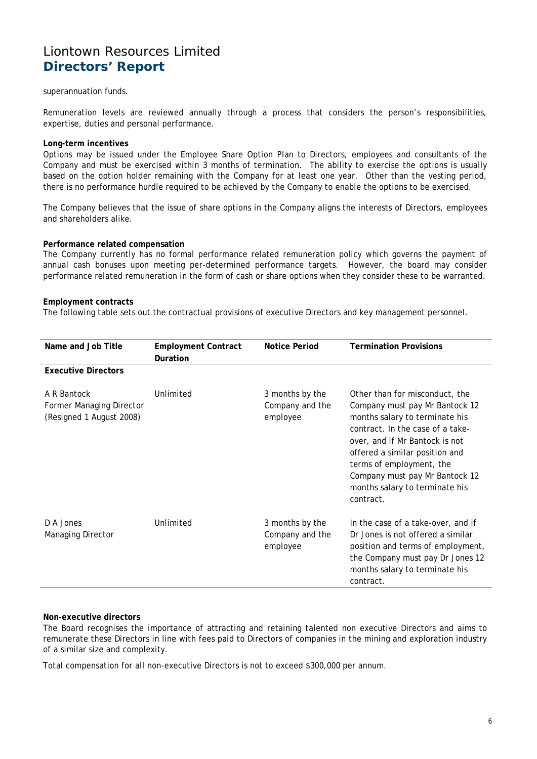superannuation funds.

Remuneration levels are reviewed annually through a process that considers the person's responsibilities, expertise, duties and personal performance.

**Long-term incentives**

Options may be issued under the Employee Share Option Plan to Directors, employees and consultants of the Company and must be exercised within 3 months of termination. The ability to exercise the options is usually based on the option holder remaining with the Company for at least one year. Other than the vesting period, there is no performance hurdle required to be achieved by the Company to enable the options to be exercised.

The Company believes that the issue of share options in the Company aligns the interests of Directors, employees and shareholders alike.

**Performance related compensation**

The Company currently has no formal performance related remuneration policy which governs the payment of annual cash bonuses upon meeting per-determined performance targets. However, the board may consider performance related remuneration in the form of cash or share options when they consider these to be warranted.

**Employment contracts**

The following table sets out the contractual provisions of executive Directors and key management personnel.

| Name and Job Title | Employment Contract Duration | Notice Period | Termination Provisions |
|---|---|---|---|
| **Executive Directors** | | | |
| A R Bantock<br>Former Managing Director<br>(Resigned 1 August 2008) | Unlimited | 3 months by the Company and the employee | Other than for misconduct, the Company must pay Mr Bantock 12 months salary to terminate his contract. In the case of a take-over, and if Mr Bantock is not offered a similar position and terms of employment, the Company must pay Mr Bantock 12 months salary to terminate his contract. |
| D A Jones<br>Managing Director | Unlimited | 3 months by the Company and the employee | In the case of a take-over, and if Dr Jones is not offered a similar position and terms of employment, the Company must pay Dr Jones 12 months salary to terminate his contract. |

**Non-executive directors**

The Board recognises the importance of attracting and retaining talented non executive Directors and aims to remunerate these Directors in line with fees paid to Directors of companies in the mining and exploration industry of a similar size and complexity.

Total compensation for all non-executive Directors is not to exceed $300,000 per annum.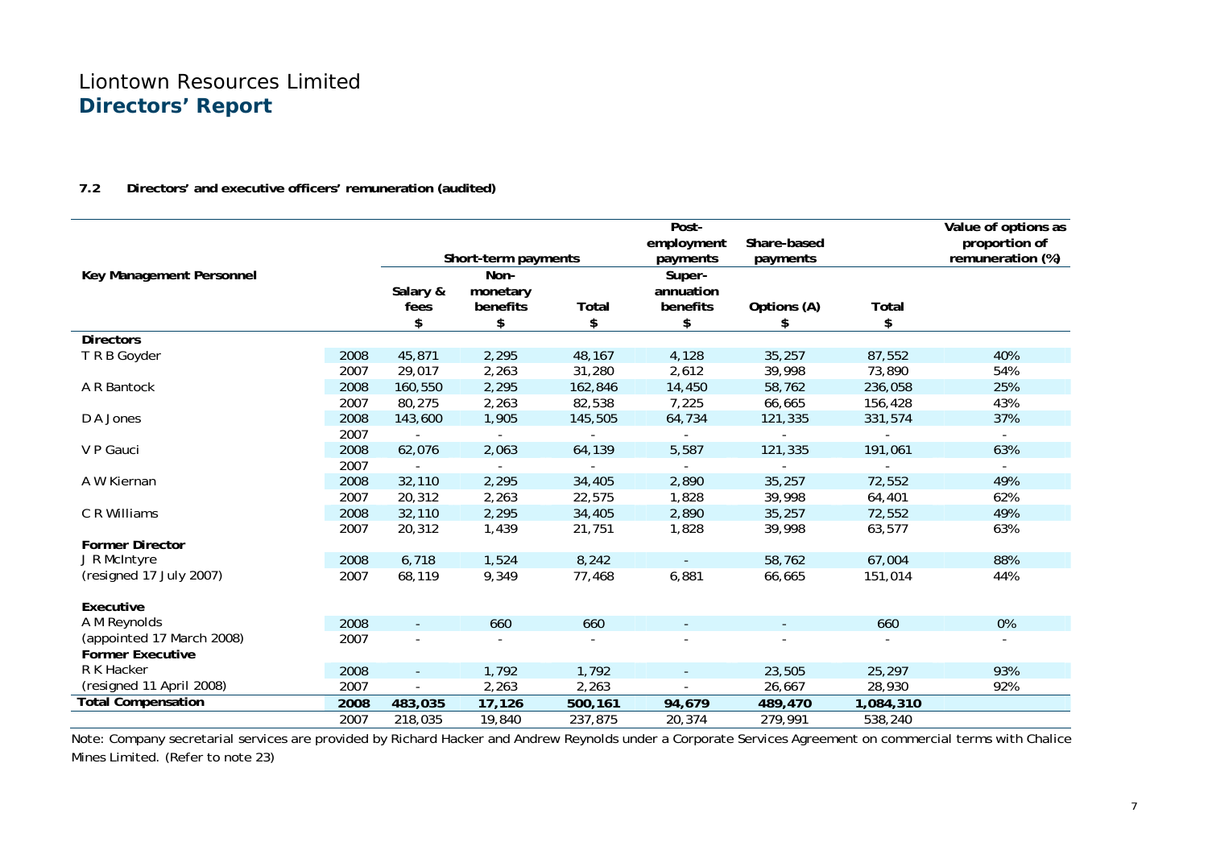# Liontown Resources Limited
## Directors' Report

### 7.2 Directors' and executive officers' remuneration (audited)

| Key Management Personnel | | Short-term payments | | | Post-employment payments | Share-based payments | | Value of options as proportion of remuneration (%) |
|---|---|---|---|---|---|---|---|---|
| | | Salary & fees $ | Non-monetary benefits $ | Total $ | Super-annuation benefits $ | Options (A) $ | Total $ | |
| **Directors** | | | | | | | | |
| T R B Goyder | 2008 | 45,871 | 2,295 | 48,167 | 4,128 | 35,257 | 87,552 | 40% |
| | 2007 | 29,017 | 2,263 | 31,280 | 2,612 | 39,998 | 73,890 | 54% |
| A R Bantock | 2008 | 160,550 | 2,295 | 162,846 | 14,450 | 58,762 | 236,058 | 25% |
| | 2007 | 80,275 | 2,263 | 82,538 | 7,225 | 66,665 | 156,428 | 43% |
| D A Jones | 2008 | 143,600 | 1,905 | 145,505 | 64,734 | 121,335 | 331,574 | 37% |
| | 2007 | - | - | - | - | - | - | - |
| V P Gauci | 2008 | 62,076 | 2,063 | 64,139 | 5,587 | 121,335 | 191,061 | 63% |
| | 2007 | - | - | - | - | - | - | - |
| A W Kiernan | 2008 | 32,110 | 2,295 | 34,405 | 2,890 | 35,257 | 72,552 | 49% |
| | 2007 | 20,312 | 2,263 | 22,575 | 1,828 | 39,998 | 64,401 | 62% |
| C R Williams | 2008 | 32,110 | 2,295 | 34,405 | 2,890 | 35,257 | 72,552 | 49% |
| | 2007 | 20,312 | 1,439 | 21,751 | 1,828 | 39,998 | 63,577 | 63% |
| **Former Director** | | | | | | | | |
| J R McIntyre | 2008 | 6,718 | 1,524 | 8,242 | - | 58,762 | 67,004 | 88% |
| (resigned 17 July 2007) | 2007 | 68,119 | 9,349 | 77,468 | 6,881 | 66,665 | 151,014 | 44% |
| **Executive** | | | | | | | | |
| A M Reynolds | 2008 | - | 660 | 660 | - | - | 660 | 0% |
| (appointed 17 March 2008) | 2007 | - | - | - | - | - | - | - |
| **Former Executive** | | | | | | | | |
| R K Hacker | 2008 | - | 1,792 | 1,792 | - | 23,505 | 25,297 | 93% |
| (resigned 11 April 2008) | 2007 | - | 2,263 | 2,263 | - | 26,667 | 28,930 | 92% |
| **Total Compensation** | **2008** | **483,035** | **17,126** | **500,161** | **94,679** | **489,470** | **1,084,310** | |
| | 2007 | 218,035 | 19,840 | 237,875 | 20,374 | 279,991 | 538,240 | |

Note: Company secretarial services are provided by Richard Hacker and Andrew Reynolds under a Corporate Services Agreement on commercial terms with Chalice Mines Limited. (Refer to note 23)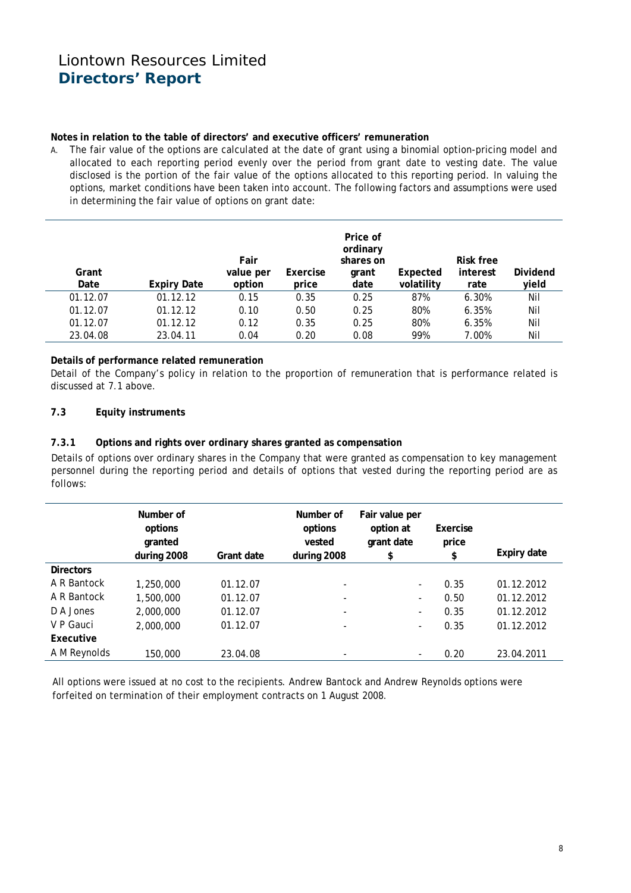# Liontown Resources Limited
## Directors' Report

**Notes in relation to the table of directors' and executive officers' remuneration**

A. The fair value of the options are calculated at the date of grant using a binomial option-pricing model and allocated to each reporting period evenly over the period from grant date to vesting date. The value disclosed is the portion of the fair value of the options allocated to this reporting period. In valuing the options, market conditions have been taken into account. The following factors and assumptions were used in determining the fair value of options on grant date:

| Grant Date | Expiry Date | Fair value per option | Exercise price | Price of ordinary shares on grant date | Expected volatility | Risk free interest rate | Dividend yield |
|---|---|---|---|---|---|---|---|
| 01.12.07 | 01.12.12 | 0.15 | 0.35 | 0.25 | 87% | 6.30% | Nil |
| 01.12.07 | 01.12.12 | 0.10 | 0.50 | 0.25 | 80% | 6.35% | Nil |
| 01.12.07 | 01.12.12 | 0.12 | 0.35 | 0.25 | 80% | 6.35% | Nil |
| 23.04.08 | 23.04.11 | 0.04 | 0.20 | 0.08 | 99% | 7.00% | Nil |

**Details of performance related remuneration**

Detail of the Company's policy in relation to the proportion of remuneration that is performance related is discussed at 7.1 above.

### 7.3 Equity instruments

#### 7.3.1 Options and rights over ordinary shares granted as compensation

Details of options over ordinary shares in the Company that were granted as compensation to key management personnel during the reporting period and details of options that vested during the reporting period are as follows:

| | Number of options granted during 2008 | Grant date | Number of options vested during 2008 | Fair value per option at grant date $ | Exercise price $ | Expiry date |
|---|---|---|---|---|---|---|
| **Directors** | | | | | | |
| A R Bantock | 1,250,000 | 01.12.07 | - | - | 0.35 | 01.12.2012 |
| A R Bantock | 1,500,000 | 01.12.07 | - | - | 0.50 | 01.12.2012 |
| D A Jones | 2,000,000 | 01.12.07 | - | - | 0.35 | 01.12.2012 |
| V P Gauci | 2,000,000 | 01.12.07 | - | - | 0.35 | 01.12.2012 |
| **Executive** | | | | | | |
| A M Reynolds | 150,000 | 23.04.08 | - | - | 0.20 | 23.04.2011 |

All options were issued at no cost to the recipients. Andrew Bantock and Andrew Reynolds options were forfeited on termination of their employment contracts on 1 August 2008.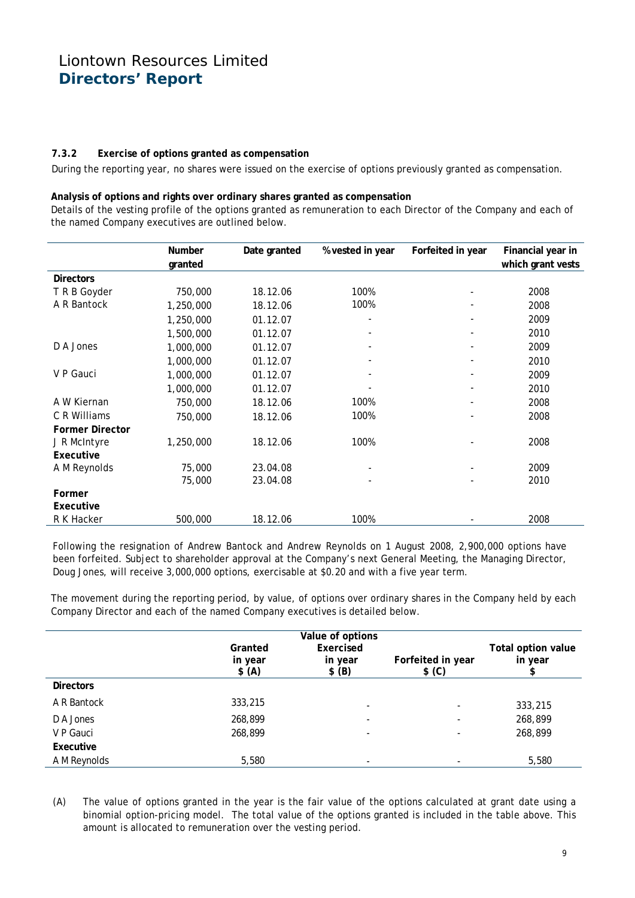# Liontown Resources Limited
## Directors' Report

#### 7.3.2 Exercise of options granted as compensation

During the reporting year, no shares were issued on the exercise of options previously granted as compensation.

**Analysis of options and rights over ordinary shares granted as compensation**

Details of the vesting profile of the options granted as remuneration to each Director of the Company and each of the named Company executives are outlined below.

| | Number granted | Date granted | % vested in year | Forfeited in year | Financial year in which grant vests |
|---|---|---|---|---|---|
| **Directors** | | | | | |
| T R B Goyder | 750,000 | 18.12.06 | 100% | - | 2008 |
| A R Bantock | 1,250,000 | 18.12.06 | 100% | - | 2008 |
| | 1,250,000 | 01.12.07 | - | - | 2009 |
| | 1,500,000 | 01.12.07 | - | - | 2010 |
| D A Jones | 1,000,000 | 01.12.07 | - | - | 2009 |
| | 1,000,000 | 01.12.07 | - | - | 2010 |
| V P Gauci | 1,000,000 | 01.12.07 | - | - | 2009 |
| | 1,000,000 | 01.12.07 | - | - | 2010 |
| A W Kiernan | 750,000 | 18.12.06 | 100% | - | 2008 |
| C R Williams | 750,000 | 18.12.06 | 100% | - | 2008 |
| **Former Director** | | | | | |
| J R McIntyre | 1,250,000 | 18.12.06 | 100% | - | 2008 |
| **Executive** | | | | | |
| A M Reynolds | 75,000 | 23.04.08 | - | - | 2009 |
| | 75,000 | 23.04.08 | - | - | 2010 |
| **Former Executive** | | | | | |
| R K Hacker | 500,000 | 18.12.06 | 100% | - | 2008 |

Following the resignation of Andrew Bantock and Andrew Reynolds on 1 August 2008, 2,900,000 options have been forfeited. Subject to shareholder approval at the Company's next General Meeting, the Managing Director, Doug Jones, will receive 3,000,000 options, exercisable at $0.20 and with a five year term.

The movement during the reporting period, by value, of options over ordinary shares in the Company held by each Company Director and each of the named Company executives is detailed below.

| | Granted in year $ (A) | Value of options Exercised in year $ (B) | Forfeited in year $ (C) | Total option value in year $ |
|---|---|---|---|---|
| **Directors** | | | | |
| A R Bantock | 333,215 | - | - | 333,215 |
| D A Jones | 268,899 | - | - | 268,899 |
| V P Gauci | 268,899 | - | - | 268,899 |
| **Executive** | | | | |
| A M Reynolds | 5,580 | - | - | 5,580 |

(A) The value of options granted in the year is the fair value of the options calculated at grant date using a binomial option-pricing model. The total value of the options granted is included in the table above. This amount is allocated to remuneration over the vesting period.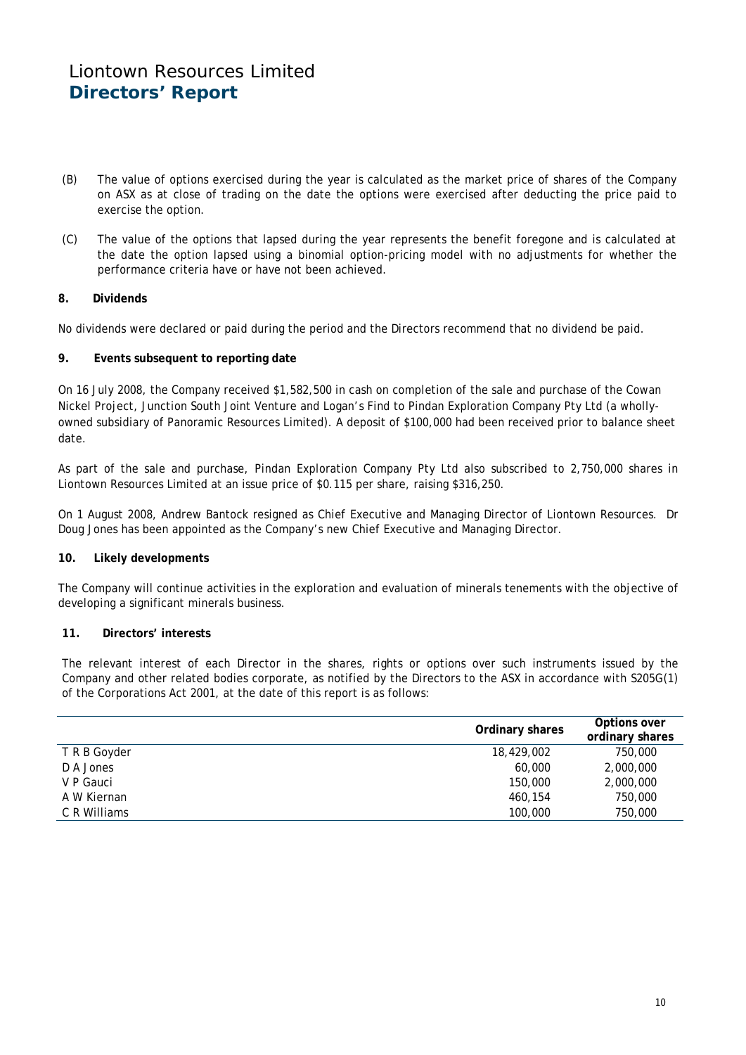# Liontown Resources Limited
## Directors' Report

(B) The value of options exercised during the year is calculated as the market price of shares of the Company on ASX as at close of trading on the date the options were exercised after deducting the price paid to exercise the option.

(C) The value of the options that lapsed during the year represents the benefit foregone and is calculated at the date the option lapsed using a binomial option-pricing model with no adjustments for whether the performance criteria have or have not been achieved.

**8. Dividends**

No dividends were declared or paid during the period and the Directors recommend that no dividend be paid.

**9. Events subsequent to reporting date**

On 16 July 2008, the Company received $1,582,500 in cash on completion of the sale and purchase of the Cowan Nickel Project, Junction South Joint Venture and Logan's Find to Pindan Exploration Company Pty Ltd (a wholly-owned subsidiary of Panoramic Resources Limited). A deposit of $100,000 had been received prior to balance sheet date.

As part of the sale and purchase, Pindan Exploration Company Pty Ltd also subscribed to 2,750,000 shares in Liontown Resources Limited at an issue price of $0.115 per share, raising $316,250.

On 1 August 2008, Andrew Bantock resigned as Chief Executive and Managing Director of Liontown Resources. Dr Doug Jones has been appointed as the Company's new Chief Executive and Managing Director.

**10. Likely developments**

The Company will continue activities in the exploration and evaluation of minerals tenements with the objective of developing a significant minerals business.

**11. Directors' interests**

The relevant interest of each Director in the shares, rights or options over such instruments issued by the Company and other related bodies corporate, as notified by the Directors to the ASX in accordance with S205G(1) of the Corporations Act 2001, at the date of this report is as follows:

| | Ordinary shares | Options over ordinary shares |
|---|---|---|
| T R B Goyder | 18,429,002 | 750,000 |
| D A Jones | 60,000 | 2,000,000 |
| V P Gauci | 150,000 | 2,000,000 |
| A W Kiernan | 460,154 | 750,000 |
| C R Williams | 100,000 | 750,000 |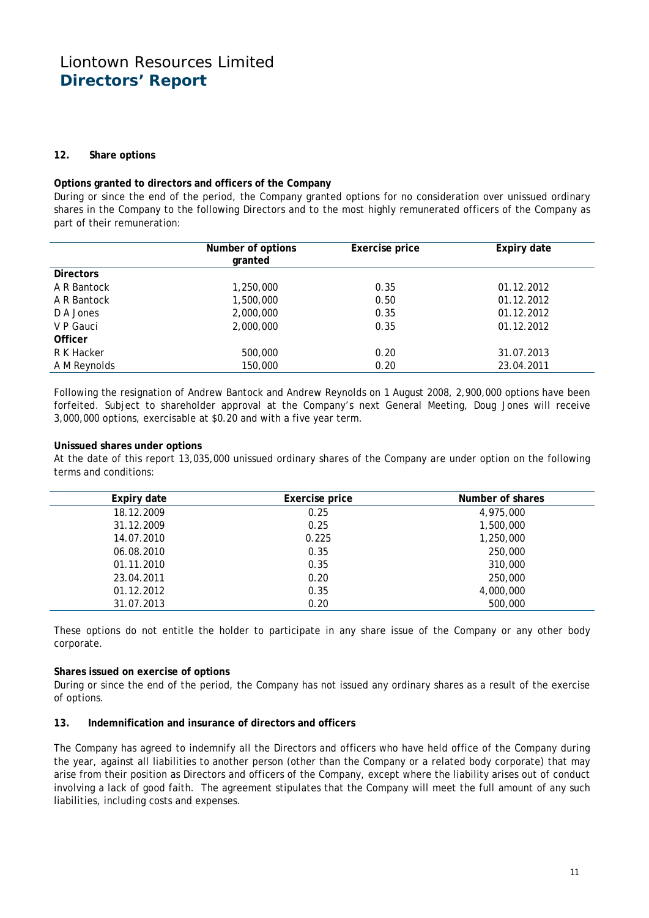Liontown Resources Limited
**Directors' Report**

### 12. Share options

**Options granted to directors and officers of the Company**

During or since the end of the period, the Company granted options for no consideration over unissued ordinary shares in the Company to the following Directors and to the most highly remunerated officers of the Company as part of their remuneration:

| | Number of options granted | Exercise price | Expiry date |
|---|---|---|---|
| **Directors** | | | |
| A R Bantock | 1,250,000 | 0.35 | 01.12.2012 |
| A R Bantock | 1,500,000 | 0.50 | 01.12.2012 |
| D A Jones | 2,000,000 | 0.35 | 01.12.2012 |
| V P Gauci | 2,000,000 | 0.35 | 01.12.2012 |
| **Officer** | | | |
| R K Hacker | 500,000 | 0.20 | 31.07.2013 |
| A M Reynolds | 150,000 | 0.20 | 23.04.2011 |

Following the resignation of Andrew Bantock and Andrew Reynolds on 1 August 2008, 2,900,000 options have been forfeited. Subject to shareholder approval at the Company's next General Meeting, Doug Jones will receive 3,000,000 options, exercisable at $0.20 and with a five year term.

**Unissued shares under options**

At the date of this report 13,035,000 unissued ordinary shares of the Company are under option on the following terms and conditions:

| Expiry date | Exercise price | Number of shares |
|---|---|---|
| 18.12.2009 | 0.25 | 4,975,000 |
| 31.12.2009 | 0.25 | 1,500,000 |
| 14.07.2010 | 0.225 | 1,250,000 |
| 06.08.2010 | 0.35 | 250,000 |
| 01.11.2010 | 0.35 | 310,000 |
| 23.04.2011 | 0.20 | 250,000 |
| 01.12.2012 | 0.35 | 4,000,000 |
| 31.07.2013 | 0.20 | 500,000 |

These options do not entitle the holder to participate in any share issue of the Company or any other body corporate.

**Shares issued on exercise of options**

During or since the end of the period, the Company has not issued any ordinary shares as a result of the exercise of options.

### 13. Indemnification and insurance of directors and officers

The Company has agreed to indemnify all the Directors and officers who have held office of the Company during the year, against all liabilities to another person (other than the Company or a related body corporate) that may arise from their position as Directors and officers of the Company, except where the liability arises out of conduct involving a lack of good faith. The agreement stipulates that the Company will meet the full amount of any such liabilities, including costs and expenses.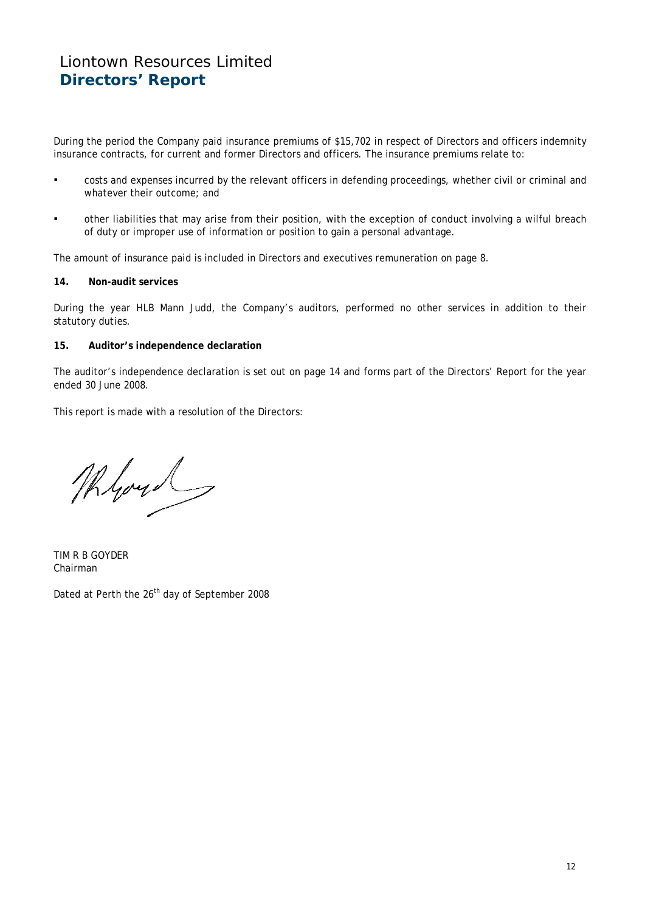During the period the Company paid insurance premiums of $15,702 in respect of Directors and officers indemnity insurance contracts, for current and former Directors and officers. The insurance premiums relate to:

- costs and expenses incurred by the relevant officers in defending proceedings, whether civil or criminal and whatever their outcome; and
- other liabilities that may arise from their position, with the exception of conduct involving a wilful breach of duty or improper use of information or position to gain a personal advantage.

The amount of insurance paid is included in Directors and executives remuneration on page 8.

**14. Non-audit services**

During the year HLB Mann Judd, the Company's auditors, performed no other services in addition to their statutory duties.

**15. Auditor's independence declaration**

The auditor's independence declaration is set out on page 14 and forms part of the Directors' Report for the year ended 30 June 2008.

This report is made with a resolution of the Directors:

TIM R B GOYDER
Chairman

Dated at Perth the 26th day of September 2008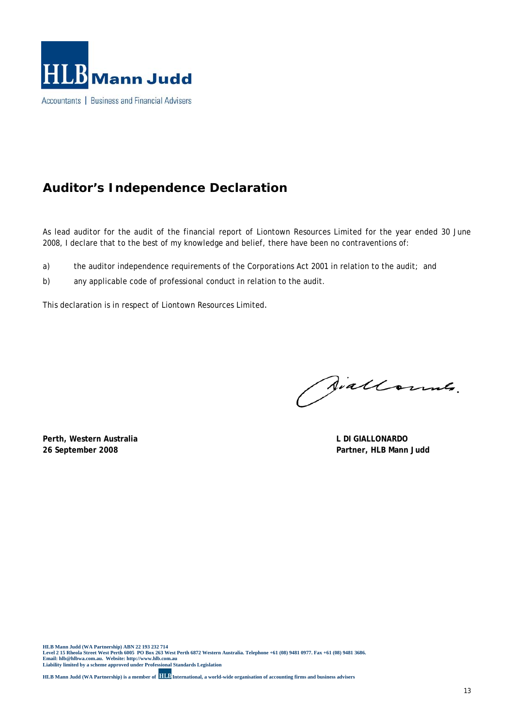HLB Mann Judd

Accountants | Business and Financial Advisers

## Auditor's Independence Declaration

As lead auditor for the audit of the financial report of Liontown Resources Limited for the year ended 30 June 2008, I declare that to the best of my knowledge and belief, there have been no contraventions of:

a) the auditor independence requirements of the Corporations Act 2001 in relation to the audit; and

b) any applicable code of professional conduct in relation to the audit.

This declaration is in respect of Liontown Resources Limited.

**Perth, Western Australia**
**26 September 2008**

**L DI GIALLONARDO**
**Partner, HLB Mann Judd**

HLB Mann Judd (WA Partnership) ABN 22 193 232 714
Level 2 15 Rheola Street West Perth 6005 PO Box 263 West Perth 6872 Western Australia. Telephone +61 (08) 9481 0977. Fax +61 (08) 9481 3686.
Email: hlb@hlbwa.com.au. Website: http://www.hlb.com.au
Liability limited by a scheme approved under Professional Standards Legislation

HLB Mann Judd (WA Partnership) is a member of HLB International, a world-wide organisation of accounting firms and business advisers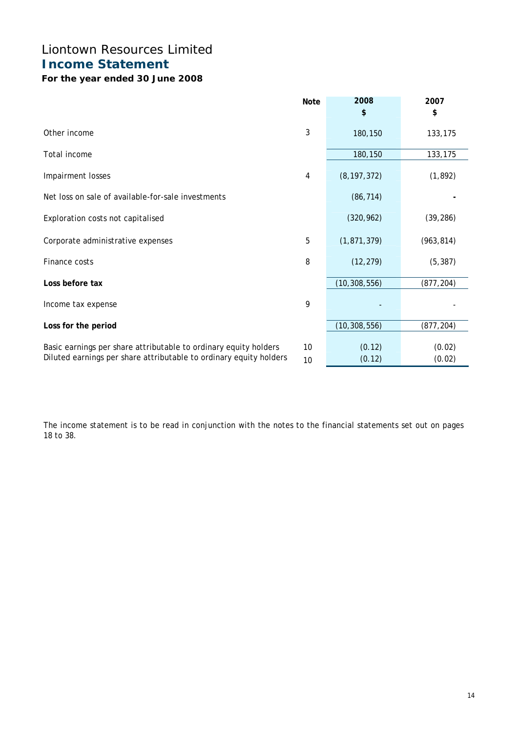# Liontown Resources Limited

## Income Statement

### For the year ended 30 June 2008

| | Note | 2008<br>$ | 2007<br>$ |
|---|---|---|---|
| Other income | 3 | 180,150 | 133,175 |
| Total income | | 180,150 | 133,175 |
| Impairment losses | 4 | (8,197,372) | (1,892) |
| Net loss on sale of available-for-sale investments | | (86,714) | - |
| Exploration costs not capitalised | | (320,962) | (39,286) |
| Corporate administrative expenses | 5 | (1,871,379) | (963,814) |
| Finance costs | 8 | (12,279) | (5,387) |
| **Loss before tax** | | (10,308,556) | (877,204) |
| Income tax expense | 9 | - | - |
| **Loss for the period** | | (10,308,556) | (877,204) |
| Basic earnings per share attributable to ordinary equity holders | 10 | (0.12) | (0.02) |
| Diluted earnings per share attributable to ordinary equity holders | 10 | (0.12) | (0.02) |

The income statement is to be read in conjunction with the notes to the financial statements set out on pages 18 to 38.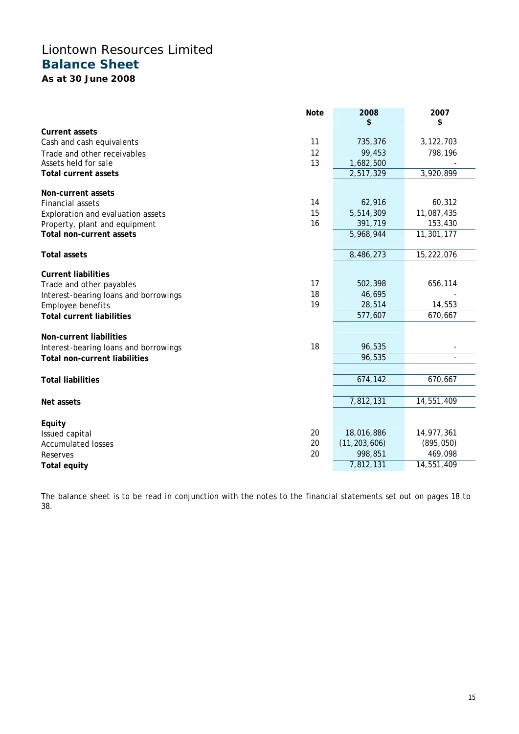# Liontown Resources Limited

## Balance Sheet

**As at 30 June 2008**

| | Note | 2008<br>$ | 2007<br>$ |
|---|---|---|---|
| **Current assets** | | | |
| Cash and cash equivalents | 11 | 735,376 | 3,122,703 |
| Trade and other receivables | 12 | 99,453 | 798,196 |
| Assets held for sale | 13 | 1,682,500 | - |
| **Total current assets** | | 2,517,329 | 3,920,899 |
| | | | |
| **Non-current assets** | | | |
| Financial assets | 14 | 62,916 | 60,312 |
| Exploration and evaluation assets | 15 | 5,514,309 | 11,087,435 |
| Property, plant and equipment | 16 | 391,719 | 153,430 |
| **Total non-current assets** | | 5,968,944 | 11,301,177 |
| | | | |
| **Total assets** | | 8,486,273 | 15,222,076 |
| | | | |
| **Current liabilities** | | | |
| Trade and other payables | 17 | 502,398 | 656,114 |
| Interest-bearing loans and borrowings | 18 | 46,695 | - |
| Employee benefits | 19 | 28,514 | 14,553 |
| **Total current liabilities** | | 577,607 | 670,667 |
| | | | |
| **Non-current liabilities** | | | |
| Interest-bearing loans and borrowings | 18 | 96,535 | - |
| **Total non-current liabilities** | | 96,535 | - |
| | | | |
| **Total liabilities** | | 674,142 | 670,667 |
| | | | |
| **Net assets** | | 7,812,131 | 14,551,409 |
| | | | |
| **Equity** | | | |
| Issued capital | 20 | 18,016,886 | 14,977,361 |
| Accumulated losses | 20 | (11,203,606) | (895,050) |
| Reserves | 20 | 998,851 | 469,098 |
| **Total equity** | | 7,812,131 | 14,551,409 |

The balance sheet is to be read in conjunction with the notes to the financial statements set out on pages 18 to 38.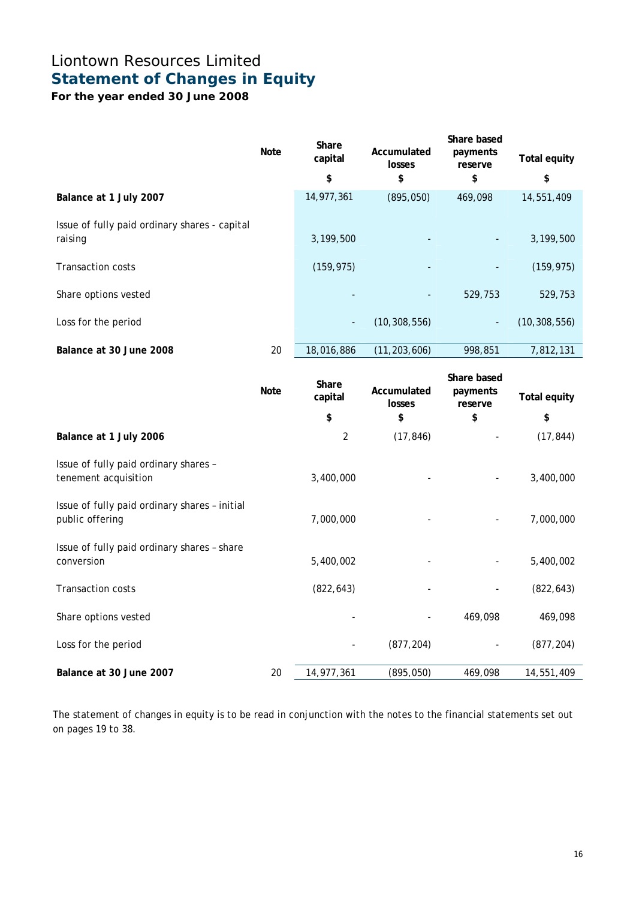# Liontown Resources Limited
## Statement of Changes in Equity
### For the year ended 30 June 2008

| | Note | Share capital | Accumulated losses | Share based payments reserve | Total equity |
|---|---|---|---|---|---|
| | | $ | $ | $ | $ |
| **Balance at 1 July 2007** | | 14,977,361 | (895,050) | 469,098 | 14,551,409 |
| Issue of fully paid ordinary shares - capital raising | | 3,199,500 | - | - | 3,199,500 |
| Transaction costs | | (159,975) | - | - | (159,975) |
| Share options vested | | - | - | 529,753 | 529,753 |
| Loss for the period | | - | (10,308,556) | - | (10,308,556) |
| **Balance at 30 June 2008** | 20 | 18,016,886 | (11,203,606) | 998,851 | 7,812,131 |

| | Note | Share capital | Accumulated losses | Share based payments reserve | Total equity |
|---|---|---|---|---|---|
| | | $ | $ | $ | $ |
| **Balance at 1 July 2006** | | 2 | (17,846) | - | (17,844) |
| Issue of fully paid ordinary shares – tenement acquisition | | 3,400,000 | - | - | 3,400,000 |
| Issue of fully paid ordinary shares – initial public offering | | 7,000,000 | - | - | 7,000,000 |
| Issue of fully paid ordinary shares – share conversion | | 5,400,002 | - | - | 5,400,002 |
| Transaction costs | | (822,643) | - | - | (822,643) |
| Share options vested | | - | - | 469,098 | 469,098 |
| Loss for the period | | - | (877,204) | - | (877,204) |
| **Balance at 30 June 2007** | 20 | 14,977,361 | (895,050) | 469,098 | 14,551,409 |

The statement of changes in equity is to be read in conjunction with the notes to the financial statements set out on pages 19 to 38.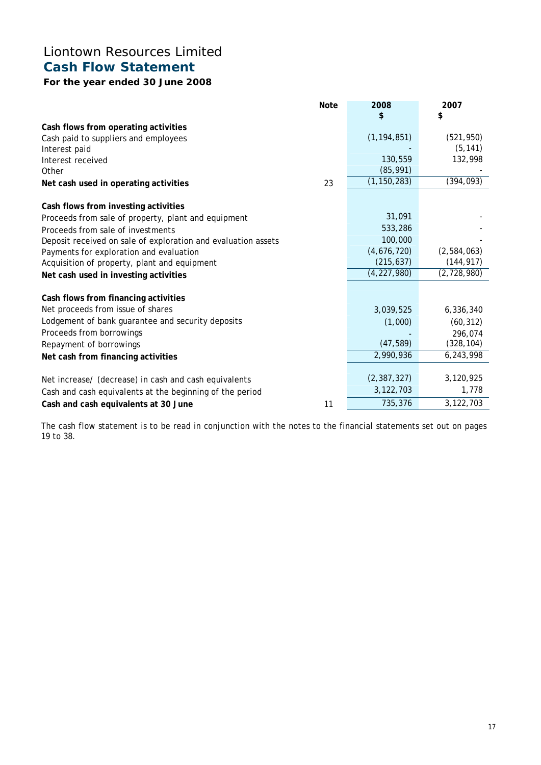# Liontown Resources Limited
## Cash Flow Statement
### For the year ended 30 June 2008

| | Note | 2008<br>$ | 2007<br>$ |
|---|---|---|---|
| **Cash flows from operating activities** | | | |
| Cash paid to suppliers and employees | | (1,194,851) | (521,950) |
| Interest paid | | - | (5,141) |
| Interest received | | 130,559 | 132,998 |
| Other | | (85,991) | - |
| **Net cash used in operating activities** | 23 | (1,150,283) | (394,093) |
| | | | |
| **Cash flows from investing activities** | | | |
| Proceeds from sale of property, plant and equipment | | 31,091 | - |
| Proceeds from sale of investments | | 533,286 | - |
| Deposit received on sale of exploration and evaluation assets | | 100,000 | - |
| Payments for exploration and evaluation | | (4,676,720) | (2,584,063) |
| Acquisition of property, plant and equipment | | (215,637) | (144,917) |
| **Net cash used in investing activities** | | (4,227,980) | (2,728,980) |
| | | | |
| **Cash flows from financing activities** | | | |
| Net proceeds from issue of shares | | 3,039,525 | 6,336,340 |
| Lodgement of bank guarantee and security deposits | | (1,000) | (60,312) |
| Proceeds from borrowings | | - | 296,074 |
| Repayment of borrowings | | (47,589) | (328,104) |
| **Net cash from financing activities** | | 2,990,936 | 6,243,998 |
| | | | |
| Net increase/ (decrease) in cash and cash equivalents | | (2,387,327) | 3,120,925 |
| Cash and cash equivalents at the beginning of the period | | 3,122,703 | 1,778 |
| **Cash and cash equivalents at 30 June** | 11 | 735,376 | 3,122,703 |

The cash flow statement is to be read in conjunction with the notes to the financial statements set out on pages 19 to 38.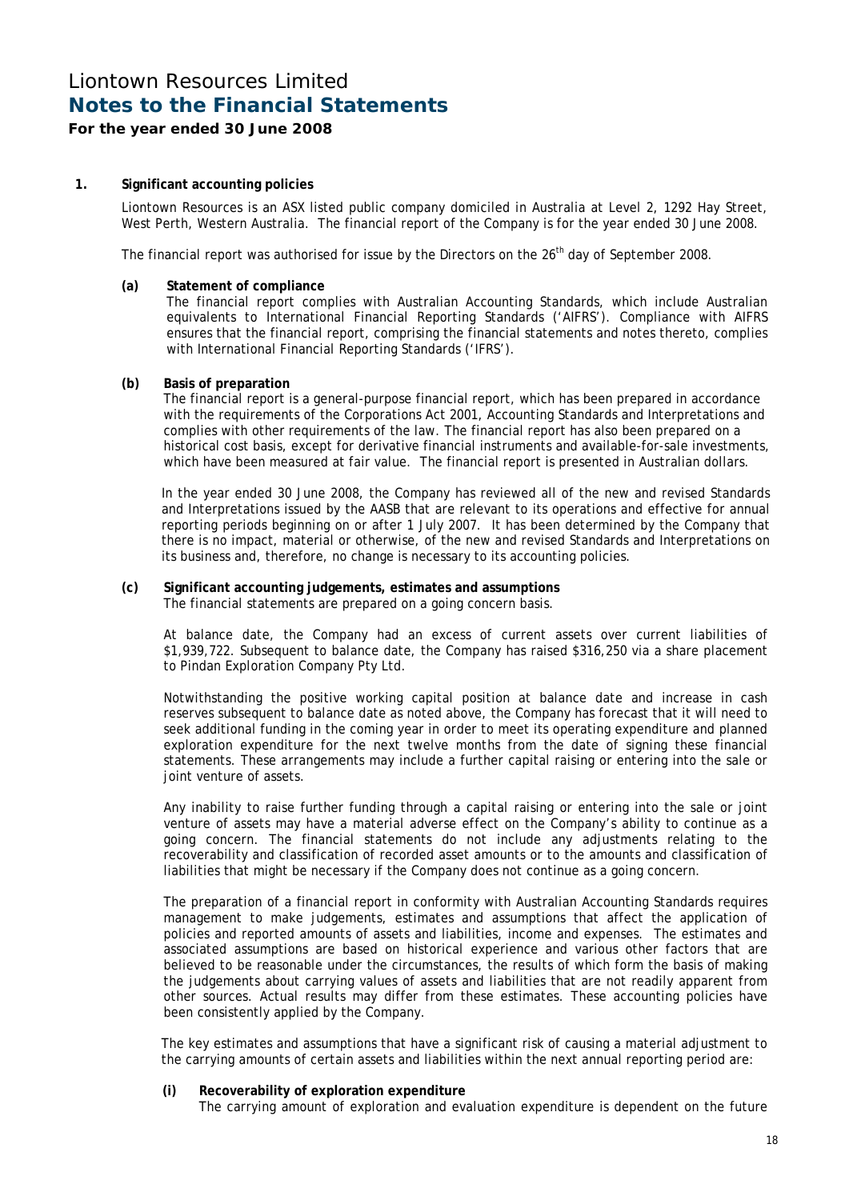# Liontown Resources Limited
## Notes to the Financial Statements
**For the year ended 30 June 2008**

**1. Significant accounting policies**

Liontown Resources is an ASX listed public company domiciled in Australia at Level 2, 1292 Hay Street, West Perth, Western Australia. The financial report of the Company is for the year ended 30 June 2008.

The financial report was authorised for issue by the Directors on the 26th day of September 2008.

**(a) Statement of compliance**

The financial report complies with Australian Accounting Standards, which include Australian equivalents to International Financial Reporting Standards ('AIFRS'). Compliance with AIFRS ensures that the financial report, comprising the financial statements and notes thereto, complies with International Financial Reporting Standards ('IFRS').

**(b) Basis of preparation**

The financial report is a general-purpose financial report, which has been prepared in accordance with the requirements of the Corporations Act 2001, Accounting Standards and Interpretations and complies with other requirements of the law. The financial report has also been prepared on a historical cost basis, except for derivative financial instruments and available-for-sale investments, which have been measured at fair value. The financial report is presented in Australian dollars.

In the year ended 30 June 2008, the Company has reviewed all of the new and revised Standards and Interpretations issued by the AASB that are relevant to its operations and effective for annual reporting periods beginning on or after 1 July 2007. It has been determined by the Company that there is no impact, material or otherwise, of the new and revised Standards and Interpretations on its business and, therefore, no change is necessary to its accounting policies.

**(c) Significant accounting judgements, estimates and assumptions**

The financial statements are prepared on a going concern basis.

At balance date, the Company had an excess of current assets over current liabilities of $1,939,722. Subsequent to balance date, the Company has raised $316,250 via a share placement to Pindan Exploration Company Pty Ltd.

Notwithstanding the positive working capital position at balance date and increase in cash reserves subsequent to balance date as noted above, the Company has forecast that it will need to seek additional funding in the coming year in order to meet its operating expenditure and planned exploration expenditure for the next twelve months from the date of signing these financial statements. These arrangements may include a further capital raising or entering into the sale or joint venture of assets.

Any inability to raise further funding through a capital raising or entering into the sale or joint venture of assets may have a material adverse effect on the Company's ability to continue as a going concern. The financial statements do not include any adjustments relating to the recoverability and classification of recorded asset amounts or to the amounts and classification of liabilities that might be necessary if the Company does not continue as a going concern.

The preparation of a financial report in conformity with Australian Accounting Standards requires management to make judgements, estimates and assumptions that affect the application of policies and reported amounts of assets and liabilities, income and expenses. The estimates and associated assumptions are based on historical experience and various other factors that are believed to be reasonable under the circumstances, the results of which form the basis of making the judgements about carrying values of assets and liabilities that are not readily apparent from other sources. Actual results may differ from these estimates. These accounting policies have been consistently applied by the Company.

The key estimates and assumptions that have a significant risk of causing a material adjustment to the carrying amounts of certain assets and liabilities within the next annual reporting period are:

**(i) Recoverability of exploration expenditure**

The carrying amount of exploration and evaluation expenditure is dependent on the future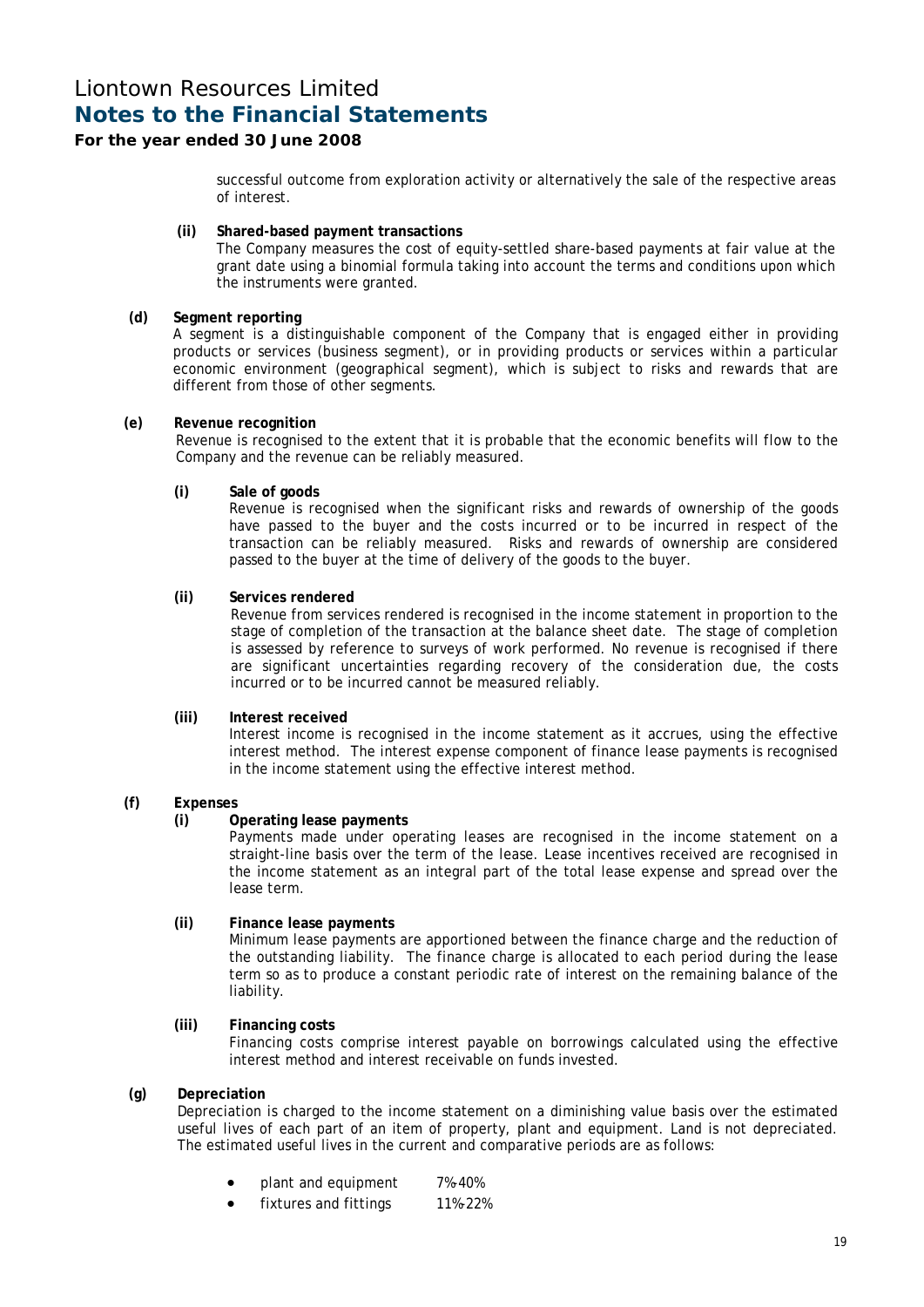successful outcome from exploration activity or alternatively the sale of the respective areas of interest.

**(ii) Shared-based payment transactions**

The Company measures the cost of equity-settled share-based payments at fair value at the grant date using a binomial formula taking into account the terms and conditions upon which the instruments were granted.

**(d) Segment reporting**

A segment is a distinguishable component of the Company that is engaged either in providing products or services (business segment), or in providing products or services within a particular economic environment (geographical segment), which is subject to risks and rewards that are different from those of other segments.

**(e) Revenue recognition**

Revenue is recognised to the extent that it is probable that the economic benefits will flow to the Company and the revenue can be reliably measured.

**(i) Sale of goods**

Revenue is recognised when the significant risks and rewards of ownership of the goods have passed to the buyer and the costs incurred or to be incurred in respect of the transaction can be reliably measured. Risks and rewards of ownership are considered passed to the buyer at the time of delivery of the goods to the buyer.

**(ii) Services rendered**

Revenue from services rendered is recognised in the income statement in proportion to the stage of completion of the transaction at the balance sheet date. The stage of completion is assessed by reference to surveys of work performed. No revenue is recognised if there are significant uncertainties regarding recovery of the consideration due, the costs incurred or to be incurred cannot be measured reliably.

**(iii) Interest received**

Interest income is recognised in the income statement as it accrues, using the effective interest method. The interest expense component of finance lease payments is recognised in the income statement using the effective interest method.

**(f) Expenses**

**(i) Operating lease payments**

Payments made under operating leases are recognised in the income statement on a straight-line basis over the term of the lease. Lease incentives received are recognised in the income statement as an integral part of the total lease expense and spread over the lease term.

**(ii) Finance lease payments**

Minimum lease payments are apportioned between the finance charge and the reduction of the outstanding liability. The finance charge is allocated to each period during the lease term so as to produce a constant periodic rate of interest on the remaining balance of the liability.

**(iii) Financing costs**

Financing costs comprise interest payable on borrowings calculated using the effective interest method and interest receivable on funds invested.

**(g) Depreciation**

Depreciation is charged to the income statement on a diminishing value basis over the estimated useful lives of each part of an item of property, plant and equipment. Land is not depreciated. The estimated useful lives in the current and comparative periods are as follows:

- plant and equipment 7%-40%
- fixtures and fittings 11%-22%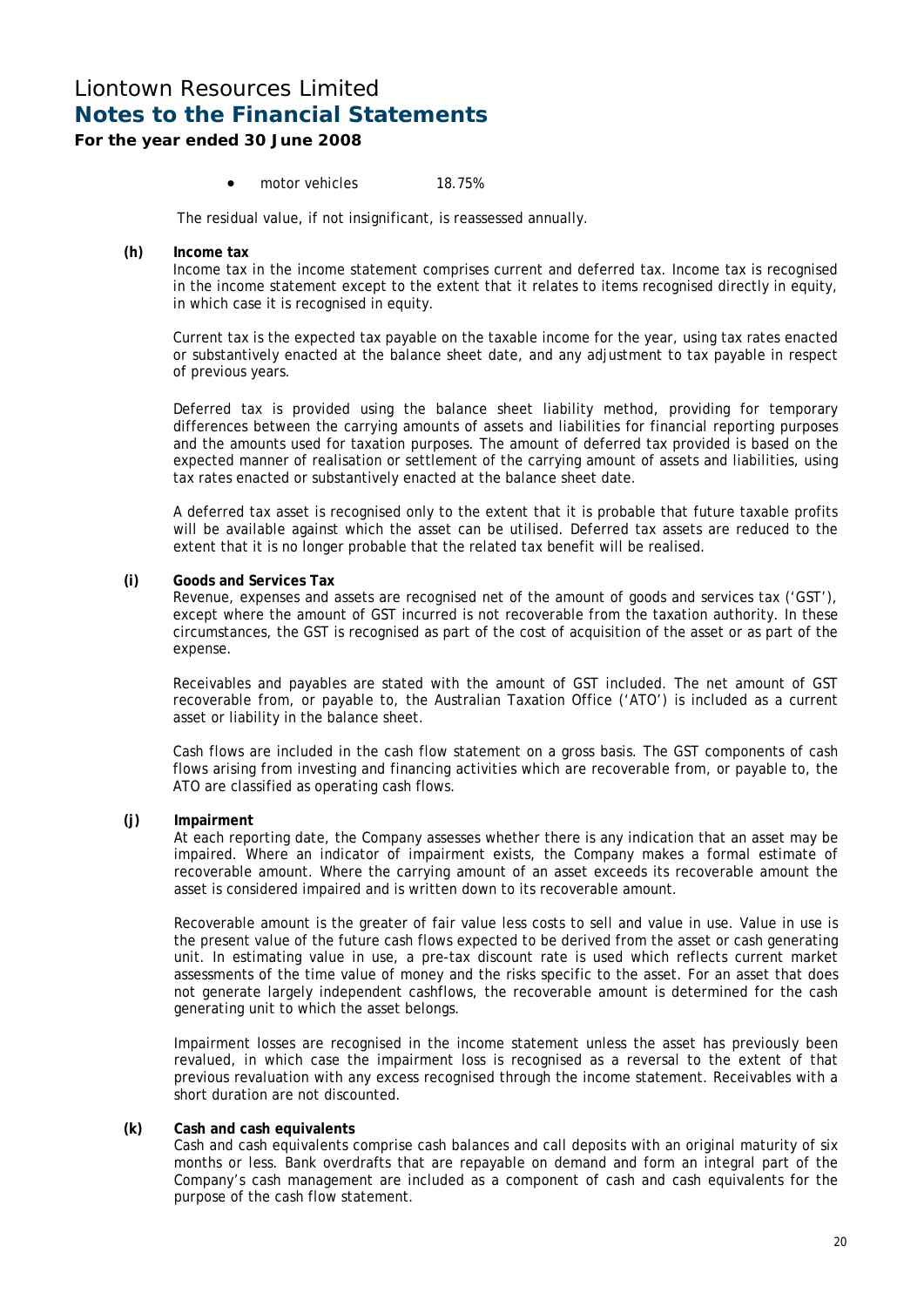- motor vehicles 18.75%

The residual value, if not insignificant, is reassessed annually.

**(h) Income tax**

Income tax in the income statement comprises current and deferred tax. Income tax is recognised in the income statement except to the extent that it relates to items recognised directly in equity, in which case it is recognised in equity.

Current tax is the expected tax payable on the taxable income for the year, using tax rates enacted or substantively enacted at the balance sheet date, and any adjustment to tax payable in respect of previous years.

Deferred tax is provided using the balance sheet liability method, providing for temporary differences between the carrying amounts of assets and liabilities for financial reporting purposes and the amounts used for taxation purposes. The amount of deferred tax provided is based on the expected manner of realisation or settlement of the carrying amount of assets and liabilities, using tax rates enacted or substantively enacted at the balance sheet date.

A deferred tax asset is recognised only to the extent that it is probable that future taxable profits will be available against which the asset can be utilised. Deferred tax assets are reduced to the extent that it is no longer probable that the related tax benefit will be realised.

**(i) Goods and Services Tax**

Revenue, expenses and assets are recognised net of the amount of goods and services tax ('GST'), except where the amount of GST incurred is not recoverable from the taxation authority. In these circumstances, the GST is recognised as part of the cost of acquisition of the asset or as part of the expense.

Receivables and payables are stated with the amount of GST included. The net amount of GST recoverable from, or payable to, the Australian Taxation Office ('ATO') is included as a current asset or liability in the balance sheet.

Cash flows are included in the cash flow statement on a gross basis. The GST components of cash flows arising from investing and financing activities which are recoverable from, or payable to, the ATO are classified as operating cash flows.

**(j) Impairment**

At each reporting date, the Company assesses whether there is any indication that an asset may be impaired. Where an indicator of impairment exists, the Company makes a formal estimate of recoverable amount. Where the carrying amount of an asset exceeds its recoverable amount the asset is considered impaired and is written down to its recoverable amount.

Recoverable amount is the greater of fair value less costs to sell and value in use. Value in use is the present value of the future cash flows expected to be derived from the asset or cash generating unit. In estimating value in use, a pre-tax discount rate is used which reflects current market assessments of the time value of money and the risks specific to the asset. For an asset that does not generate largely independent cashflows, the recoverable amount is determined for the cash generating unit to which the asset belongs.

Impairment losses are recognised in the income statement unless the asset has previously been revalued, in which case the impairment loss is recognised as a reversal to the extent of that previous revaluation with any excess recognised through the income statement. Receivables with a short duration are not discounted.

**(k) Cash and cash equivalents**

Cash and cash equivalents comprise cash balances and call deposits with an original maturity of six months or less. Bank overdrafts that are repayable on demand and form an integral part of the Company's cash management are included as a component of cash and cash equivalents for the purpose of the cash flow statement.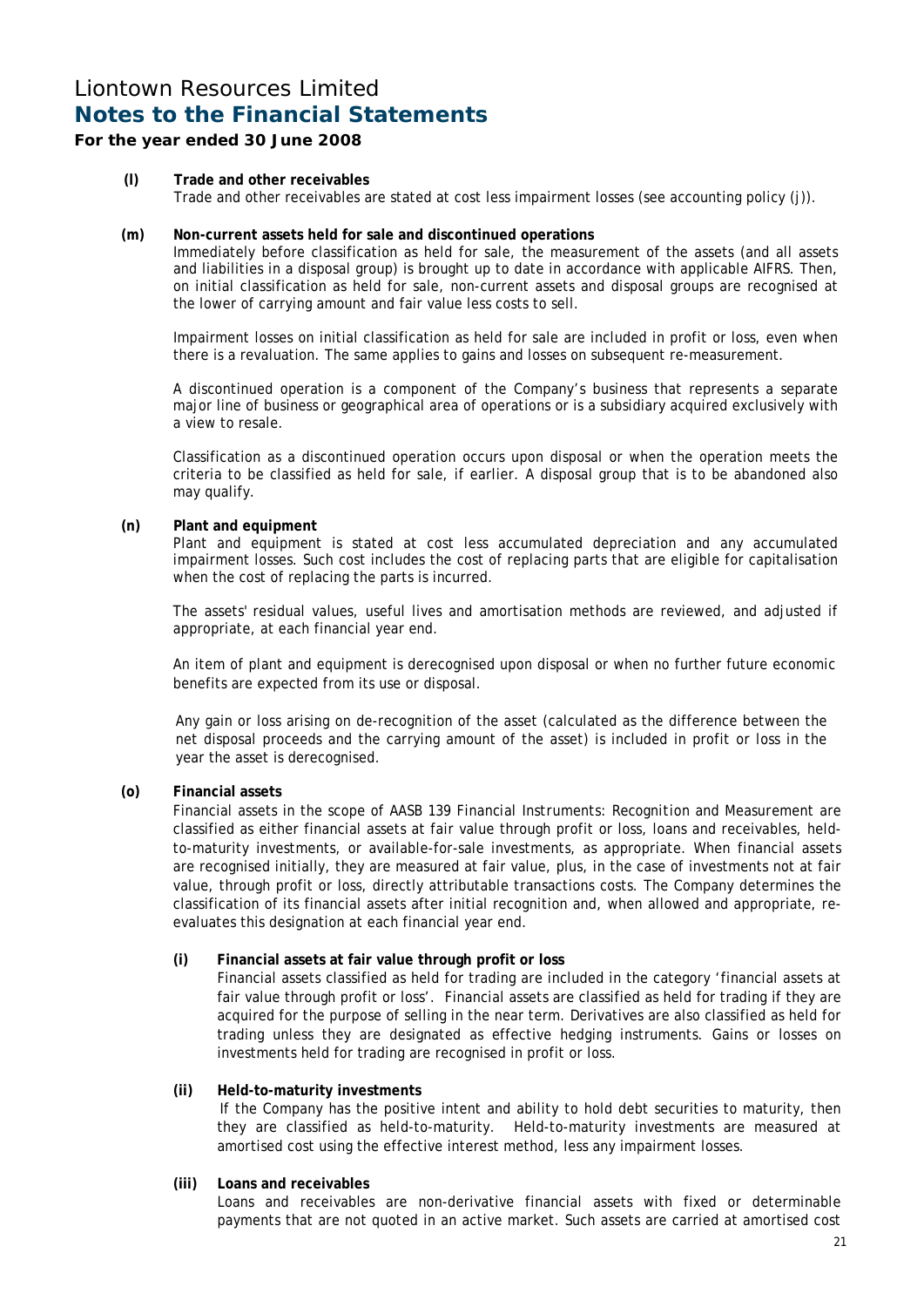**(l) Trade and other receivables**

Trade and other receivables are stated at cost less impairment losses (see accounting policy (j)).

**(m) Non-current assets held for sale and discontinued operations**

Immediately before classification as held for sale, the measurement of the assets (and all assets and liabilities in a disposal group) is brought up to date in accordance with applicable AIFRS. Then, on initial classification as held for sale, non-current assets and disposal groups are recognised at the lower of carrying amount and fair value less costs to sell.

Impairment losses on initial classification as held for sale are included in profit or loss, even when there is a revaluation. The same applies to gains and losses on subsequent re-measurement.

A discontinued operation is a component of the Company's business that represents a separate major line of business or geographical area of operations or is a subsidiary acquired exclusively with a view to resale.

Classification as a discontinued operation occurs upon disposal or when the operation meets the criteria to be classified as held for sale, if earlier. A disposal group that is to be abandoned also may qualify.

**(n) Plant and equipment**

Plant and equipment is stated at cost less accumulated depreciation and any accumulated impairment losses. Such cost includes the cost of replacing parts that are eligible for capitalisation when the cost of replacing the parts is incurred.

The assets' residual values, useful lives and amortisation methods are reviewed, and adjusted if appropriate, at each financial year end.

An item of plant and equipment is derecognised upon disposal or when no further future economic benefits are expected from its use or disposal.

Any gain or loss arising on de-recognition of the asset (calculated as the difference between the net disposal proceeds and the carrying amount of the asset) is included in profit or loss in the year the asset is derecognised.

**(o) Financial assets**

Financial assets in the scope of AASB 139 *Financial Instruments: Recognition and Measurement* are classified as either financial assets at fair value through profit or loss, loans and receivables, held-to-maturity investments, or available-for-sale investments, as appropriate. When financial assets are recognised initially, they are measured at fair value, plus, in the case of investments not at fair value, through profit or loss, directly attributable transactions costs. The Company determines the classification of its financial assets after initial recognition and, when allowed and appropriate, re-evaluates this designation at each financial year end.

**(i) Financial assets at fair value through profit or loss**

Financial assets classified as held for trading are included in the category 'financial assets at fair value through profit or loss'. Financial assets are classified as held for trading if they are acquired for the purpose of selling in the near term. Derivatives are also classified as held for trading unless they are designated as effective hedging instruments. Gains or losses on investments held for trading are recognised in profit or loss.

**(ii) Held-to-maturity investments**

If the Company has the positive intent and ability to hold debt securities to maturity, then they are classified as held-to-maturity. Held-to-maturity investments are measured at amortised cost using the effective interest method, less any impairment losses.

**(iii) Loans and receivables**

Loans and receivables are non-derivative financial assets with fixed or determinable payments that are not quoted in an active market. Such assets are carried at amortised cost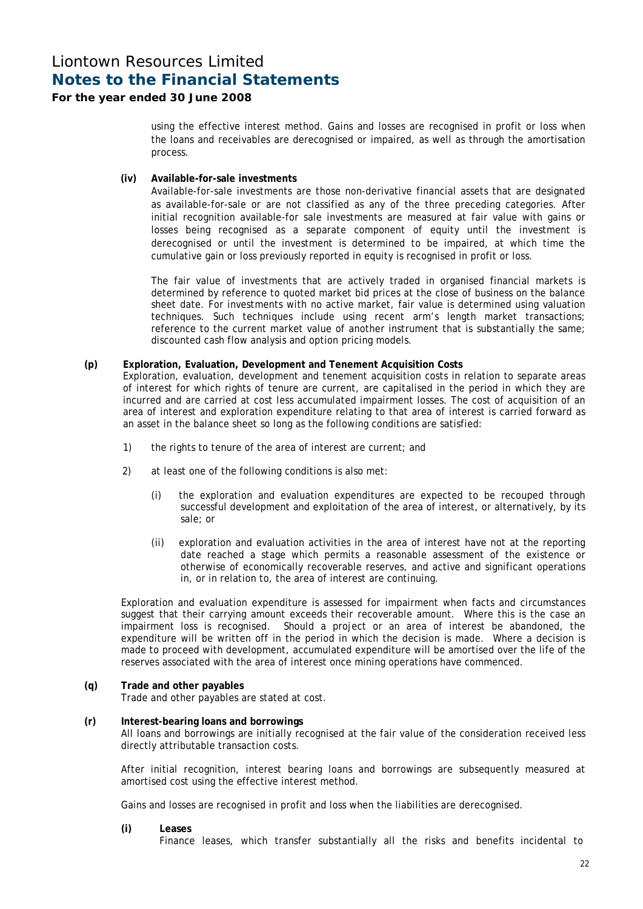using the effective interest method. Gains and losses are recognised in profit or loss when the loans and receivables are derecognised or impaired, as well as through the amortisation process.

**(iv) Available-for-sale investments**

Available-for-sale investments are those non-derivative financial assets that are designated as available-for-sale or are not classified as any of the three preceding categories. After initial recognition available-for sale investments are measured at fair value with gains or losses being recognised as a separate component of equity until the investment is derecognised or until the investment is determined to be impaired, at which time the cumulative gain or loss previously reported in equity is recognised in profit or loss.

The fair value of investments that are actively traded in organised financial markets is determined by reference to quoted market bid prices at the close of business on the balance sheet date. For investments with no active market, fair value is determined using valuation techniques. Such techniques include using recent arm's length market transactions; reference to the current market value of another instrument that is substantially the same; discounted cash flow analysis and option pricing models.

**(p) Exploration, Evaluation, Development and Tenement Acquisition Costs**

Exploration, evaluation, development and tenement acquisition costs in relation to separate areas of interest for which rights of tenure are current, are capitalised in the period in which they are incurred and are carried at cost less accumulated impairment losses. The cost of acquisition of an area of interest and exploration expenditure relating to that area of interest is carried forward as an asset in the balance sheet so long as the following conditions are satisfied:

1) the rights to tenure of the area of interest are current; and

2) at least one of the following conditions is also met:

   (i) the exploration and evaluation expenditures are expected to be recouped through successful development and exploitation of the area of interest, or alternatively, by its sale; or

   (ii) exploration and evaluation activities in the area of interest have not at the reporting date reached a stage which permits a reasonable assessment of the existence or otherwise of economically recoverable reserves, and active and significant operations in, or in relation to, the area of interest are continuing.

Exploration and evaluation expenditure is assessed for impairment when facts and circumstances suggest that their carrying amount exceeds their recoverable amount. Where this is the case an impairment loss is recognised. Should a project or an area of interest be abandoned, the expenditure will be written off in the period in which the decision is made. Where a decision is made to proceed with development, accumulated expenditure will be amortised over the life of the reserves associated with the area of interest once mining operations have commenced.

**(q) Trade and other payables**

Trade and other payables are stated at cost.

**(r) Interest-bearing loans and borrowings**

All loans and borrowings are initially recognised at the fair value of the consideration received less directly attributable transaction costs.

After initial recognition, interest bearing loans and borrowings are subsequently measured at amortised cost using the effective interest method.

Gains and losses are recognised in profit and loss when the liabilities are derecognised.

**(i) Leases**

Finance leases, which transfer substantially all the risks and benefits incidental to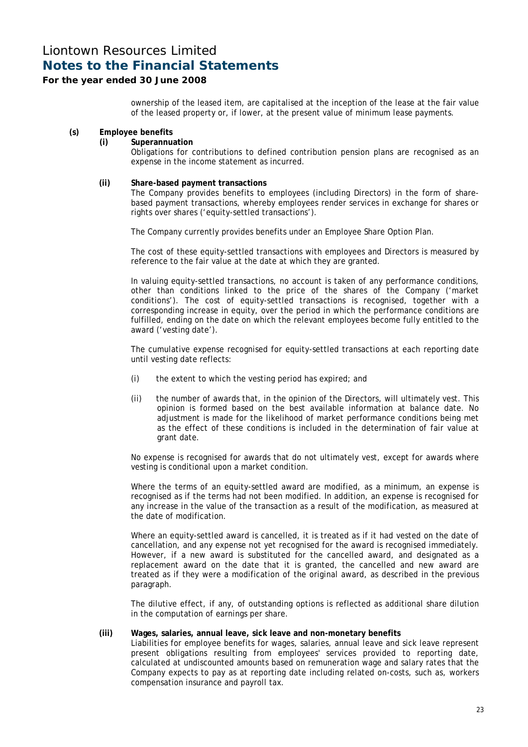ownership of the leased item, are capitalised at the inception of the lease at the fair value of the leased property or, if lower, at the present value of minimum lease payments.

**(s) Employee benefits**

**(i) Superannuation**

Obligations for contributions to defined contribution pension plans are recognised as an expense in the income statement as incurred.

**(ii) Share-based payment transactions**

The Company provides benefits to employees (including Directors) in the form of share-based payment transactions, whereby employees render services in exchange for shares or rights over shares ('equity-settled transactions').

The Company currently provides benefits under an Employee Share Option Plan.

The cost of these equity-settled transactions with employees and Directors is measured by reference to the fair value at the date at which they are granted.

In valuing equity-settled transactions, no account is taken of any performance conditions, other than conditions linked to the price of the shares of the Company ('market conditions'). The cost of equity-settled transactions is recognised, together with a corresponding increase in equity, over the period in which the performance conditions are fulfilled, ending on the date on which the relevant employees become fully entitled to the award ('vesting date').

The cumulative expense recognised for equity-settled transactions at each reporting date until vesting date reflects:

(i) the extent to which the vesting period has expired; and

(ii) the number of awards that, in the opinion of the Directors, will ultimately vest. This opinion is formed based on the best available information at balance date. No adjustment is made for the likelihood of market performance conditions being met as the effect of these conditions is included in the determination of fair value at grant date.

No expense is recognised for awards that do not ultimately vest, except for awards where vesting is conditional upon a market condition.

Where the terms of an equity-settled award are modified, as a minimum, an expense is recognised as if the terms had not been modified. In addition, an expense is recognised for any increase in the value of the transaction as a result of the modification, as measured at the date of modification.

Where an equity-settled award is cancelled, it is treated as if it had vested on the date of cancellation, and any expense not yet recognised for the award is recognised immediately. However, if a new award is substituted for the cancelled award, and designated as a replacement award on the date that it is granted, the cancelled and new award are treated as if they were a modification of the original award, as described in the previous paragraph.

The dilutive effect, if any, of outstanding options is reflected as additional share dilution in the computation of earnings per share.

**(iii) Wages, salaries, annual leave, sick leave and non-monetary benefits**

Liabilities for employee benefits for wages, salaries, annual leave and sick leave represent present obligations resulting from employees' services provided to reporting date, calculated at undiscounted amounts based on remuneration wage and salary rates that the Company expects to pay as at reporting date including related on-costs, such as, workers compensation insurance and payroll tax.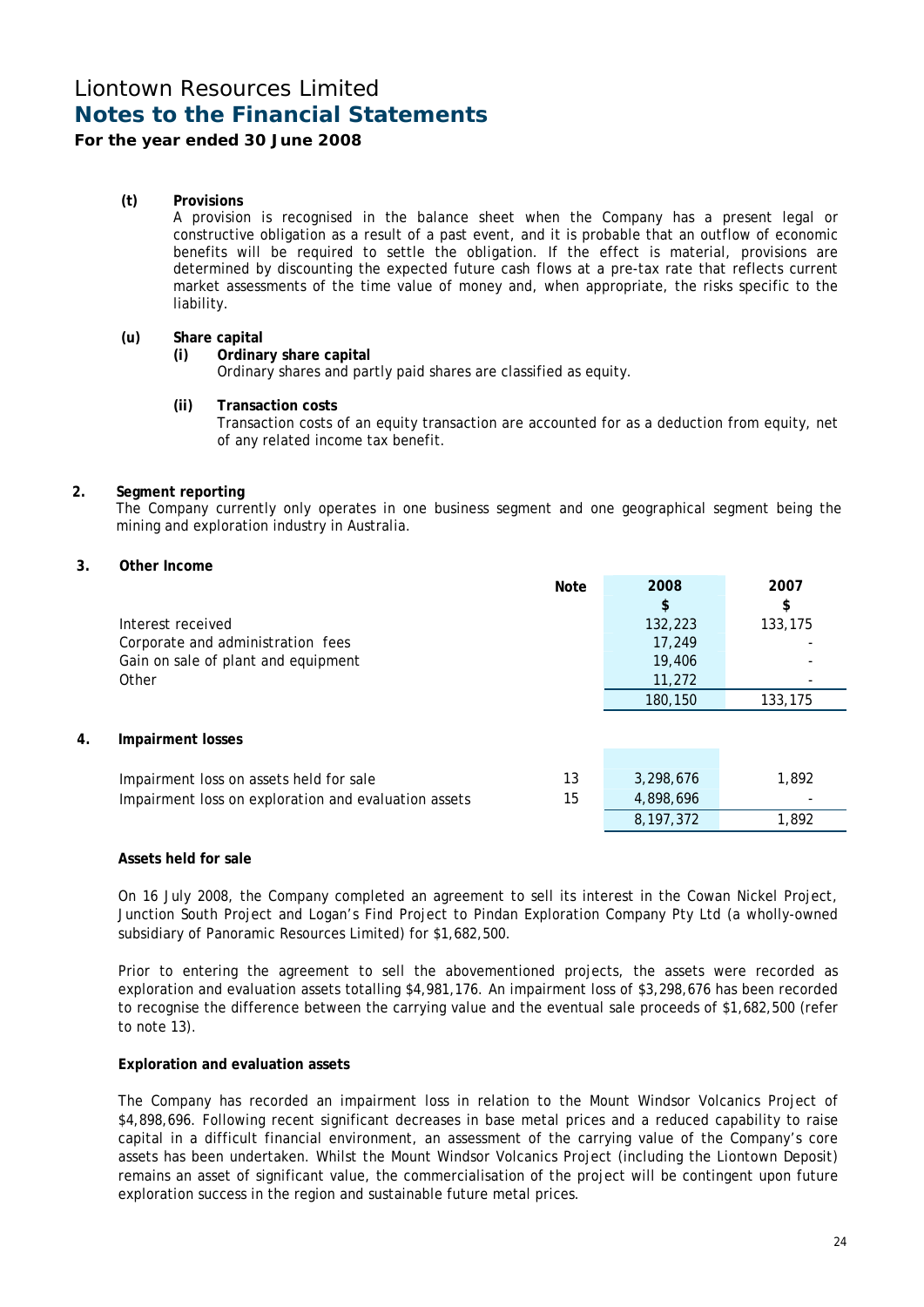# Liontown Resources Limited
## Notes to the Financial Statements
### For the year ended 30 June 2008

**(t) Provisions**

A provision is recognised in the balance sheet when the Company has a present legal or constructive obligation as a result of a past event, and it is probable that an outflow of economic benefits will be required to settle the obligation. If the effect is material, provisions are determined by discounting the expected future cash flows at a pre-tax rate that reflects current market assessments of the time value of money and, when appropriate, the risks specific to the liability.

**(u) Share capital**

**(i) Ordinary share capital**

Ordinary shares and partly paid shares are classified as equity.

**(ii) Transaction costs**

Transaction costs of an equity transaction are accounted for as a deduction from equity, net of any related income tax benefit.

**2. Segment reporting**

The Company currently only operates in one business segment and one geographical segment being the mining and exploration industry in Australia.

**3. Other Income**

| | Note | 2008<br>$ | 2007<br>$ |
|---|---|---|---|
| Interest received | | 132,223 | 133,175 |
| Corporate and administration fees | | 17,249 | - |
| Gain on sale of plant and equipment | | 19,406 | - |
| Other | | 11,272 | - |
| | | 180,150 | 133,175 |

**4. Impairment losses**

| | Note | 2008<br>$ | 2007<br>$ |
|---|---|---|---|
| Impairment loss on assets held for sale | 13 | 3,298,676 | 1,892 |
| Impairment loss on exploration and evaluation assets | 15 | 4,898,696 | - |
| | | 8,197,372 | 1,892 |

**Assets held for sale**

On 16 July 2008, the Company completed an agreement to sell its interest in the Cowan Nickel Project, Junction South Project and Logan's Find Project to Pindan Exploration Company Pty Ltd (a wholly-owned subsidiary of Panoramic Resources Limited) for $1,682,500.

Prior to entering the agreement to sell the abovementioned projects, the assets were recorded as exploration and evaluation assets totalling $4,981,176. An impairment loss of $3,298,676 has been recorded to recognise the difference between the carrying value and the eventual sale proceeds of $1,682,500 (refer to note 13).

**Exploration and evaluation assets**

The Company has recorded an impairment loss in relation to the Mount Windsor Volcanics Project of $4,898,696. Following recent significant decreases in base metal prices and a reduced capability to raise capital in a difficult financial environment, an assessment of the carrying value of the Company's core assets has been undertaken. Whilst the Mount Windsor Volcanics Project (including the Liontown Deposit) remains an asset of significant value, the commercialisation of the project will be contingent upon future exploration success in the region and sustainable future metal prices.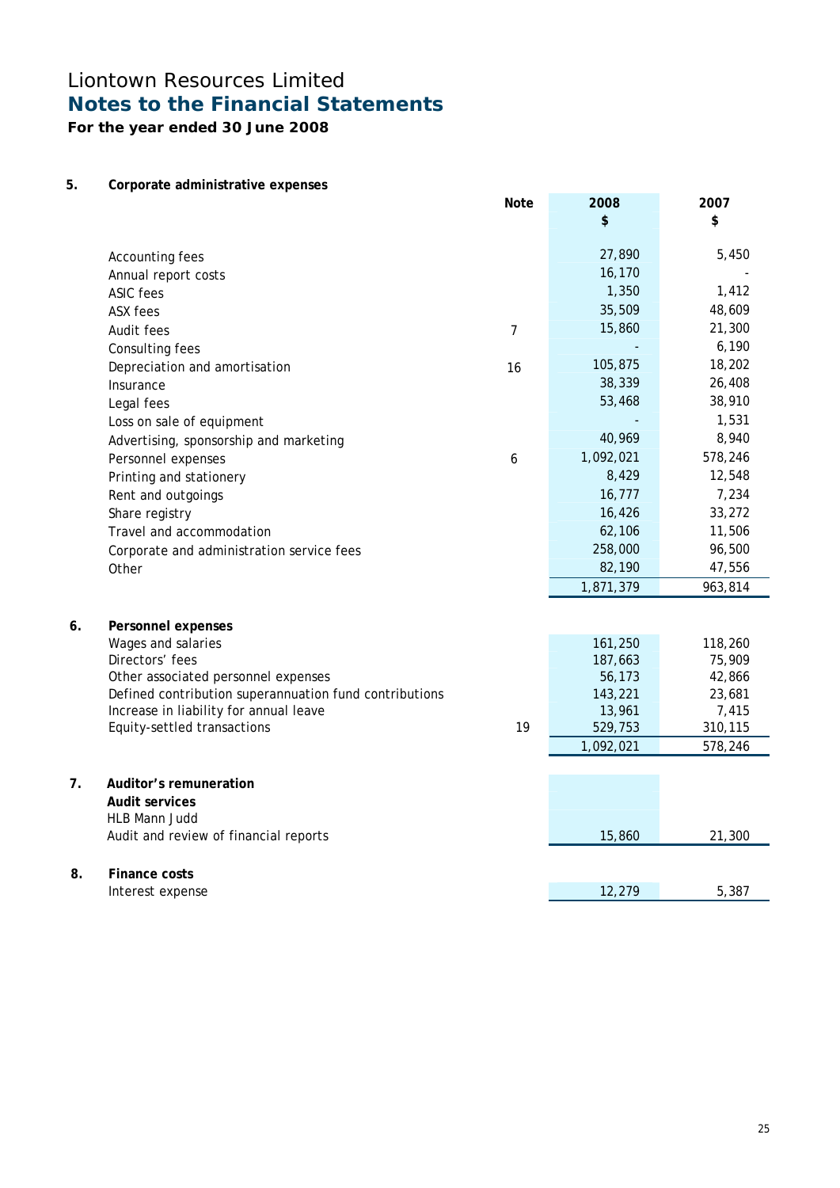# Liontown Resources Limited
## Notes to the Financial Statements
**For the year ended 30 June 2008**

### 5. Corporate administrative expenses

| | Note | 2008 $ | 2007 $ |
|---|---|---|---|
| Accounting fees | | 27,890 | 5,450 |
| Annual report costs | | 16,170 | - |
| ASIC fees | | 1,350 | 1,412 |
| ASX fees | | 35,509 | 48,609 |
| Audit fees | 7 | 15,860 | 21,300 |
| Consulting fees | | - | 6,190 |
| Depreciation and amortisation | 16 | 105,875 | 18,202 |
| Insurance | | 38,339 | 26,408 |
| Legal fees | | 53,468 | 38,910 |
| Loss on sale of equipment | | - | 1,531 |
| Advertising, sponsorship and marketing | | 40,969 | 8,940 |
| Personnel expenses | 6 | 1,092,021 | 578,246 |
| Printing and stationery | | 8,429 | 12,548 |
| Rent and outgoings | | 16,777 | 7,234 |
| Share registry | | 16,426 | 33,272 |
| Travel and accommodation | | 62,106 | 11,506 |
| Corporate and administration service fees | | 258,000 | 96,500 |
| Other | | 82,190 | 47,556 |
| | | 1,871,379 | 963,814 |

### 6. Personnel expenses

| | Note | 2008 $ | 2007 $ |
|---|---|---|---|
| Wages and salaries | | 161,250 | 118,260 |
| Directors' fees | | 187,663 | 75,909 |
| Other associated personnel expenses | | 56,173 | 42,866 |
| Defined contribution superannuation fund contributions | | 143,221 | 23,681 |
| Increase in liability for annual leave | | 13,961 | 7,415 |
| Equity-settled transactions | 19 | 529,753 | 310,115 |
| | | 1,092,021 | 578,246 |

### 7. Auditor's remuneration

| | 2008 $ | 2007 $ |
|---|---|---|
| **Audit services** | | |
| HLB Mann Judd | | |
| Audit and review of financial reports | 15,860 | 21,300 |

### 8. Finance costs

| | 2008 $ | 2007 $ |
|---|---|---|
| Interest expense | 12,279 | 5,387 |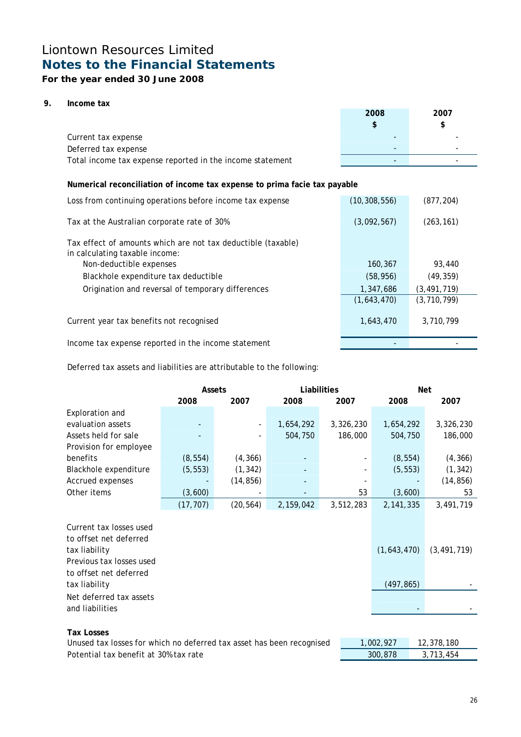# Liontown Resources Limited
## Notes to the Financial Statements
### For the year ended 30 June 2008

**9. Income tax**

| | 2008 $ | 2007 $ |
|---|---|---|
| Current tax expense | - | - |
| Deferred tax expense | - | - |
| Total income tax expense reported in the income statement | - | - |

**Numerical reconciliation of income tax expense to prima facie tax payable**

| | 2008 | 2007 |
|---|---|---|
| Loss from continuing operations before income tax expense | (10,308,556) | (877,204) |
| Tax at the Australian corporate rate of 30% | (3,092,567) | (263,161) |
| Tax effect of amounts which are not tax deductible (taxable) in calculating taxable income: | | |
| Non-deductible expenses | 160,367 | 93,440 |
| Blackhole expenditure tax deductible | (58,956) | (49,359) |
| Origination and reversal of temporary differences | 1,347,686 | (3,491,719) |
| | (1,643,470) | (3,710,799) |
| Current year tax benefits not recognised | 1,643,470 | 3,710,799 |
| Income tax expense reported in the income statement | - | - |

Deferred tax assets and liabilities are attributable to the following:

| | Assets | | Liabilities | | Net | |
|---|---|---|---|---|---|---|
| | 2008 | 2007 | 2008 | 2007 | 2008 | 2007 |
| Exploration and evaluation assets | - | - | 1,654,292 | 3,326,230 | 1,654,292 | 3,326,230 |
| Assets held for sale | - | - | 504,750 | 186,000 | 504,750 | 186,000 |
| Provision for employee benefits | (8,554) | (4,366) | - | - | (8,554) | (4,366) |
| Blackhole expenditure | (5,553) | (1,342) | - | - | (5,553) | (1,342) |
| Accrued expenses | - | (14,856) | - | - | - | (14,856) |
| Other items | (3,600) | - | - | 53 | (3,600) | 53 |
| | (17,707) | (20,564) | 2,159,042 | 3,512,283 | 2,141,335 | 3,491,719 |
| Current tax losses used to offset net deferred tax liability | | | | | (1,643,470) | (3,491,719) |
| Previous tax losses used to offset net deferred tax liability | | | | | (497,865) | - |
| Net deferred tax assets and liabilities | | | | | - | - |

**Tax Losses**

| | 2008 | 2007 |
|---|---|---|
| Unused tax losses for which no deferred tax asset has been recognised | 1,002,927 | 12,378,180 |
| Potential tax benefit at 30% tax rate | 300,878 | 3,713,454 |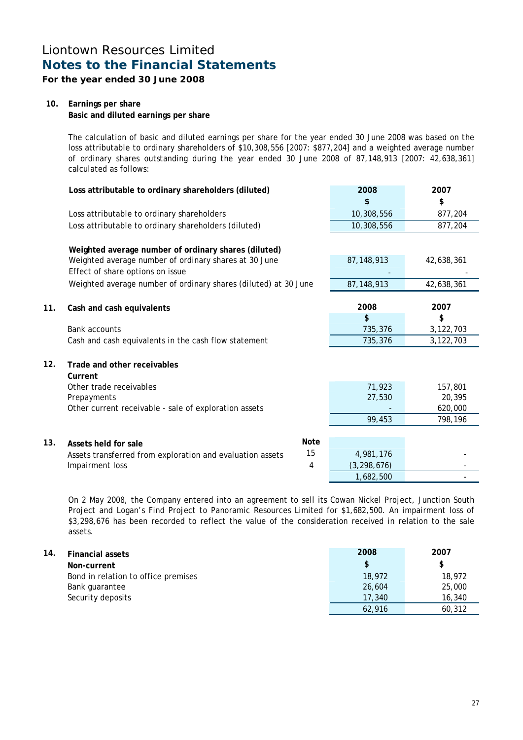# Liontown Resources Limited

## Notes to the Financial Statements

### For the year ended 30 June 2008

**10. Earnings per share**

**Basic and diluted earnings per share**

The calculation of basic and diluted earnings per share for the year ended 30 June 2008 was based on the loss attributable to ordinary shareholders of $10,308,556 [2007: $877,204] and a weighted average number of ordinary shares outstanding during the year ended 30 June 2008 of 87,148,913 [2007: 42,638,361] calculated as follows:

| **Loss attributable to ordinary shareholders (diluted)** | **2008** | **2007** |
|---|---|---|
| | **$** | **$** |
| Loss attributable to ordinary shareholders | 10,308,556 | 877,204 |
| Loss attributable to ordinary shareholders (diluted) | 10,308,556 | 877,204 |
| | | |
| **Weighted average number of ordinary shares (diluted)** | | |
| Weighted average number of ordinary shares at 30 June | 87,148,913 | 42,638,361 |
| Effect of share options on issue | - | - |
| Weighted average number of ordinary shares (diluted) at 30 June | 87,148,913 | 42,638,361 |

**11. Cash and cash equivalents**

| | **2008** | **2007** |
|---|---|---|
| | **$** | **$** |
| Bank accounts | 735,376 | 3,122,703 |
| Cash and cash equivalents in the cash flow statement | 735,376 | 3,122,703 |

**12. Trade and other receivables**

| **Current** | | |
|---|---|---|
| Other trade receivables | 71,923 | 157,801 |
| Prepayments | 27,530 | 20,395 |
| Other current receivable - sale of exploration assets | - | 620,000 |
| | 99,453 | 798,196 |

**13. Assets held for sale**

| | **Note** | | |
|---|---|---|---|
| Assets transferred from exploration and evaluation assets | 15 | 4,981,176 | - |
| Impairment loss | 4 | (3,298,676) | - |
| | | 1,682,500 | - |

On 2 May 2008, the Company entered into an agreement to sell its Cowan Nickel Project, Junction South Project and Logan's Find Project to Panoramic Resources Limited for $1,682,500. An impairment loss of $3,298,676 has been recorded to reflect the value of the consideration received in relation to the sale assets.

**14. Financial assets**

| **Non-current** | **2008** | **2007** |
|---|---|---|
| | **$** | **$** |
| Bond in relation to office premises | 18,972 | 18,972 |
| Bank guarantee | 26,604 | 25,000 |
| Security deposits | 17,340 | 16,340 |
| | 62,916 | 60,312 |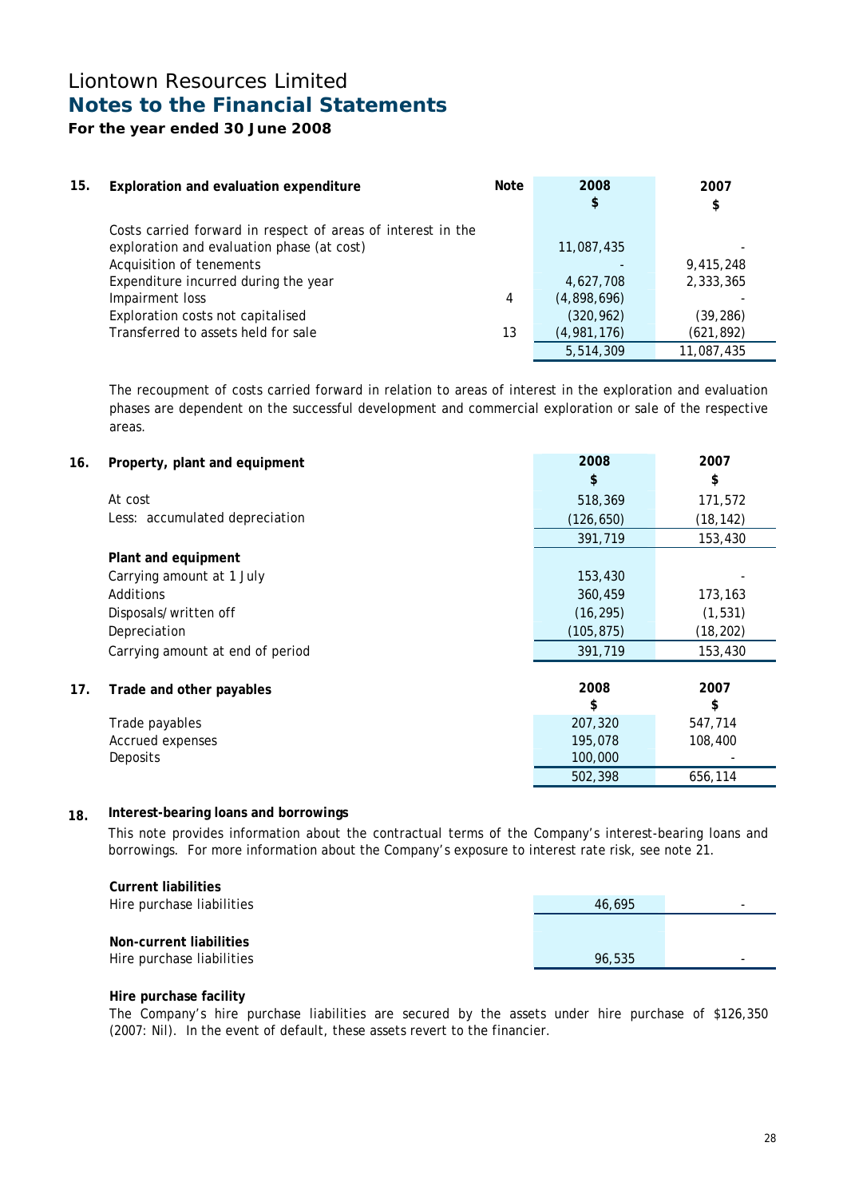# Liontown Resources Limited

## Notes to the Financial Statements

### For the year ended 30 June 2008

| 15. Exploration and evaluation expenditure | Note | 2008 $ | 2007 $ |
|---|---|---|---|
| Costs carried forward in respect of areas of interest in the exploration and evaluation phase (at cost) | | 11,087,435 | - |
| Acquisition of tenements | | - | 9,415,248 |
| Expenditure incurred during the year | | 4,627,708 | 2,333,365 |
| Impairment loss | 4 | (4,898,696) | - |
| Exploration costs not capitalised | | (320,962) | (39,286) |
| Transferred to assets held for sale | 13 | (4,981,176) | (621,892) |
| | | 5,514,309 | 11,087,435 |

The recoupment of costs carried forward in relation to areas of interest in the exploration and evaluation phases are dependent on the successful development and commercial exploration or sale of the respective areas.

| 16. Property, plant and equipment | 2008 $ | 2007 $ |
|---|---|---|
| At cost | 518,369 | 171,572 |
| Less: accumulated depreciation | (126,650) | (18,142) |
| | 391,719 | 153,430 |
| **Plant and equipment** | | |
| Carrying amount at 1 July | 153,430 | - |
| Additions | 360,459 | 173,163 |
| Disposals/written off | (16,295) | (1,531) |
| Depreciation | (105,875) | (18,202) |
| Carrying amount at end of period | 391,719 | 153,430 |

| 17. Trade and other payables | 2008 $ | 2007 $ |
|---|---|---|
| Trade payables | 207,320 | 547,714 |
| Accrued expenses | 195,078 | 108,400 |
| Deposits | 100,000 | - |
| | 502,398 | 656,114 |

**18. Interest-bearing loans and borrowings**

This note provides information about the contractual terms of the Company's interest-bearing loans and borrowings. For more information about the Company's exposure to interest rate risk, see note 21.

| | 2008 | 2007 |
|---|---|---|
| **Current liabilities** | | |
| Hire purchase liabilities | 46,695 | - |
| **Non-current liabilities** | | |
| Hire purchase liabilities | 96,535 | - |

**Hire purchase facility**

The Company's hire purchase liabilities are secured by the assets under hire purchase of $126,350 (2007: Nil). In the event of default, these assets revert to the financier.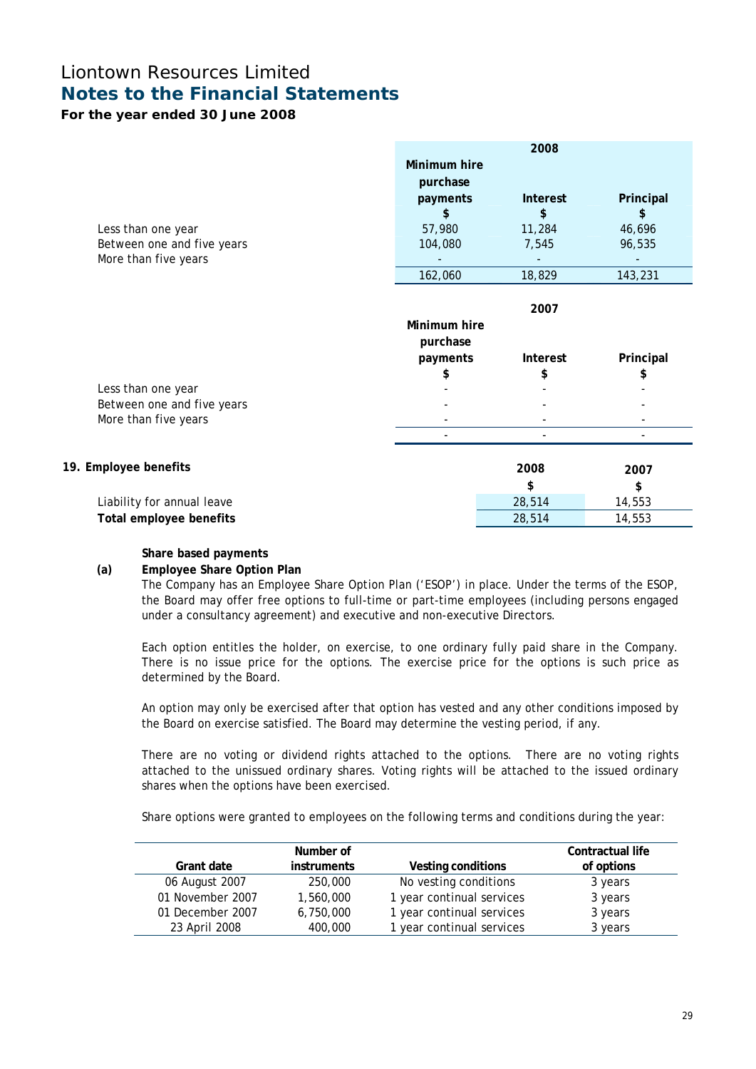# Liontown Resources Limited
## Notes to the Financial Statements
**For the year ended 30 June 2008**

| | 2008 | | |
|---|---|---|---|
| | **Minimum hire purchase payments** | **Interest** | **Principal** |
| | **$** | **$** | **$** |
| Less than one year | 57,980 | 11,284 | 46,696 |
| Between one and five years | 104,080 | 7,545 | 96,535 |
| More than five years | - | - | - |
| | 162,060 | 18,829 | 143,231 |

| | 2007 | | |
|---|---|---|---|
| | **Minimum hire purchase payments** | **Interest** | **Principal** |
| | **$** | **$** | **$** |
| Less than one year | - | - | - |
| Between one and five years | - | - | - |
| More than five years | - | - | - |
| | - | - | - |

### 19. Employee benefits

| | 2008 | 2007 |
|---|---|---|
| | $ | $ |
| Liability for annual leave | 28,514 | 14,553 |
| **Total employee benefits** | 28,514 | 14,553 |

**Share based payments**

**(a) Employee Share Option Plan**

The Company has an Employee Share Option Plan ('ESOP') in place. Under the terms of the ESOP, the Board may offer free options to full-time or part-time employees (including persons engaged under a consultancy agreement) and executive and non-executive Directors.

Each option entitles the holder, on exercise, to one ordinary fully paid share in the Company. There is no issue price for the options. The exercise price for the options is such price as determined by the Board.

An option may only be exercised after that option has vested and any other conditions imposed by the Board on exercise satisfied. The Board may determine the vesting period, if any.

There are no voting or dividend rights attached to the options. There are no voting rights attached to the unissued ordinary shares. Voting rights will be attached to the issued ordinary shares when the options have been exercised.

Share options were granted to employees on the following terms and conditions during the year:

| Grant date | Number of instruments | Vesting conditions | Contractual life of options |
|---|---|---|---|
| 06 August 2007 | 250,000 | No vesting conditions | 3 years |
| 01 November 2007 | 1,560,000 | 1 year continual services | 3 years |
| 01 December 2007 | 6,750,000 | 1 year continual services | 3 years |
| 23 April 2008 | 400,000 | 1 year continual services | 3 years |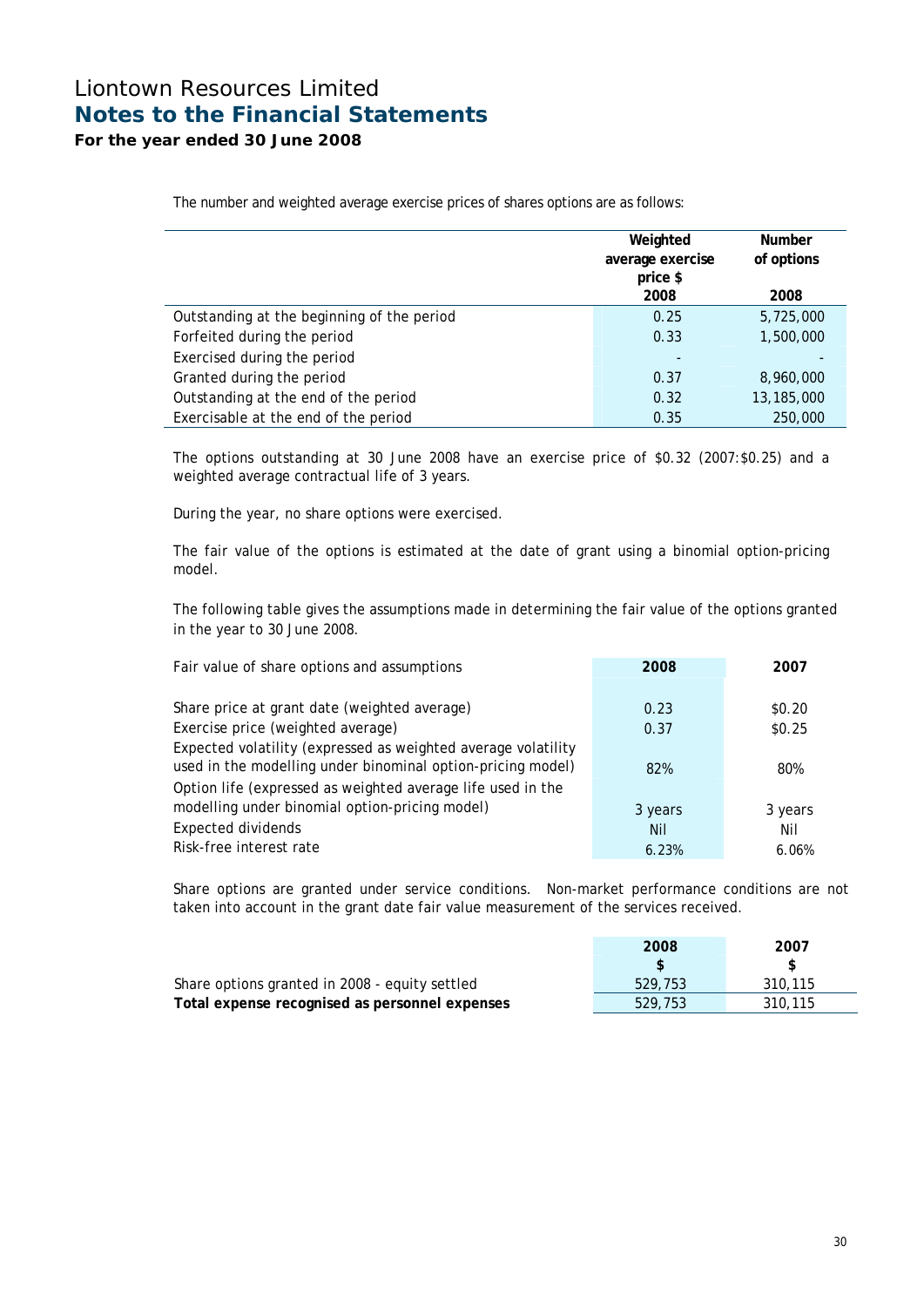# Liontown Resources Limited
## Notes to the Financial Statements
### For the year ended 30 June 2008

The number and weighted average exercise prices of shares options are as follows:

| | Weighted average exercise price $ 2008 | Number of options 2008 |
|---|---|---|
| Outstanding at the beginning of the period | 0.25 | 5,725,000 |
| Forfeited during the period | 0.33 | 1,500,000 |
| Exercised during the period | - | - |
| Granted during the period | 0.37 | 8,960,000 |
| Outstanding at the end of the period | 0.32 | 13,185,000 |
| Exercisable at the end of the period | 0.35 | 250,000 |

The options outstanding at 30 June 2008 have an exercise price of $0.32 (2007:$0.25) and a weighted average contractual life of 3 years.

During the year, no share options were exercised.

The fair value of the options is estimated at the date of grant using a binomial option-pricing model.

The following table gives the assumptions made in determining the fair value of the options granted in the year to 30 June 2008.

| Fair value of share options and assumptions | 2008 | 2007 |
|---|---|---|
| Share price at grant date (weighted average) | 0.23 | $0.20 |
| Exercise price (weighted average) | 0.37 | $0.25 |
| Expected volatility (expressed as weighted average volatility used in the modelling under binominal option-pricing model) | 82% | 80% |
| Option life (expressed as weighted average life used in the modelling under binominal option-pricing model) | 3 years | 3 years |
| Expected dividends | Nil | Nil |
| Risk-free interest rate | 6.23% | 6.06% |

Share options are granted under service conditions. Non-market performance conditions are not taken into account in the grant date fair value measurement of the services received.

| | 2008 $ | 2007 $ |
|---|---|---|
| Share options granted in 2008 - equity settled | 529,753 | 310,115 |
| **Total expense recognised as personnel expenses** | 529,753 | 310,115 |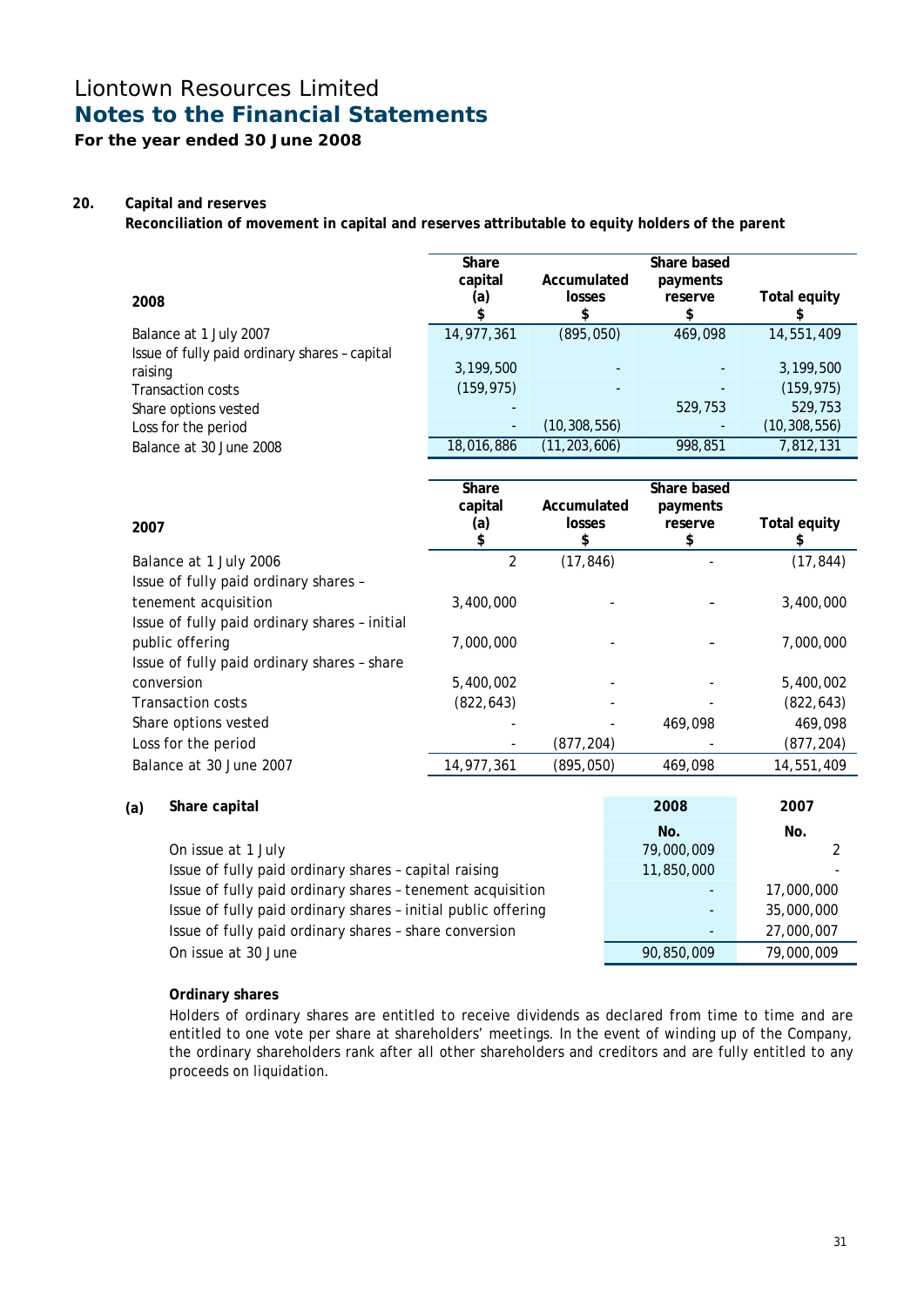# Liontown Resources Limited
## Notes to the Financial Statements
### For the year ended 30 June 2008

**20. Capital and reserves**

**Reconciliation of movement in capital and reserves attributable to equity holders of the parent**

| 2008 | Share capital (a) $ | Accumulated losses $ | Share based payments reserve $ | Total equity $ |
|---|---|---|---|---|
| Balance at 1 July 2007 | 14,977,361 | (895,050) | 469,098 | 14,551,409 |
| Issue of fully paid ordinary shares – capital raising | 3,199,500 | - | - | 3,199,500 |
| Transaction costs | (159,975) | - | - | (159,975) |
| Share options vested | - | - | 529,753 | 529,753 |
| Loss for the period | - | (10,308,556) | - | (10,308,556) |
| Balance at 30 June 2008 | 18,016,886 | (11,203,606) | 998,851 | 7,812,131 |

| 2007 | Share capital (a) $ | Accumulated losses $ | Share based payments reserve $ | Total equity $ |
|---|---|---|---|---|
| Balance at 1 July 2006 | 2 | (17,846) | - | (17,844) |
| Issue of fully paid ordinary shares – tenement acquisition | 3,400,000 | - | – | 3,400,000 |
| Issue of fully paid ordinary shares – initial public offering | 7,000,000 | - | – | 7,000,000 |
| Issue of fully paid ordinary shares – share conversion | 5,400,002 | - | - | 5,400,002 |
| Transaction costs | (822,643) | - | - | (822,643) |
| Share options vested | - | - | 469,098 | 469,098 |
| Loss for the period | - | (877,204) | - | (877,204) |
| Balance at 30 June 2007 | 14,977,361 | (895,050) | 469,098 | 14,551,409 |

**(a) Share capital**

| | 2008 No. | 2007 No. |
|---|---|---|
| On issue at 1 July | 79,000,009 | 2 |
| Issue of fully paid ordinary shares – capital raising | 11,850,000 | - |
| Issue of fully paid ordinary shares – tenement acquisition | - | 17,000,000 |
| Issue of fully paid ordinary shares – initial public offering | - | 35,000,000 |
| Issue of fully paid ordinary shares – share conversion | - | 27,000,007 |
| On issue at 30 June | 90,850,009 | 79,000,009 |

**Ordinary shares**

Holders of ordinary shares are entitled to receive dividends as declared from time to time and are entitled to one vote per share at shareholders' meetings. In the event of winding up of the Company, the ordinary shareholders rank after all other shareholders and creditors and are fully entitled to any proceeds on liquidation.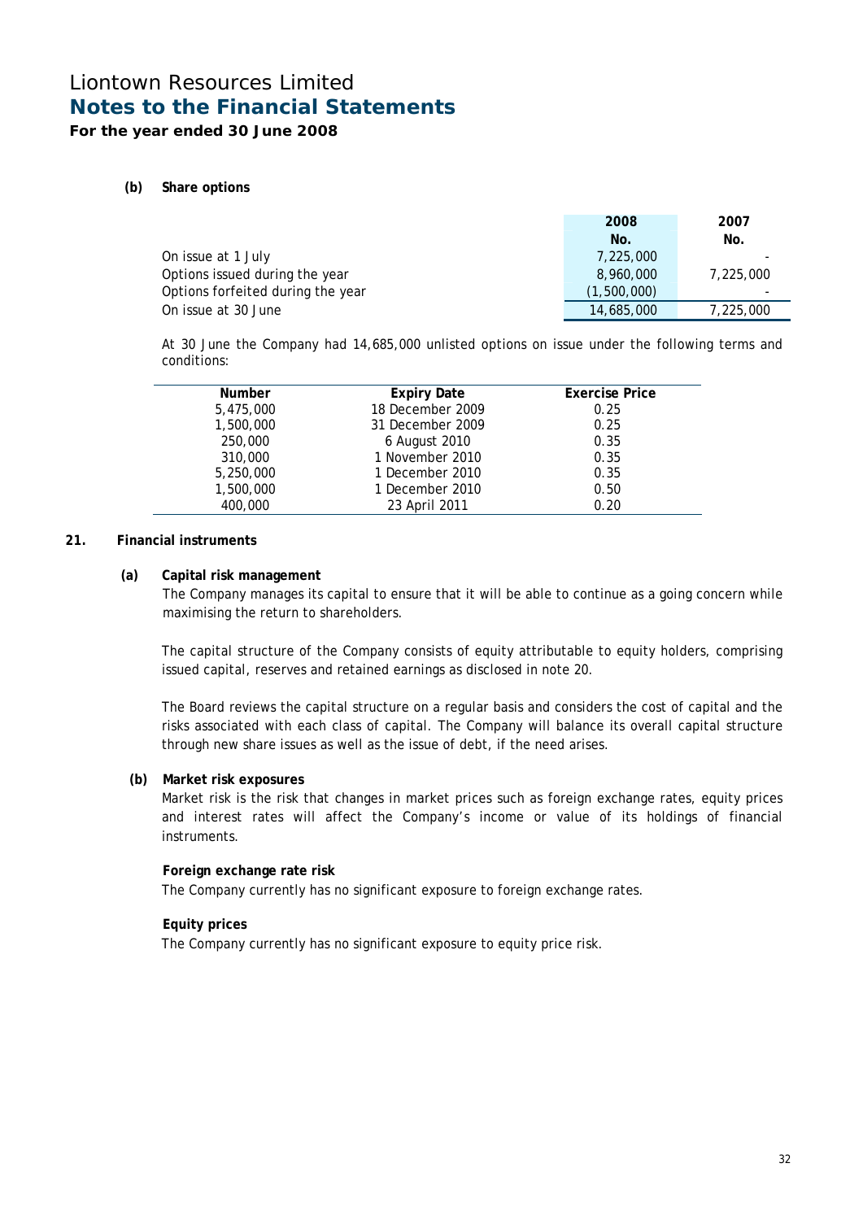**(b) Share options**

| | 2008 No. | 2007 No. |
|---|---|---|
| On issue at 1 July | 7,225,000 | - |
| Options issued during the year | 8,960,000 | 7,225,000 |
| Options forfeited during the year | (1,500,000) | - |
| On issue at 30 June | 14,685,000 | 7,225,000 |

At 30 June the Company had 14,685,000 unlisted options on issue under the following terms and conditions:

| Number | Expiry Date | Exercise Price |
|---|---|---|
| 5,475,000 | 18 December 2009 | 0.25 |
| 1,500,000 | 31 December 2009 | 0.25 |
| 250,000 | 6 August 2010 | 0.35 |
| 310,000 | 1 November 2010 | 0.35 |
| 5,250,000 | 1 December 2010 | 0.35 |
| 1,500,000 | 1 December 2010 | 0.50 |
| 400,000 | 23 April 2011 | 0.20 |

## 21. Financial instruments

**(a) Capital risk management**

The Company manages its capital to ensure that it will be able to continue as a going concern while maximising the return to shareholders.

The capital structure of the Company consists of equity attributable to equity holders, comprising issued capital, reserves and retained earnings as disclosed in note 20.

The Board reviews the capital structure on a regular basis and considers the cost of capital and the risks associated with each class of capital. The Company will balance its overall capital structure through new share issues as well as the issue of debt, if the need arises.

**(b) Market risk exposures**

Market risk is the risk that changes in market prices such as foreign exchange rates, equity prices and interest rates will affect the Company's income or value of its holdings of financial instruments.

**Foreign exchange rate risk**

The Company currently has no significant exposure to foreign exchange rates.

**Equity prices**

The Company currently has no significant exposure to equity price risk.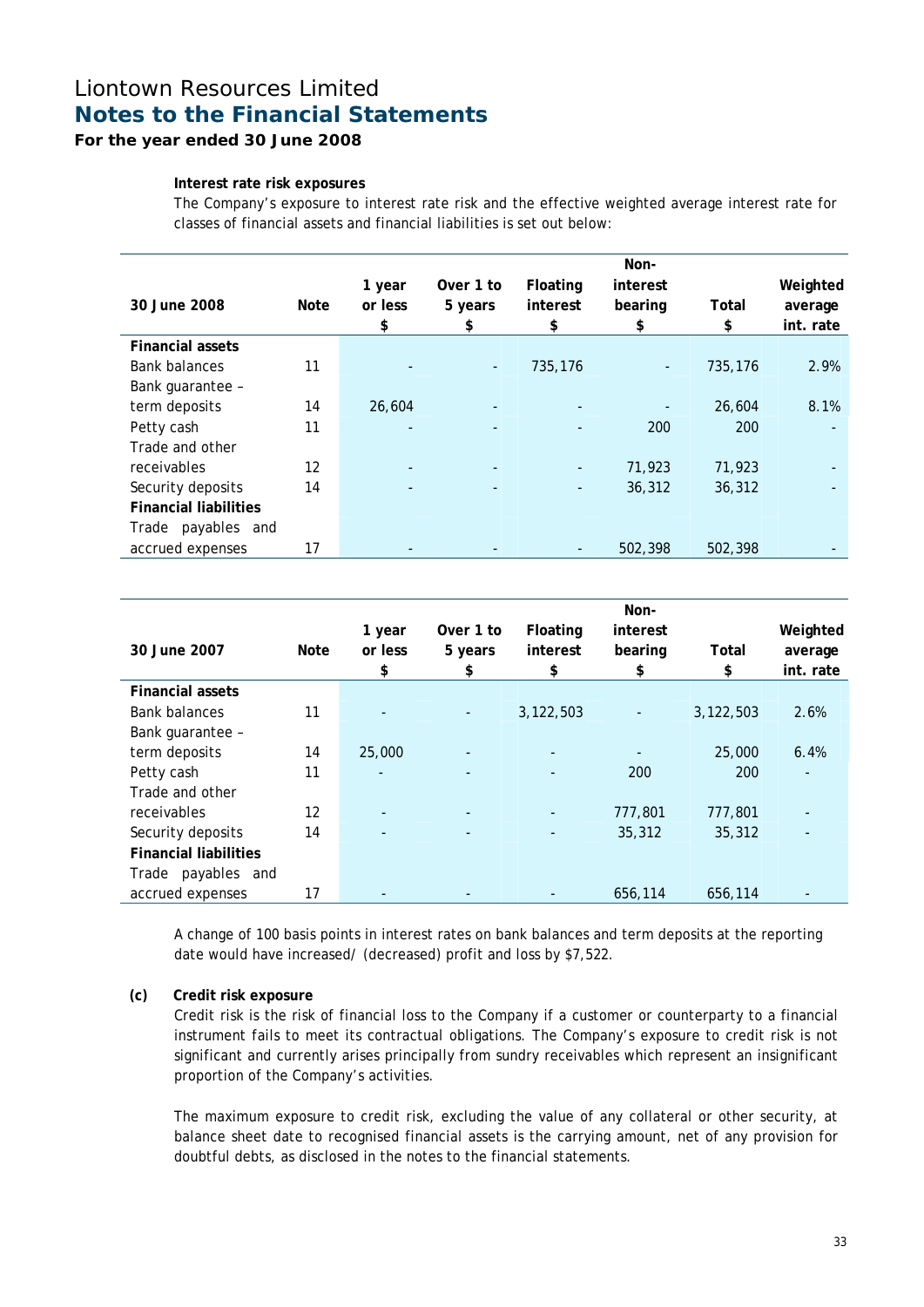# Liontown Resources Limited
## Notes to the Financial Statements
**For the year ended 30 June 2008**

**Interest rate risk exposures**

The Company's exposure to interest rate risk and the effective weighted average interest rate for classes of financial assets and financial liabilities is set out below:

| 30 June 2008 | Note | 1 year or less $ | Over 1 to 5 years $ | Floating interest $ | Non-interest bearing $ | Total $ | Weighted average int. rate |
|---|---|---|---|---|---|---|---|
| **Financial assets** | | | | | | | |
| Bank balances | 11 | - | - | 735,176 | - | 735,176 | 2.9% |
| Bank guarantee – term deposits | 14 | 26,604 | - | - | - | 26,604 | 8.1% |
| Petty cash | 11 | - | - | - | 200 | 200 | - |
| Trade and other receivables | 12 | - | - | - | 71,923 | 71,923 | - |
| Security deposits | 14 | - | - | - | 36,312 | 36,312 | - |
| **Financial liabilities** | | | | | | | |
| Trade payables and accrued expenses | 17 | - | - | - | 502,398 | 502,398 | - |

| 30 June 2007 | Note | 1 year or less $ | Over 1 to 5 years $ | Floating interest $ | Non-interest bearing $ | Total $ | Weighted average int. rate |
|---|---|---|---|---|---|---|---|
| **Financial assets** | | | | | | | |
| Bank balances | 11 | - | - | 3,122,503 | - | 3,122,503 | 2.6% |
| Bank guarantee – term deposits | 14 | 25,000 | - | - | - | 25,000 | 6.4% |
| Petty cash | 11 | - | - | - | 200 | 200 | - |
| Trade and other receivables | 12 | - | - | - | 777,801 | 777,801 | - |
| Security deposits | 14 | - | - | - | 35,312 | 35,312 | - |
| **Financial liabilities** | | | | | | | |
| Trade payables and accrued expenses | 17 | - | - | - | 656,114 | 656,114 | - |

A change of 100 basis points in interest rates on bank balances and term deposits at the reporting date would have increased/ (decreased) profit and loss by $7,522.

**(c) Credit risk exposure**

Credit risk is the risk of financial loss to the Company if a customer or counterparty to a financial instrument fails to meet its contractual obligations. The Company's exposure to credit risk is not significant and currently arises principally from sundry receivables which represent an insignificant proportion of the Company's activities.

The maximum exposure to credit risk, excluding the value of any collateral or other security, at balance sheet date to recognised financial assets is the carrying amount, net of any provision for doubtful debts, as disclosed in the notes to the financial statements.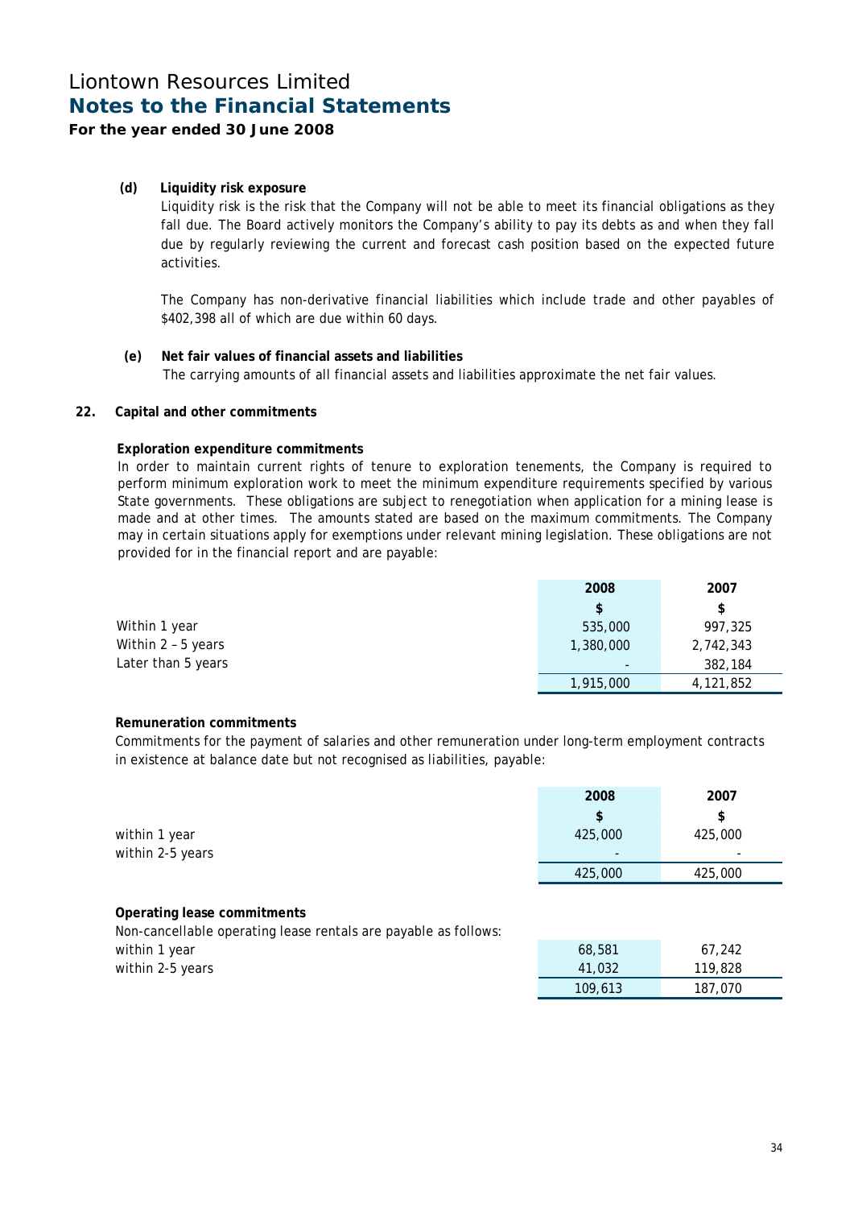# Liontown Resources Limited
## Notes to the Financial Statements
**For the year ended 30 June 2008**

**(d) Liquidity risk exposure**

Liquidity risk is the risk that the Company will not be able to meet its financial obligations as they fall due. The Board actively monitors the Company's ability to pay its debts as and when they fall due by regularly reviewing the current and forecast cash position based on the expected future activities.

The Company has non-derivative financial liabilities which include trade and other payables of $402,398 all of which are due within 60 days.

**(e) Net fair values of financial assets and liabilities**

The carrying amounts of all financial assets and liabilities approximate the net fair values.

### 22. Capital and other commitments

**Exploration expenditure commitments**

In order to maintain current rights of tenure to exploration tenements, the Company is required to perform minimum exploration work to meet the minimum expenditure requirements specified by various State governments. These obligations are subject to renegotiation when application for a mining lease is made and at other times. The amounts stated are based on the maximum commitments. The Company may in certain situations apply for exemptions under relevant mining legislation. These obligations are not provided for in the financial report and are payable:

| | 2008 | 2007 |
|---|---|---|
| | $ | $ |
| Within 1 year | 535,000 | 997,325 |
| Within 2 – 5 years | 1,380,000 | 2,742,343 |
| Later than 5 years | - | 382,184 |
| | 1,915,000 | 4,121,852 |

**Remuneration commitments**

Commitments for the payment of salaries and other remuneration under long-term employment contracts in existence at balance date but not recognised as liabilities, payable:

| | 2008 | 2007 |
|---|---|---|
| | $ | $ |
| within 1 year | 425,000 | 425,000 |
| within 2-5 years | - | - |
| | 425,000 | 425,000 |

**Operating lease commitments**

Non-cancellable operating lease rentals are payable as follows:

| | 2008 | 2007 |
|---|---|---|
| within 1 year | 68,581 | 67,242 |
| within 2-5 years | 41,032 | 119,828 |
| | 109,613 | 187,070 |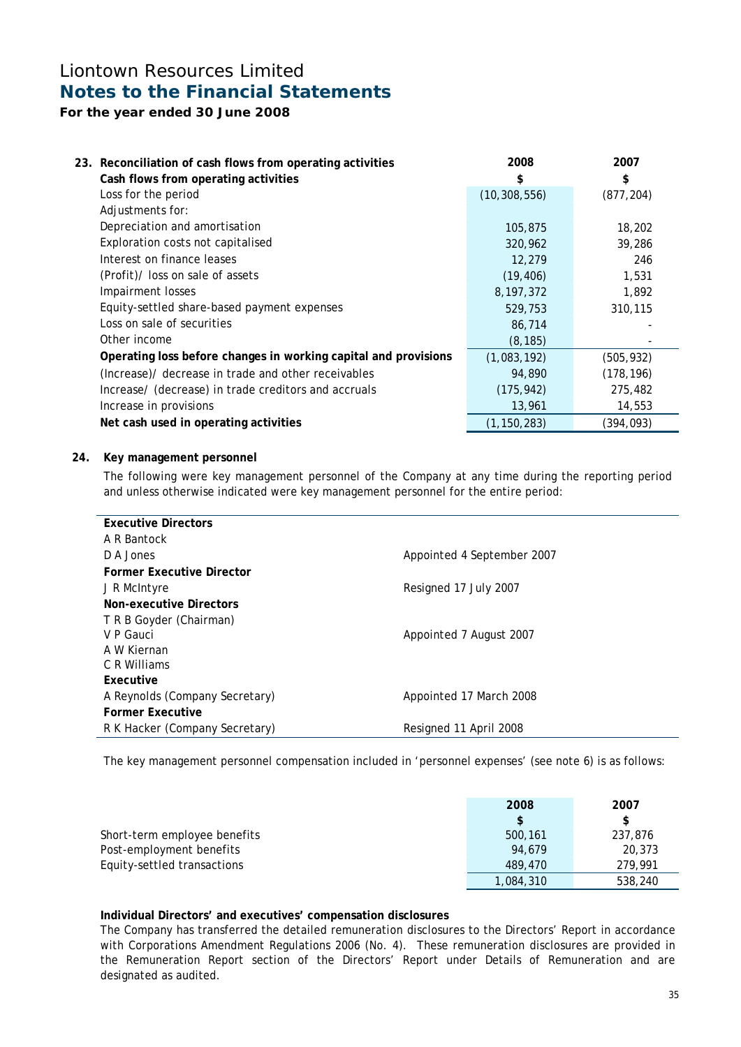# Liontown Resources Limited
## Notes to the Financial Statements
**For the year ended 30 June 2008**

### 23. Reconciliation of cash flows from operating activities

| | 2008 | 2007 |
|---|---|---|
| **Cash flows from operating activities** | **$** | **$** |
| Loss for the period | (10,308,556) | (877,204) |
| Adjustments for: | | |
| Depreciation and amortisation | 105,875 | 18,202 |
| Exploration costs not capitalised | 320,962 | 39,286 |
| Interest on finance leases | 12,279 | 246 |
| (Profit)/ loss on sale of assets | (19,406) | 1,531 |
| Impairment losses | 8,197,372 | 1,892 |
| Equity-settled share-based payment expenses | 529,753 | 310,115 |
| Loss on sale of securities | 86,714 | - |
| Other income | (8,185) | - |
| **Operating loss before changes in working capital and provisions** | (1,083,192) | (505,932) |
| (Increase)/ decrease in trade and other receivables | 94,890 | (178,196) |
| Increase/ (decrease) in trade creditors and accruals | (175,942) | 275,482 |
| Increase in provisions | 13,961 | 14,553 |
| **Net cash used in operating activities** | (1,150,283) | (394,093) |

### 24. Key management personnel

The following were key management personnel of the Company at any time during the reporting period and unless otherwise indicated were key management personnel for the entire period:

| | |
|---|---|
| **Executive Directors** | |
| A R Bantock | |
| D A Jones | Appointed 4 September 2007 |
| **Former Executive Director** | |
| J R McIntyre | Resigned 17 July 2007 |
| **Non-executive Directors** | |
| T R B Goyder (Chairman) | |
| V P Gauci | Appointed 7 August 2007 |
| A W Kiernan | |
| C R Williams | |
| **Executive** | |
| A Reynolds (Company Secretary) | Appointed 17 March 2008 |
| **Former Executive** | |
| R K Hacker (Company Secretary) | Resigned 11 April 2008 |

The key management personnel compensation included in 'personnel expenses' (see note 6) is as follows:

| | 2008 | 2007 |
|---|---|---|
| | $ | $ |
| Short-term employee benefits | 500,161 | 237,876 |
| Post-employment benefits | 94,679 | 20,373 |
| Equity-settled transactions | 489,470 | 279,991 |
| | 1,084,310 | 538,240 |

**Individual Directors' and executives' compensation disclosures**

The Company has transferred the detailed remuneration disclosures to the Directors' Report in accordance with Corporations Amendment Regulations 2006 (No. 4). These remuneration disclosures are provided in the Remuneration Report section of the Directors' Report under Details of Remuneration and are designated as audited.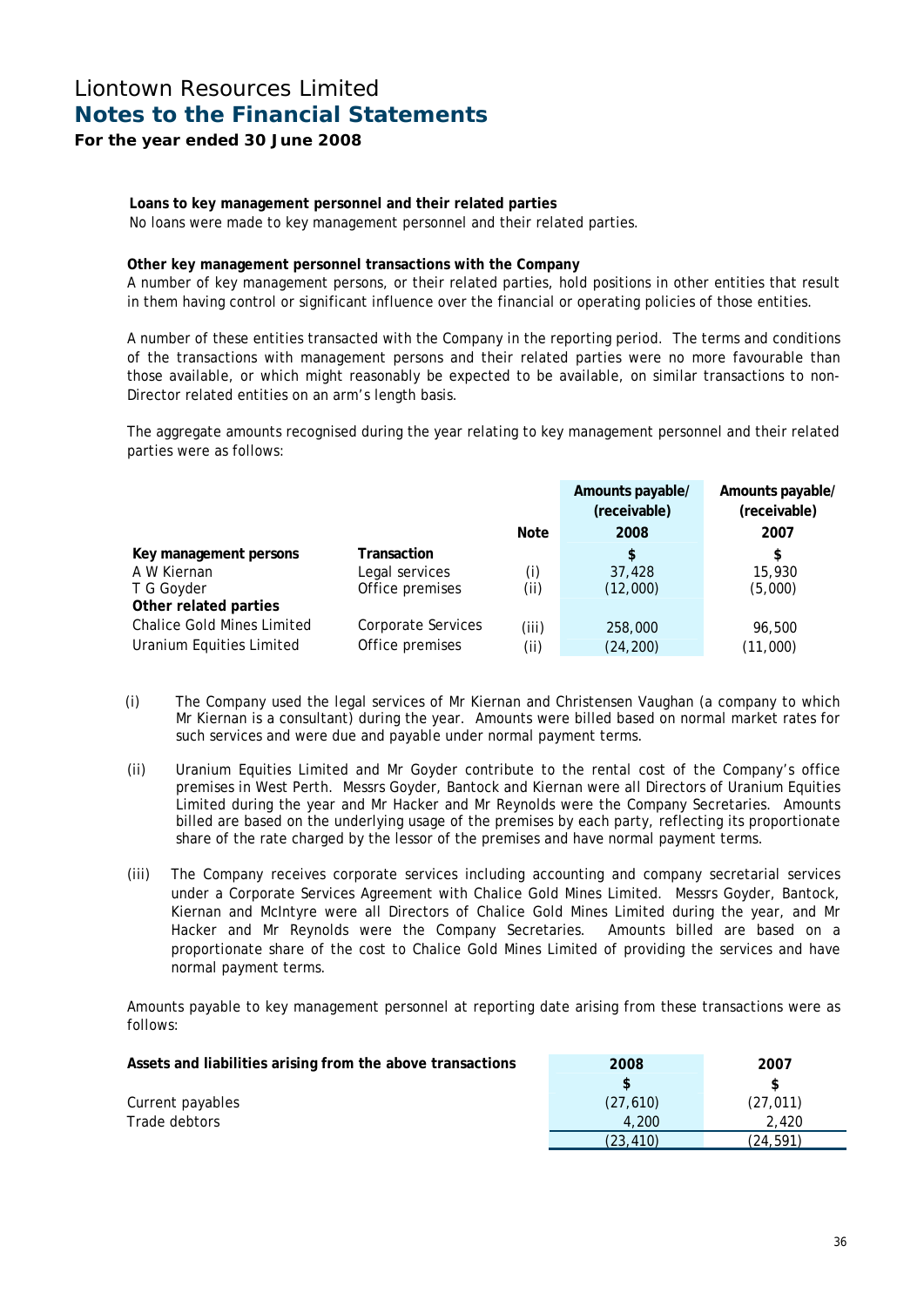# Liontown Resources Limited
## Notes to the Financial Statements
### For the year ended 30 June 2008

**Loans to key management personnel and their related parties**

No loans were made to key management personnel and their related parties.

**Other key management personnel transactions with the Company**

A number of key management persons, or their related parties, hold positions in other entities that result in them having control or significant influence over the financial or operating policies of those entities.

A number of these entities transacted with the Company in the reporting period. The terms and conditions of the transactions with management persons and their related parties were no more favourable than those available, or which might reasonably be expected to be available, on similar transactions to non-Director related entities on an arm's length basis.

The aggregate amounts recognised during the year relating to key management personnel and their related parties were as follows:

| | | Note | Amounts payable/ (receivable) 2008 | Amounts payable/ (receivable) 2007 |
|---|---|---|---|---|
| **Key management persons** | **Transaction** | | **$** | **$** |
| A W Kiernan | Legal services | (i) | 37,428 | 15,930 |
| T G Goyder | Office premises | (ii) | (12,000) | (5,000) |
| **Other related parties** | | | | |
| Chalice Gold Mines Limited | Corporate Services | (iii) | 258,000 | 96,500 |
| Uranium Equities Limited | Office premises | (ii) | (24,200) | (11,000) |

(i) The Company used the legal services of Mr Kiernan and Christensen Vaughan (a company to which Mr Kiernan is a consultant) during the year. Amounts were billed based on normal market rates for such services and were due and payable under normal payment terms.

(ii) Uranium Equities Limited and Mr Goyder contribute to the rental cost of the Company's office premises in West Perth. Messrs Goyder, Bantock and Kiernan were all Directors of Uranium Equities Limited during the year and Mr Hacker and Mr Reynolds were the Company Secretaries. Amounts billed are based on the underlying usage of the premises by each party, reflecting its proportionate share of the rate charged by the lessor of the premises and have normal payment terms.

(iii) The Company receives corporate services including accounting and company secretarial services under a Corporate Services Agreement with Chalice Gold Mines Limited. Messrs Goyder, Bantock, Kiernan and McIntyre were all Directors of Chalice Gold Mines Limited during the year, and Mr Hacker and Mr Reynolds were the Company Secretaries. Amounts billed are based on a proportionate share of the cost to Chalice Gold Mines Limited of providing the services and have normal payment terms.

Amounts payable to key management personnel at reporting date arising from these transactions were as follows:

| Assets and liabilities arising from the above transactions | 2008 | 2007 |
|---|---|---|
| | $ | $ |
| Current payables | (27,610) | (27,011) |
| Trade debtors | 4,200 | 2,420 |
| | (23,410) | (24,591) |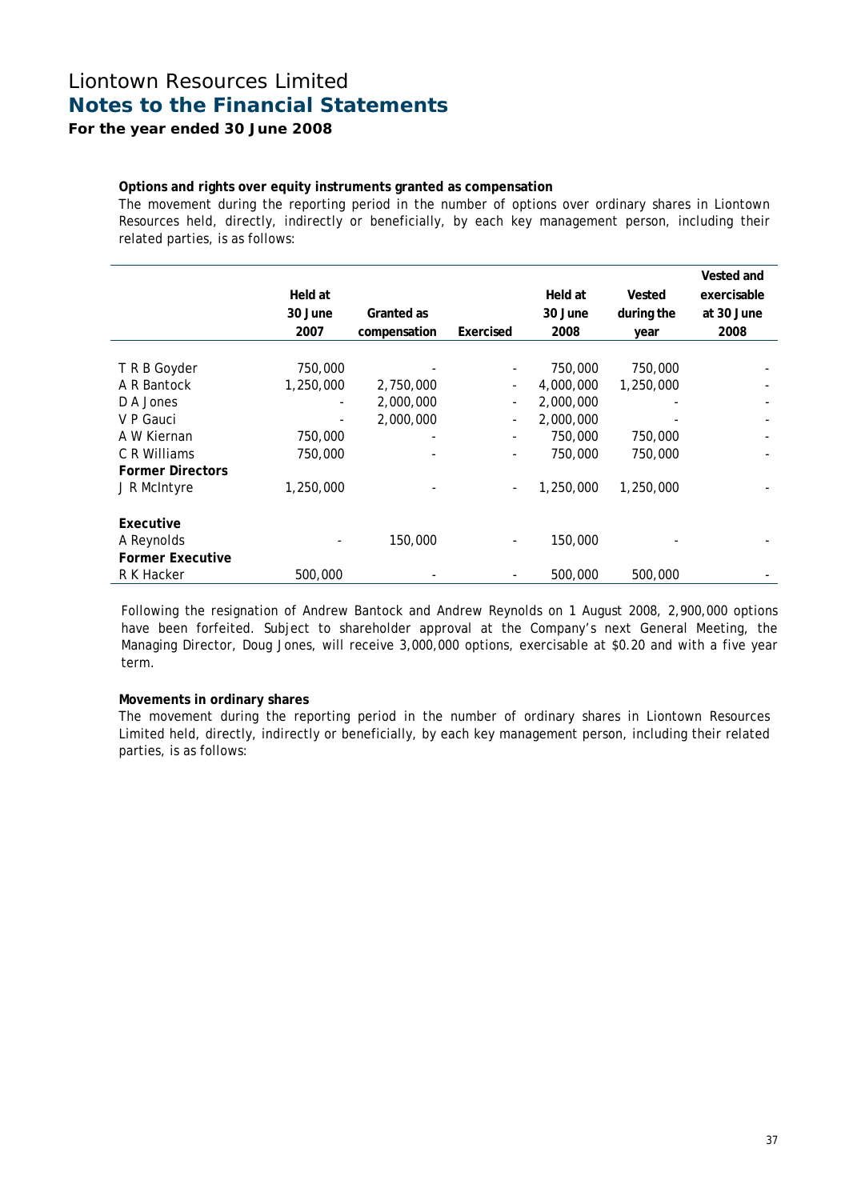# Liontown Resources Limited
## Notes to the Financial Statements
**For the year ended 30 June 2008**

**Options and rights over equity instruments granted as compensation**

The movement during the reporting period in the number of options over ordinary shares in Liontown Resources held, directly, indirectly or beneficially, by each key management person, including their related parties, is as follows:

| | Held at 30 June 2007 | Granted as compensation | Exercised | Held at 30 June 2008 | Vested during the year | Vested and exercisable at 30 June 2008 |
|---|---|---|---|---|---|---|
| T R B Goyder | 750,000 | - | - | 750,000 | 750,000 | - |
| A R Bantock | 1,250,000 | 2,750,000 | - | 4,000,000 | 1,250,000 | - |
| D A Jones | - | 2,000,000 | - | 2,000,000 | - | - |
| V P Gauci | - | 2,000,000 | - | 2,000,000 | - | - |
| A W Kiernan | 750,000 | - | - | 750,000 | 750,000 | - |
| C R Williams | 750,000 | - | - | 750,000 | 750,000 | - |
| **Former Directors** | | | | | | |
| J R McIntyre | 1,250,000 | - | - | 1,250,000 | 1,250,000 | - |
| **Executive** | | | | | | |
| A Reynolds | - | 150,000 | - | 150,000 | - | - |
| **Former Executive** | | | | | | |
| R K Hacker | 500,000 | - | - | 500,000 | 500,000 | - |

Following the resignation of Andrew Bantock and Andrew Reynolds on 1 August 2008, 2,900,000 options have been forfeited. Subject to shareholder approval at the Company's next General Meeting, the Managing Director, Doug Jones, will receive 3,000,000 options, exercisable at $0.20 and with a five year term.

**Movements in ordinary shares**

The movement during the reporting period in the number of ordinary shares in Liontown Resources Limited held, directly, indirectly or beneficially, by each key management person, including their related parties, is as follows: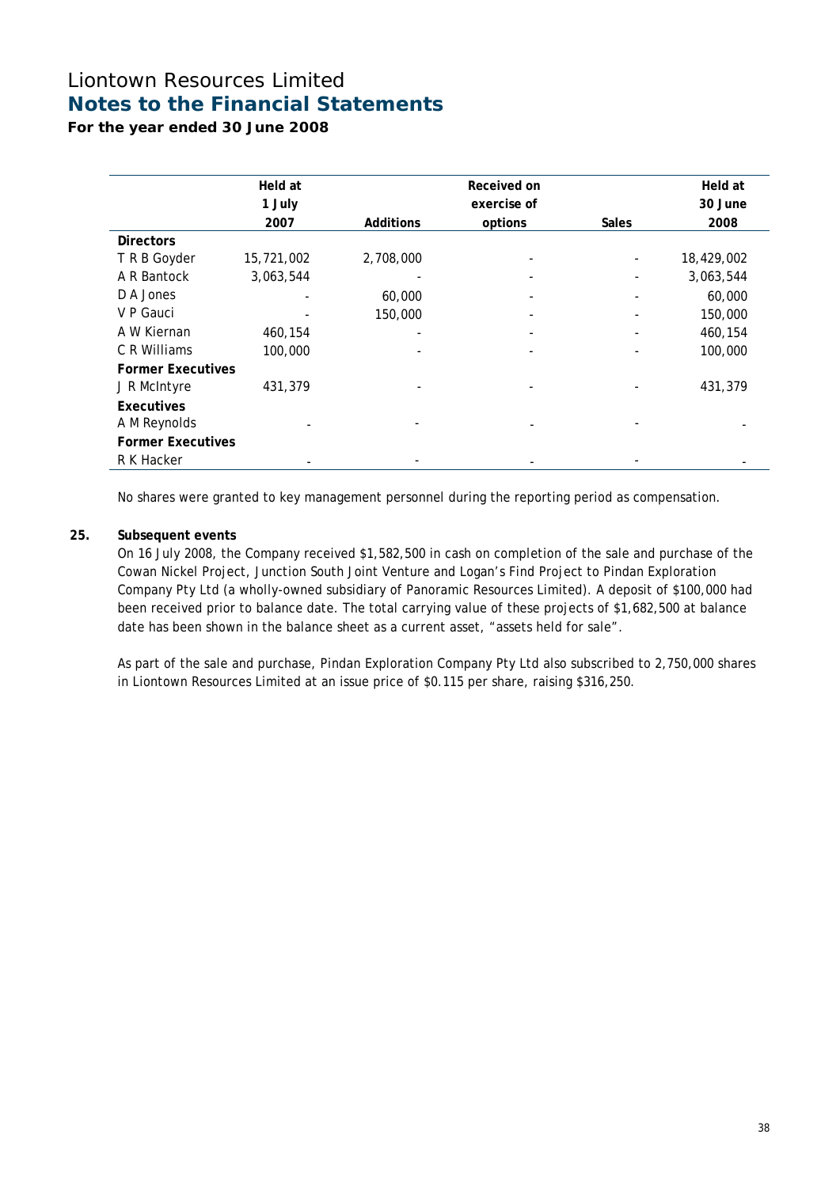# Liontown Resources Limited
## Notes to the Financial Statements
**For the year ended 30 June 2008**

| | Held at 1 July 2007 | Additions | Received on exercise of options | Sales | Held at 30 June 2008 |
|---|---|---|---|---|---|
| **Directors** | | | | | |
| T R B Goyder | 15,721,002 | 2,708,000 | - | - | 18,429,002 |
| A R Bantock | 3,063,544 | - | - | - | 3,063,544 |
| D A Jones | - | 60,000 | - | - | 60,000 |
| V P Gauci | - | 150,000 | - | - | 150,000 |
| A W Kiernan | 460,154 | - | - | - | 460,154 |
| C R Williams | 100,000 | - | - | - | 100,000 |
| **Former Executives** | | | | | |
| J R McIntyre | 431,379 | - | - | - | 431,379 |
| **Executives** | | | | | |
| A M Reynolds | - | - | - | - | - |
| **Former Executives** | | | | | |
| R K Hacker | - | - | - | - | - |

No shares were granted to key management personnel during the reporting period as compensation.

**25. Subsequent events**

On 16 July 2008, the Company received $1,582,500 in cash on completion of the sale and purchase of the Cowan Nickel Project, Junction South Joint Venture and Logan's Find Project to Pindan Exploration Company Pty Ltd (a wholly-owned subsidiary of Panoramic Resources Limited). A deposit of $100,000 had been received prior to balance date. The total carrying value of these projects of $1,682,500 at balance date has been shown in the balance sheet as a current asset, "assets held for sale".

As part of the sale and purchase, Pindan Exploration Company Pty Ltd also subscribed to 2,750,000 shares in Liontown Resources Limited at an issue price of $0.115 per share, raising $316,250.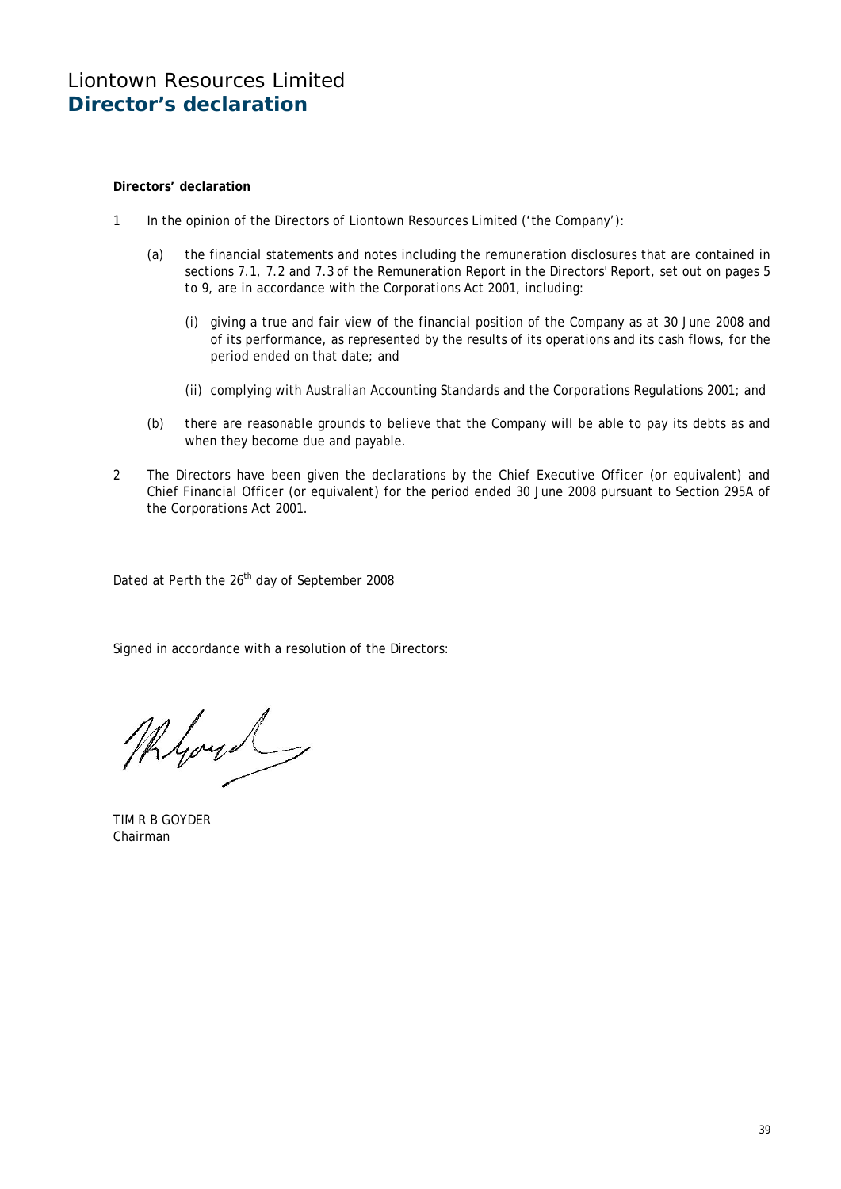# Liontown Resources Limited
## Director's declaration

**Directors' declaration**

1 In the opinion of the Directors of Liontown Resources Limited ('the Company'):

   (a) the financial statements and notes including the remuneration disclosures that are contained in sections 7.1, 7.2 and 7.3 of the Remuneration Report in the Directors' Report, set out on pages 5 to 9, are in accordance with the Corporations Act 2001, including:

      (i) giving a true and fair view of the financial position of the Company as at 30 June 2008 and of its performance, as represented by the results of its operations and its cash flows, for the period ended on that date; and

      (ii) complying with Australian Accounting Standards and the Corporations Regulations 2001; and

   (b) there are reasonable grounds to believe that the Company will be able to pay its debts as and when they become due and payable.

2 The Directors have been given the declarations by the Chief Executive Officer (or equivalent) and Chief Financial Officer (or equivalent) for the period ended 30 June 2008 pursuant to Section 295A of the Corporations Act 2001.

Dated at Perth the 26th day of September 2008

Signed in accordance with a resolution of the Directors:

TIM R B GOYDER
Chairman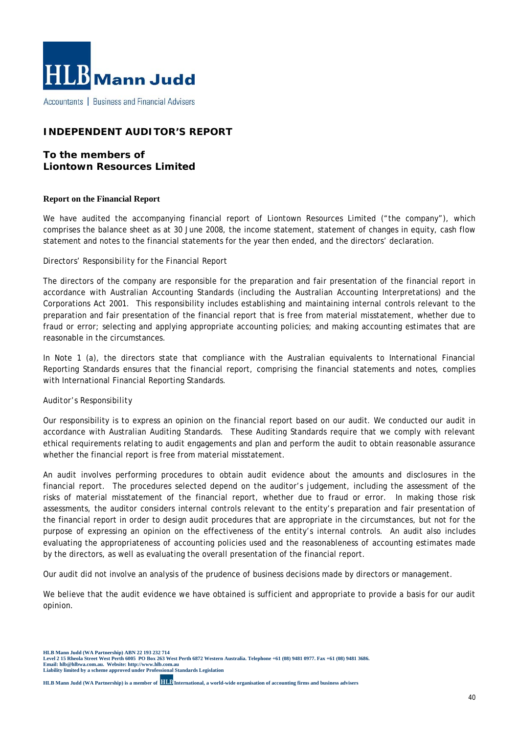HLB Mann Judd

Accountants | Business and Financial Advisers

# INDEPENDENT AUDITOR'S REPORT

## To the members of Liontown Resources Limited

**Report on the Financial Report**

We have audited the accompanying financial report of Liontown Resources Limited ("the company"), which comprises the balance sheet as at 30 June 2008, the income statement, statement of changes in equity, cash flow statement and notes to the financial statements for the year then ended, and the directors' declaration.

*Directors' Responsibility for the Financial Report*

The directors of the company are responsible for the preparation and fair presentation of the financial report in accordance with Australian Accounting Standards (including the Australian Accounting Interpretations) and the Corporations Act 2001. This responsibility includes establishing and maintaining internal controls relevant to the preparation and fair presentation of the financial report that is free from material misstatement, whether due to fraud or error; selecting and applying appropriate accounting policies; and making accounting estimates that are reasonable in the circumstances.

In Note 1 (a), the directors state that compliance with the Australian equivalents to International Financial Reporting Standards ensures that the financial report, comprising the financial statements and notes, complies with International Financial Reporting Standards.

*Auditor's Responsibility*

Our responsibility is to express an opinion on the financial report based on our audit. We conducted our audit in accordance with Australian Auditing Standards. These Auditing Standards require that we comply with relevant ethical requirements relating to audit engagements and plan and perform the audit to obtain reasonable assurance whether the financial report is free from material misstatement.

An audit involves performing procedures to obtain audit evidence about the amounts and disclosures in the financial report. The procedures selected depend on the auditor's judgement, including the assessment of the risks of material misstatement of the financial report, whether due to fraud or error. In making those risk assessments, the auditor considers internal controls relevant to the entity's preparation and fair presentation of the financial report in order to design audit procedures that are appropriate in the circumstances, but not for the purpose of expressing an opinion on the effectiveness of the entity's internal controls. An audit also includes evaluating the appropriateness of accounting policies used and the reasonableness of accounting estimates made by the directors, as well as evaluating the overall presentation of the financial report.

Our audit did not involve an analysis of the prudence of business decisions made by directors or management.

We believe that the audit evidence we have obtained is sufficient and appropriate to provide a basis for our audit opinion.

HLB Mann Judd (WA Partnership) ABN 22 193 232 714
Level 2 15 Rheola Street West Perth 6005 PO Box 263 West Perth 6872 Western Australia. Telephone +61 (08) 9481 0977. Fax +61 (08) 9481 3686.
Email: hlb@hlbwa.com.au. Website: http://www.hlb.com.au
Liability limited by a scheme approved under Professional Standards Legislation

HLB Mann Judd (WA Partnership) is a member of HLB International, a world-wide organisation of accounting firms and business advisers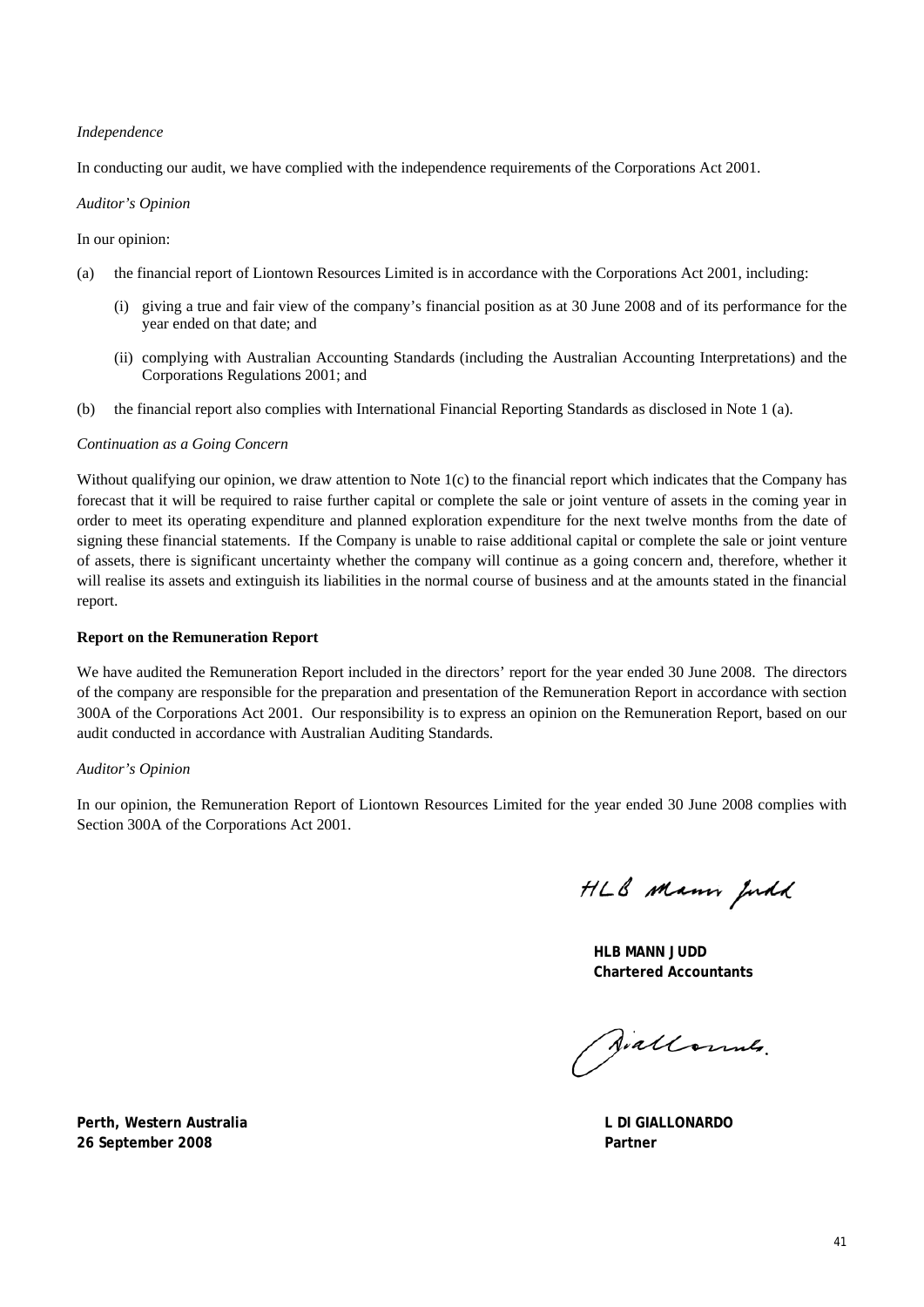*Independence*

In conducting our audit, we have complied with the independence requirements of the Corporations Act 2001.

*Auditor's Opinion*

In our opinion:

(a) the financial report of Liontown Resources Limited is in accordance with the Corporations Act 2001, including:

 (i) giving a true and fair view of the company's financial position as at 30 June 2008 and of its performance for the year ended on that date; and

 (ii) complying with Australian Accounting Standards (including the Australian Accounting Interpretations) and the Corporations Regulations 2001; and

(b) the financial report also complies with International Financial Reporting Standards as disclosed in Note 1 (a).

*Continuation as a Going Concern*

Without qualifying our opinion, we draw attention to Note 1(c) to the financial report which indicates that the Company has forecast that it will be required to raise further capital or complete the sale or joint venture of assets in the coming year in order to meet its operating expenditure and planned exploration expenditure for the next twelve months from the date of signing these financial statements. If the Company is unable to raise additional capital or complete the sale or joint venture of assets, there is significant uncertainty whether the company will continue as a going concern and, therefore, whether it will realise its assets and extinguish its liabilities in the normal course of business and at the amounts stated in the financial report.

**Report on the Remuneration Report**

We have audited the Remuneration Report included in the directors' report for the year ended 30 June 2008. The directors of the company are responsible for the preparation and presentation of the Remuneration Report in accordance with section 300A of the Corporations Act 2001. Our responsibility is to express an opinion on the Remuneration Report, based on our audit conducted in accordance with Australian Auditing Standards.

*Auditor's Opinion*

In our opinion, the Remuneration Report of Liontown Resources Limited for the year ended 30 June 2008 complies with Section 300A of the Corporations Act 2001.

HLB Mann Judd

**HLB MANN JUDD**
**Chartered Accountants**

**Perth, Western Australia**
**26 September 2008**

**L DI GIALLONARDO**
**Partner**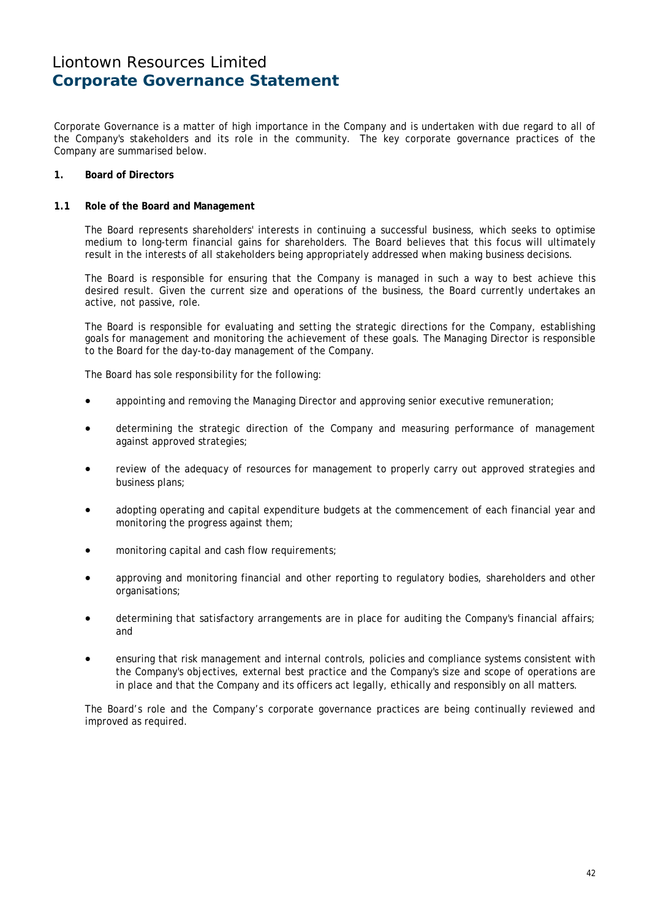# Liontown Resources Limited
## Corporate Governance Statement

Corporate Governance is a matter of high importance in the Company and is undertaken with due regard to all of the Company's stakeholders and its role in the community. The key corporate governance practices of the Company are summarised below.

### 1. Board of Directors

#### 1.1 Role of the Board and Management

The Board represents shareholders' interests in continuing a successful business, which seeks to optimise medium to long-term financial gains for shareholders. The Board believes that this focus will ultimately result in the interests of all stakeholders being appropriately addressed when making business decisions.

The Board is responsible for ensuring that the Company is managed in such a way to best achieve this desired result. Given the current size and operations of the business, the Board currently undertakes an active, not passive, role.

The Board is responsible for evaluating and setting the strategic directions for the Company, establishing goals for management and monitoring the achievement of these goals. The Managing Director is responsible to the Board for the day-to-day management of the Company.

The Board has sole responsibility for the following:

- appointing and removing the Managing Director and approving senior executive remuneration;
- determining the strategic direction of the Company and measuring performance of management against approved strategies;
- review of the adequacy of resources for management to properly carry out approved strategies and business plans;
- adopting operating and capital expenditure budgets at the commencement of each financial year and monitoring the progress against them;
- monitoring capital and cash flow requirements;
- approving and monitoring financial and other reporting to regulatory bodies, shareholders and other organisations;
- determining that satisfactory arrangements are in place for auditing the Company's financial affairs; and
- ensuring that risk management and internal controls, policies and compliance systems consistent with the Company's objectives, external best practice and the Company's size and scope of operations are in place and that the Company and its officers act legally, ethically and responsibly on all matters.

The Board's role and the Company's corporate governance practices are being continually reviewed and improved as required.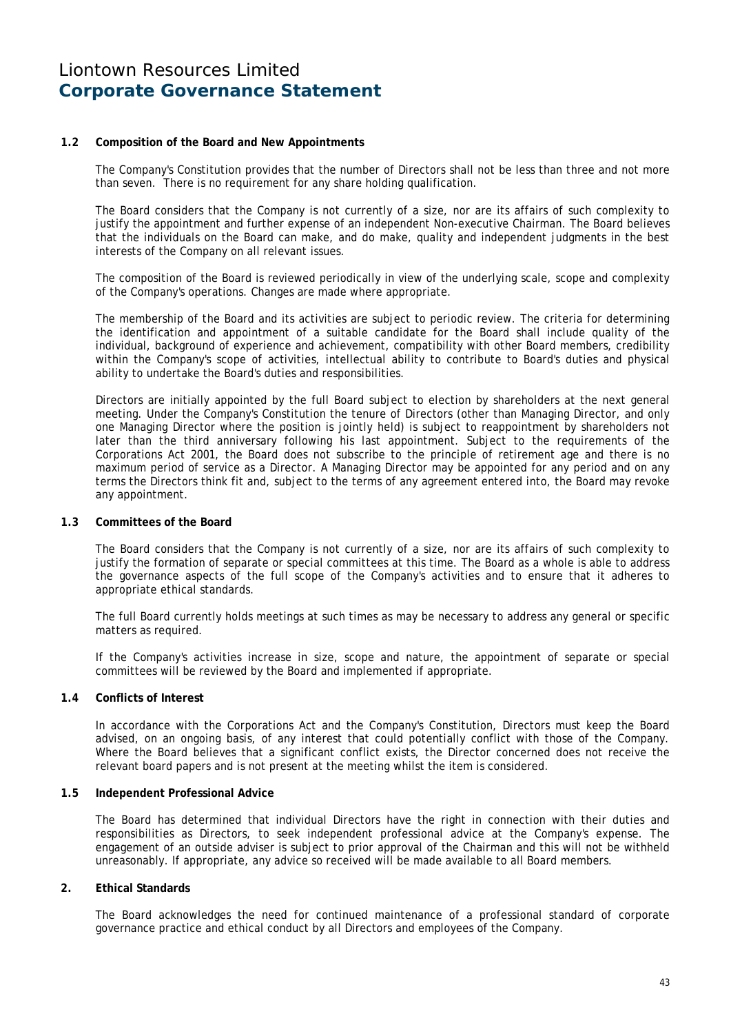# Liontown Resources Limited
# Corporate Governance Statement

### 1.2 Composition of the Board and New Appointments

The Company's Constitution provides that the number of Directors shall not be less than three and not more than seven. There is no requirement for any share holding qualification.

The Board considers that the Company is not currently of a size, nor are its affairs of such complexity to justify the appointment and further expense of an independent Non-executive Chairman. The Board believes that the individuals on the Board can make, and do make, quality and independent judgments in the best interests of the Company on all relevant issues.

The composition of the Board is reviewed periodically in view of the underlying scale, scope and complexity of the Company's operations. Changes are made where appropriate.

The membership of the Board and its activities are subject to periodic review. The criteria for determining the identification and appointment of a suitable candidate for the Board shall include quality of the individual, background of experience and achievement, compatibility with other Board members, credibility within the Company's scope of activities, intellectual ability to contribute to Board's duties and physical ability to undertake the Board's duties and responsibilities.

Directors are initially appointed by the full Board subject to election by shareholders at the next general meeting. Under the Company's Constitution the tenure of Directors (other than Managing Director, and only one Managing Director where the position is jointly held) is subject to reappointment by shareholders not later than the third anniversary following his last appointment. Subject to the requirements of the Corporations Act 2001, the Board does not subscribe to the principle of retirement age and there is no maximum period of service as a Director. A Managing Director may be appointed for any period and on any terms the Directors think fit and, subject to the terms of any agreement entered into, the Board may revoke any appointment.

### 1.3 Committees of the Board

The Board considers that the Company is not currently of a size, nor are its affairs of such complexity to justify the formation of separate or special committees at this time. The Board as a whole is able to address the governance aspects of the full scope of the Company's activities and to ensure that it adheres to appropriate ethical standards.

The full Board currently holds meetings at such times as may be necessary to address any general or specific matters as required.

If the Company's activities increase in size, scope and nature, the appointment of separate or special committees will be reviewed by the Board and implemented if appropriate.

### 1.4 Conflicts of Interest

In accordance with the Corporations Act and the Company's Constitution, Directors must keep the Board advised, on an ongoing basis, of any interest that could potentially conflict with those of the Company. Where the Board believes that a significant conflict exists, the Director concerned does not receive the relevant board papers and is not present at the meeting whilst the item is considered.

### 1.5 Independent Professional Advice

The Board has determined that individual Directors have the right in connection with their duties and responsibilities as Directors, to seek independent professional advice at the Company's expense. The engagement of an outside adviser is subject to prior approval of the Chairman and this will not be withheld unreasonably. If appropriate, any advice so received will be made available to all Board members.

### 2. Ethical Standards

The Board acknowledges the need for continued maintenance of a professional standard of corporate governance practice and ethical conduct by all Directors and employees of the Company.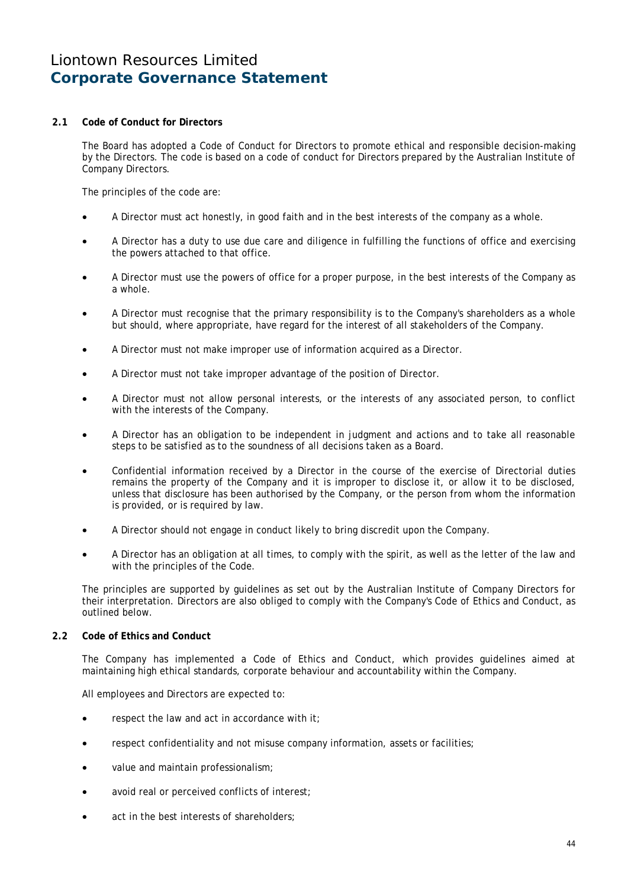### 2.1 Code of Conduct for Directors

The Board has adopted a Code of Conduct for Directors to promote ethical and responsible decision-making by the Directors. The code is based on a code of conduct for Directors prepared by the Australian Institute of Company Directors.

The principles of the code are:

- A Director must act honestly, in good faith and in the best interests of the company as a whole.
- A Director has a duty to use due care and diligence in fulfilling the functions of office and exercising the powers attached to that office.
- A Director must use the powers of office for a proper purpose, in the best interests of the Company as a whole.
- A Director must recognise that the primary responsibility is to the Company's shareholders as a whole but should, where appropriate, have regard for the interest of all stakeholders of the Company.
- A Director must not make improper use of information acquired as a Director.
- A Director must not take improper advantage of the position of Director.
- A Director must not allow personal interests, or the interests of any associated person, to conflict with the interests of the Company.
- A Director has an obligation to be independent in judgment and actions and to take all reasonable steps to be satisfied as to the soundness of all decisions taken as a Board.
- Confidential information received by a Director in the course of the exercise of Directorial duties remains the property of the Company and it is improper to disclose it, or allow it to be disclosed, unless that disclosure has been authorised by the Company, or the person from whom the information is provided, or is required by law.
- A Director should not engage in conduct likely to bring discredit upon the Company.
- A Director has an obligation at all times, to comply with the spirit, as well as the letter of the law and with the principles of the Code.

The principles are supported by guidelines as set out by the Australian Institute of Company Directors for their interpretation. Directors are also obliged to comply with the Company's Code of Ethics and Conduct, as outlined below.

### 2.2 Code of Ethics and Conduct

The Company has implemented a Code of Ethics and Conduct, which provides guidelines aimed at maintaining high ethical standards, corporate behaviour and accountability within the Company.

All employees and Directors are expected to:

- respect the law and act in accordance with it;
- respect confidentiality and not misuse company information, assets or facilities;
- value and maintain professionalism;
- avoid real or perceived conflicts of interest;
- act in the best interests of shareholders;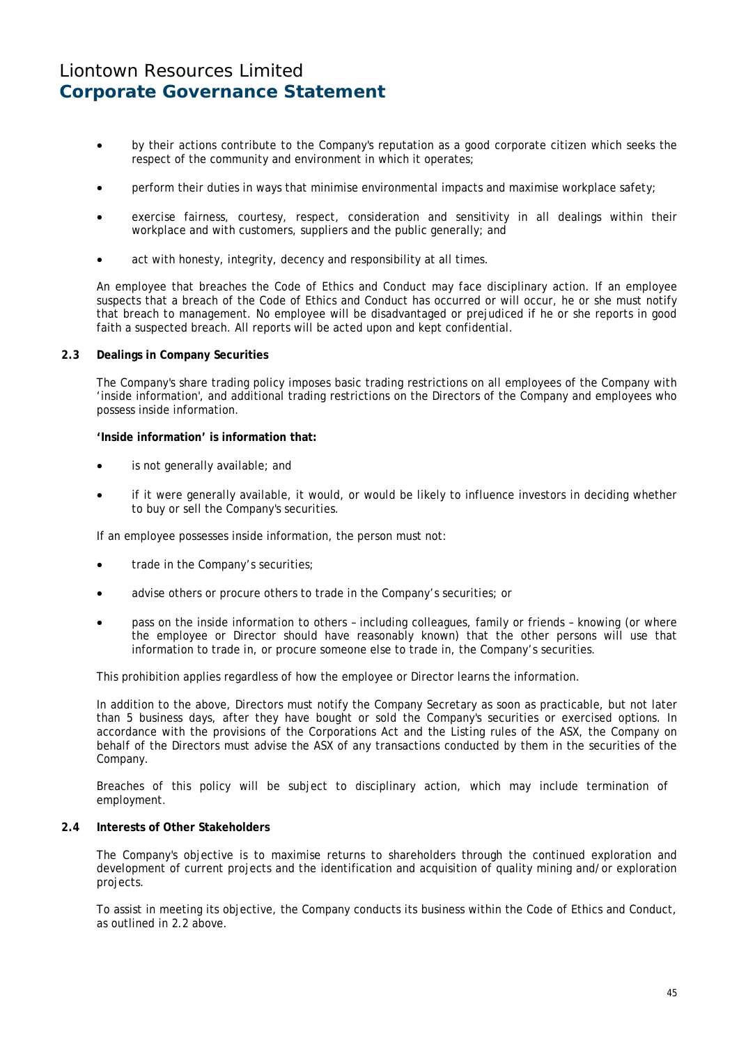- by their actions contribute to the Company's reputation as a good corporate citizen which seeks the respect of the community and environment in which it operates;
- perform their duties in ways that minimise environmental impacts and maximise workplace safety;
- exercise fairness, courtesy, respect, consideration and sensitivity in all dealings within their workplace and with customers, suppliers and the public generally; and
- act with honesty, integrity, decency and responsibility at all times.

An employee that breaches the Code of Ethics and Conduct may face disciplinary action. If an employee suspects that a breach of the Code of Ethics and Conduct has occurred or will occur, he or she must notify that breach to management. No employee will be disadvantaged or prejudiced if he or she reports in good faith a suspected breach. All reports will be acted upon and kept confidential.

### 2.3 Dealings in Company Securities

The Company's share trading policy imposes basic trading restrictions on all employees of the Company with 'inside information', and additional trading restrictions on the Directors of the Company and employees who possess inside information.

**'Inside information' is information that:**

- is not generally available; and
- if it were generally available, it would, or would be likely to influence investors in deciding whether to buy or sell the Company's securities.

If an employee possesses inside information, the person must not:

- trade in the Company's securities;
- advise others or procure others to trade in the Company's securities; or
- pass on the inside information to others – including colleagues, family or friends – knowing (or where the employee or Director should have reasonably known) that the other persons will use that information to trade in, or procure someone else to trade in, the Company's securities.

This prohibition applies regardless of how the employee or Director learns the information.

In addition to the above, Directors must notify the Company Secretary as soon as practicable, but not later than 5 business days, after they have bought or sold the Company's securities or exercised options. In accordance with the provisions of the Corporations Act and the Listing rules of the ASX, the Company on behalf of the Directors must advise the ASX of any transactions conducted by them in the securities of the Company.

Breaches of this policy will be subject to disciplinary action, which may include termination of employment.

### 2.4 Interests of Other Stakeholders

The Company's objective is to maximise returns to shareholders through the continued exploration and development of current projects and the identification and acquisition of quality mining and/or exploration projects.

To assist in meeting its objective, the Company conducts its business within the Code of Ethics and Conduct, as outlined in 2.2 above.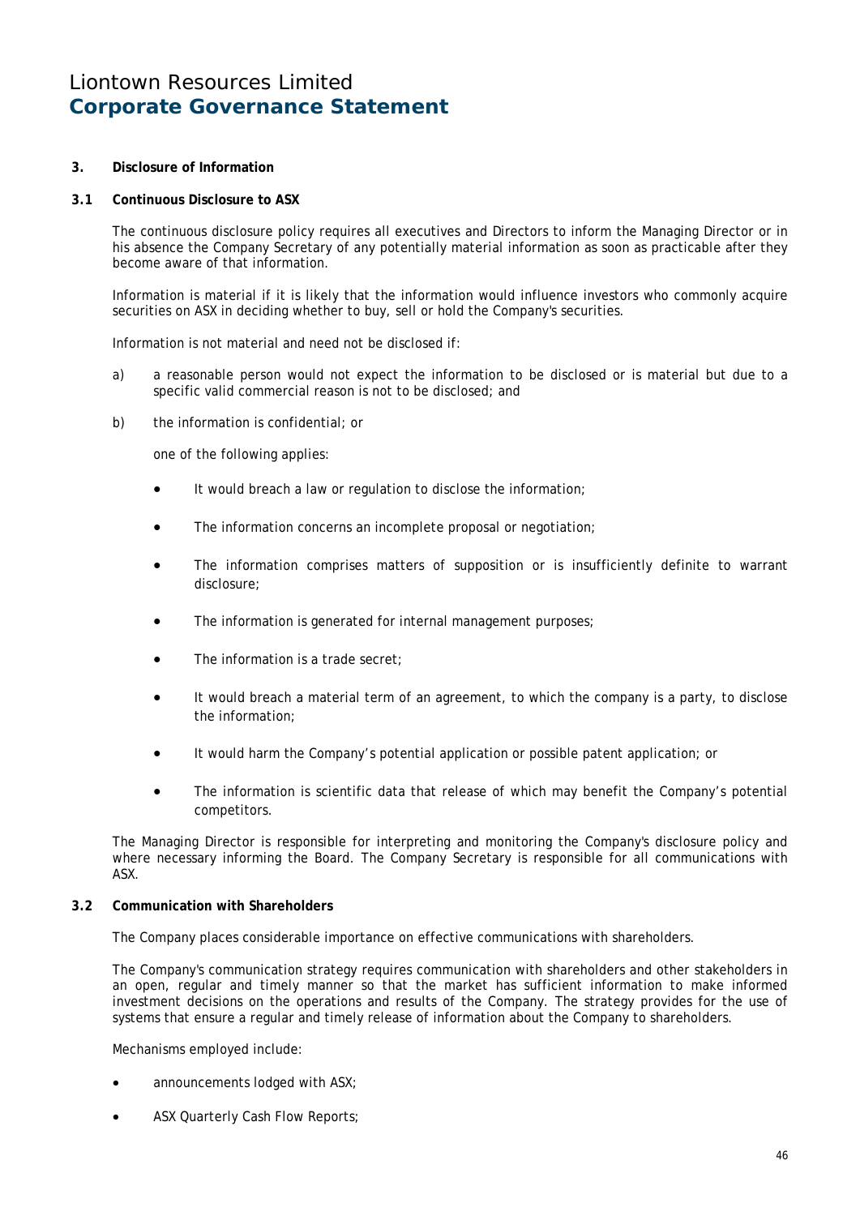# Liontown Resources Limited
## Corporate Governance Statement

**3. Disclosure of Information**

**3.1 Continuous Disclosure to ASX**

The continuous disclosure policy requires all executives and Directors to inform the Managing Director or in his absence the Company Secretary of any potentially material information as soon as practicable after they become aware of that information.

Information is material if it is likely that the information would influence investors who commonly acquire securities on ASX in deciding whether to buy, sell or hold the Company's securities.

Information is not material and need not be disclosed if:

a) a reasonable person would not expect the information to be disclosed or is material but due to a specific valid commercial reason is not to be disclosed; and

b) the information is confidential; or

one of the following applies:

- It would breach a law or regulation to disclose the information;
- The information concerns an incomplete proposal or negotiation;
- The information comprises matters of supposition or is insufficiently definite to warrant disclosure;
- The information is generated for internal management purposes;
- The information is a trade secret;
- It would breach a material term of an agreement, to which the company is a party, to disclose the information;
- It would harm the Company's potential application or possible patent application; or
- The information is scientific data that release of which may benefit the Company's potential competitors.

The Managing Director is responsible for interpreting and monitoring the Company's disclosure policy and where necessary informing the Board. The Company Secretary is responsible for all communications with ASX.

**3.2 Communication with Shareholders**

The Company places considerable importance on effective communications with shareholders.

The Company's communication strategy requires communication with shareholders and other stakeholders in an open, regular and timely manner so that the market has sufficient information to make informed investment decisions on the operations and results of the Company. The strategy provides for the use of systems that ensure a regular and timely release of information about the Company to shareholders.

Mechanisms employed include:

- announcements lodged with ASX;
- ASX Quarterly Cash Flow Reports;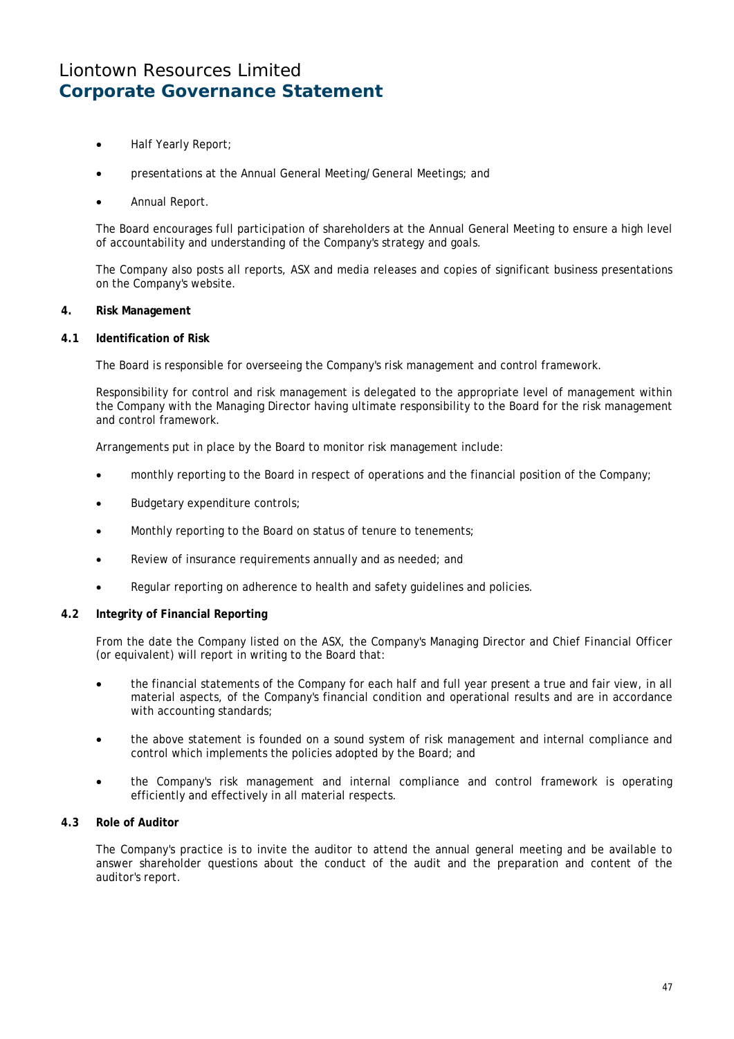- Half Yearly Report;
- presentations at the Annual General Meeting/General Meetings; and
- Annual Report.

The Board encourages full participation of shareholders at the Annual General Meeting to ensure a high level of accountability and understanding of the Company's strategy and goals.

The Company also posts all reports, ASX and media releases and copies of significant business presentations on the Company's website.

**4. Risk Management**

**4.1 Identification of Risk**

The Board is responsible for overseeing the Company's risk management and control framework.

Responsibility for control and risk management is delegated to the appropriate level of management within the Company with the Managing Director having ultimate responsibility to the Board for the risk management and control framework.

Arrangements put in place by the Board to monitor risk management include:

- monthly reporting to the Board in respect of operations and the financial position of the Company;
- Budgetary expenditure controls;
- Monthly reporting to the Board on status of tenure to tenements;
- Review of insurance requirements annually and as needed; and
- Regular reporting on adherence to health and safety guidelines and policies.

**4.2 Integrity of Financial Reporting**

From the date the Company listed on the ASX, the Company's Managing Director and Chief Financial Officer (or equivalent) will report in writing to the Board that:

- the financial statements of the Company for each half and full year present a true and fair view, in all material aspects, of the Company's financial condition and operational results and are in accordance with accounting standards;
- the above statement is founded on a sound system of risk management and internal compliance and control which implements the policies adopted by the Board; and
- the Company's risk management and internal compliance and control framework is operating efficiently and effectively in all material respects.

**4.3 Role of Auditor**

The Company's practice is to invite the auditor to attend the annual general meeting and be available to answer shareholder questions about the conduct of the audit and the preparation and content of the auditor's report.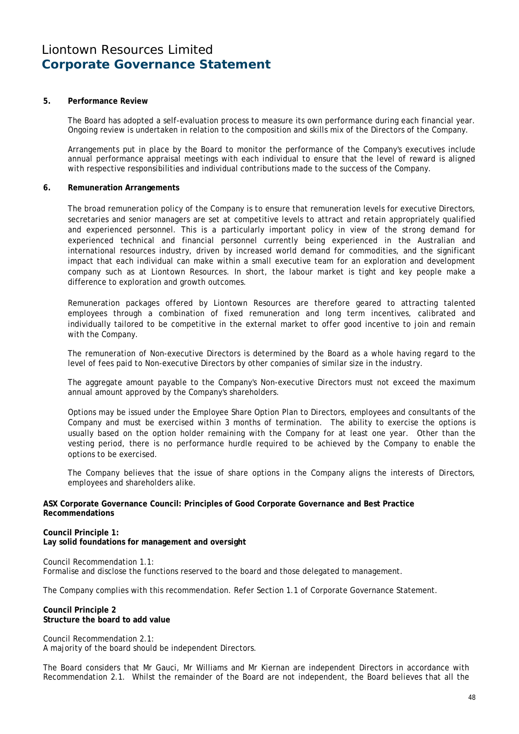**5. Performance Review**

The Board has adopted a self-evaluation process to measure its own performance during each financial year. Ongoing review is undertaken in relation to the composition and skills mix of the Directors of the Company.

Arrangements put in place by the Board to monitor the performance of the Company's executives include annual performance appraisal meetings with each individual to ensure that the level of reward is aligned with respective responsibilities and individual contributions made to the success of the Company.

**6. Remuneration Arrangements**

The broad remuneration policy of the Company is to ensure that remuneration levels for executive Directors, secretaries and senior managers are set at competitive levels to attract and retain appropriately qualified and experienced personnel. This is a particularly important policy in view of the strong demand for experienced technical and financial personnel currently being experienced in the Australian and international resources industry, driven by increased world demand for commodities, and the significant impact that each individual can make within a small executive team for an exploration and development company such as at Liontown Resources. In short, the labour market is tight and key people make a difference to exploration and growth outcomes.

Remuneration packages offered by Liontown Resources are therefore geared to attracting talented employees through a combination of fixed remuneration and long term incentives, calibrated and individually tailored to be competitive in the external market to offer good incentive to join and remain with the Company.

The remuneration of Non-executive Directors is determined by the Board as a whole having regard to the level of fees paid to Non-executive Directors by other companies of similar size in the industry.

The aggregate amount payable to the Company's Non-executive Directors must not exceed the maximum annual amount approved by the Company's shareholders.

Options may be issued under the Employee Share Option Plan to Directors, employees and consultants of the Company and must be exercised within 3 months of termination. The ability to exercise the options is usually based on the option holder remaining with the Company for at least one year. Other than the vesting period, there is no performance hurdle required to be achieved by the Company to enable the options to be exercised.

The Company believes that the issue of share options in the Company aligns the interests of Directors, employees and shareholders alike.

**ASX Corporate Governance Council: Principles of Good Corporate Governance and Best Practice Recommendations**

**Council Principle 1:**
**Lay solid foundations for management and oversight**

Council Recommendation 1.1:
Formalise and disclose the functions reserved to the board and those delegated to management.

The Company complies with this recommendation. Refer Section 1.1 of Corporate Governance Statement.

**Council Principle 2**
**Structure the board to add value**

Council Recommendation 2.1:
A majority of the board should be independent Directors.

The Board considers that Mr Gauci, Mr Williams and Mr Kiernan are independent Directors in accordance with Recommendation 2.1. Whilst the remainder of the Board are not independent, the Board believes that all the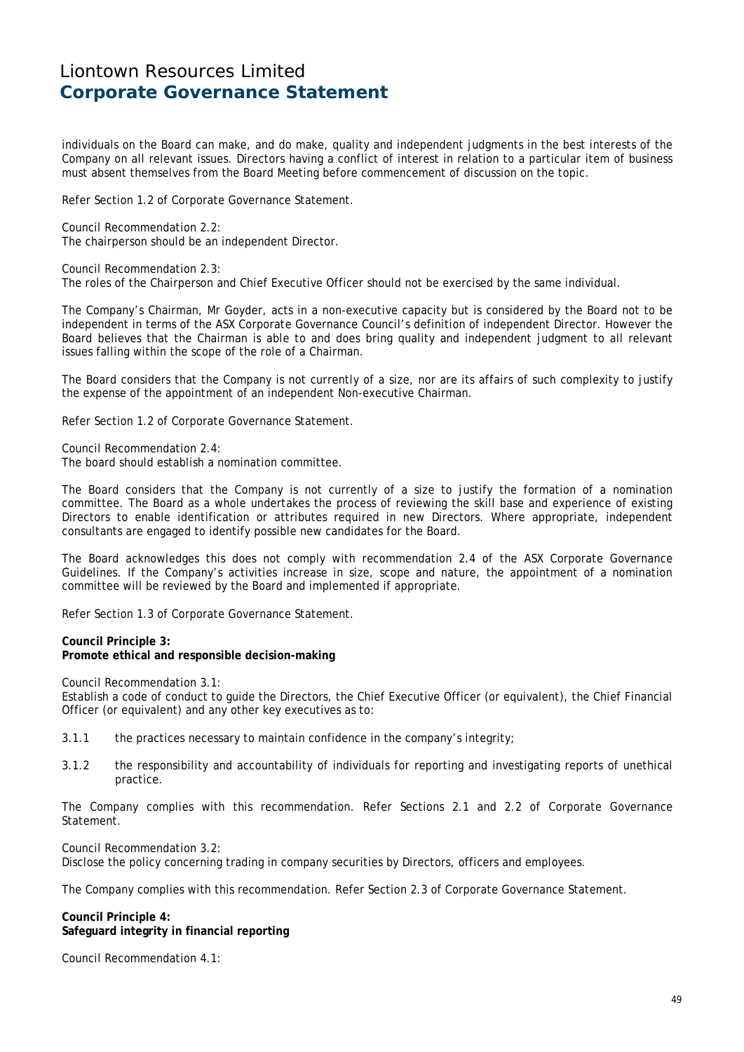individuals on the Board can make, and do make, quality and independent judgments in the best interests of the Company on all relevant issues. Directors having a conflict of interest in relation to a particular item of business must absent themselves from the Board Meeting before commencement of discussion on the topic.

Refer Section 1.2 of Corporate Governance Statement.

Council Recommendation 2.2:
The chairperson should be an independent Director.

Council Recommendation 2.3:
The roles of the Chairperson and Chief Executive Officer should not be exercised by the same individual.

The Company's Chairman, Mr Goyder, acts in a non-executive capacity but is considered by the Board not to be independent in terms of the ASX Corporate Governance Council's definition of independent Director. However the Board believes that the Chairman is able to and does bring quality and independent judgment to all relevant issues falling within the scope of the role of a Chairman.

The Board considers that the Company is not currently of a size, nor are its affairs of such complexity to justify the expense of the appointment of an independent Non-executive Chairman.

Refer Section 1.2 of Corporate Governance Statement.

Council Recommendation 2.4:
The board should establish a nomination committee.

The Board considers that the Company is not currently of a size to justify the formation of a nomination committee. The Board as a whole undertakes the process of reviewing the skill base and experience of existing Directors to enable identification or attributes required in new Directors. Where appropriate, independent consultants are engaged to identify possible new candidates for the Board.

The Board acknowledges this does not comply with recommendation 2.4 of the ASX Corporate Governance Guidelines. If the Company's activities increase in size, scope and nature, the appointment of a nomination committee will be reviewed by the Board and implemented if appropriate.

Refer Section 1.3 of Corporate Governance Statement.

**Council Principle 3:**
**Promote ethical and responsible decision-making**

Council Recommendation 3.1:
Establish a code of conduct to guide the Directors, the Chief Executive Officer (or equivalent), the Chief Financial Officer (or equivalent) and any other key executives as to:

3.1.1 the practices necessary to maintain confidence in the company's integrity;

3.1.2 the responsibility and accountability of individuals for reporting and investigating reports of unethical practice.

The Company complies with this recommendation. Refer Sections 2.1 and 2.2 of Corporate Governance Statement.

Council Recommendation 3.2:
Disclose the policy concerning trading in company securities by Directors, officers and employees.

The Company complies with this recommendation. Refer Section 2.3 of Corporate Governance Statement.

**Council Principle 4:**
**Safeguard integrity in financial reporting**

Council Recommendation 4.1: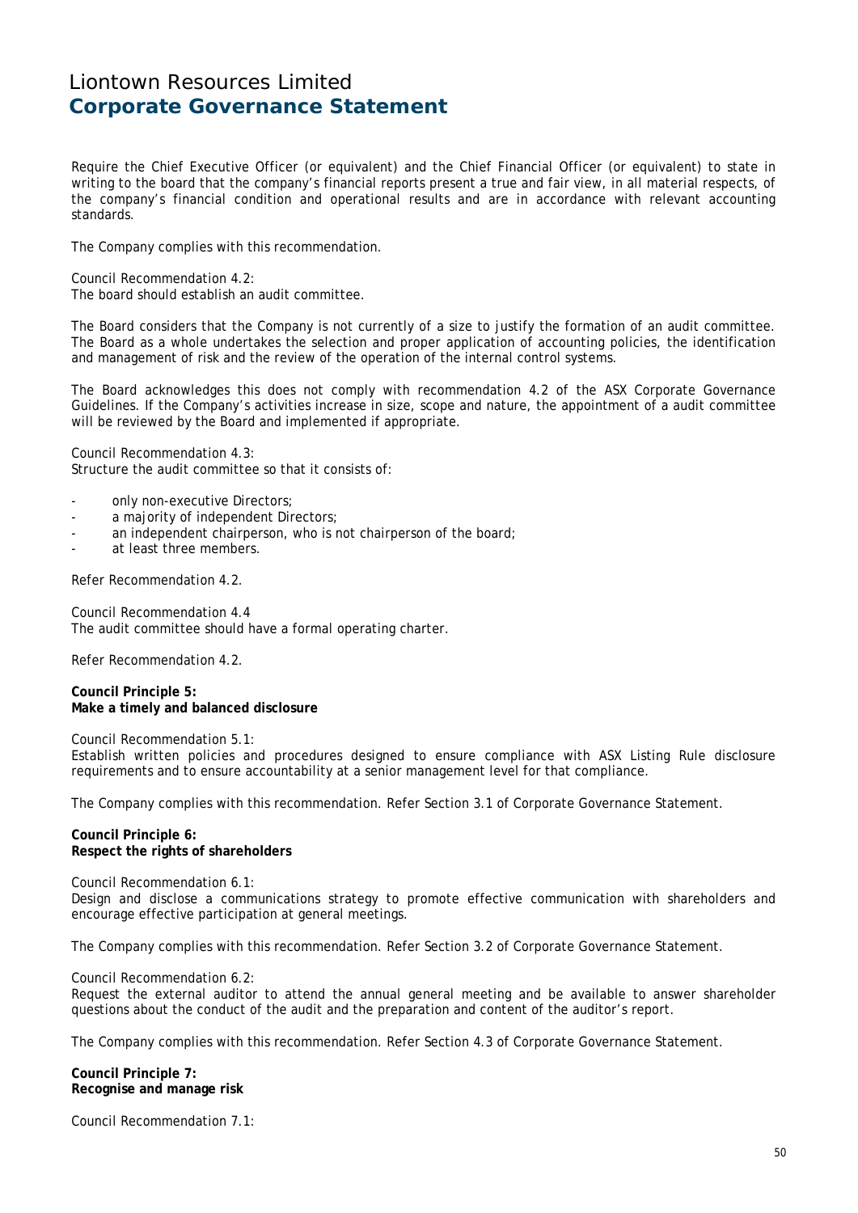Require the Chief Executive Officer (or equivalent) and the Chief Financial Officer (or equivalent) to state in writing to the board that the company's financial reports present a true and fair view, in all material respects, of the company's financial condition and operational results and are in accordance with relevant accounting standards.

The Company complies with this recommendation.

Council Recommendation 4.2:
The board should establish an audit committee.

The Board considers that the Company is not currently of a size to justify the formation of an audit committee. The Board as a whole undertakes the selection and proper application of accounting policies, the identification and management of risk and the review of the operation of the internal control systems.

The Board acknowledges this does not comply with recommendation 4.2 of the ASX Corporate Governance Guidelines. If the Company's activities increase in size, scope and nature, the appointment of a audit committee will be reviewed by the Board and implemented if appropriate.

Council Recommendation 4.3:
Structure the audit committee so that it consists of:

- only non-executive Directors;
- a majority of independent Directors;
- an independent chairperson, who is not chairperson of the board;
- at least three members.

Refer Recommendation 4.2.

Council Recommendation 4.4
The audit committee should have a formal operating charter.

Refer Recommendation 4.2.

**Council Principle 5:**
**Make a timely and balanced disclosure**

Council Recommendation 5.1:
Establish written policies and procedures designed to ensure compliance with ASX Listing Rule disclosure requirements and to ensure accountability at a senior management level for that compliance.

The Company complies with this recommendation. Refer Section 3.1 of Corporate Governance Statement.

**Council Principle 6:**
**Respect the rights of shareholders**

Council Recommendation 6.1:
Design and disclose a communications strategy to promote effective communication with shareholders and encourage effective participation at general meetings.

The Company complies with this recommendation. Refer Section 3.2 of Corporate Governance Statement.

Council Recommendation 6.2:
Request the external auditor to attend the annual general meeting and be available to answer shareholder questions about the conduct of the audit and the preparation and content of the auditor's report.

The Company complies with this recommendation. Refer Section 4.3 of Corporate Governance Statement.

**Council Principle 7:**
**Recognise and manage risk**

Council Recommendation 7.1: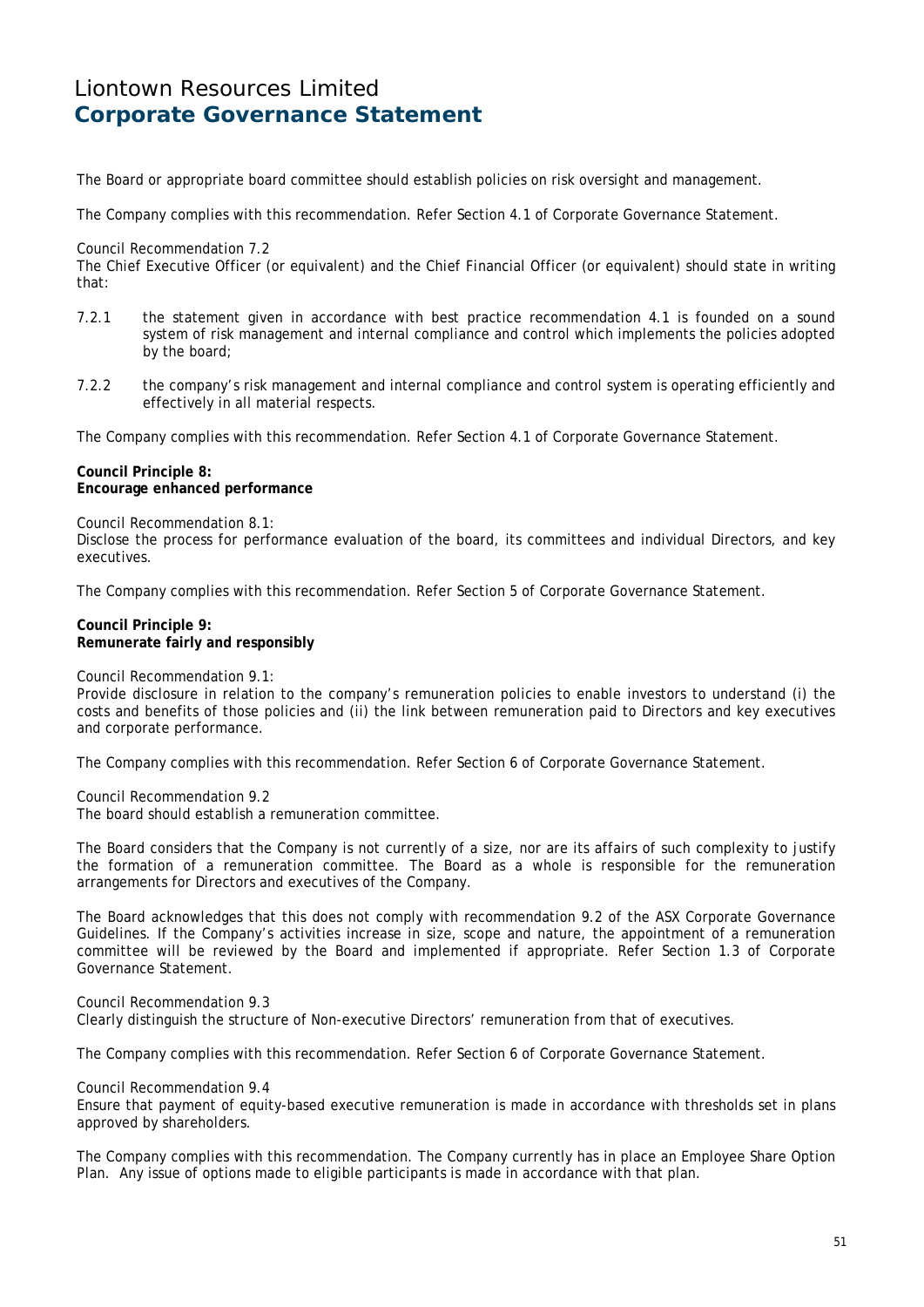The Board or appropriate board committee should establish policies on risk oversight and management.

The Company complies with this recommendation. Refer Section 4.1 of Corporate Governance Statement.

Council Recommendation 7.2
The Chief Executive Officer (or equivalent) and the Chief Financial Officer (or equivalent) should state in writing that:

7.2.1 the statement given in accordance with best practice recommendation 4.1 is founded on a sound system of risk management and internal compliance and control which implements the policies adopted by the board;

7.2.2 the company's risk management and internal compliance and control system is operating efficiently and effectively in all material respects.

The Company complies with this recommendation. Refer Section 4.1 of Corporate Governance Statement.

**Council Principle 8:**
**Encourage enhanced performance**

Council Recommendation 8.1:
Disclose the process for performance evaluation of the board, its committees and individual Directors, and key executives.

The Company complies with this recommendation. Refer Section 5 of Corporate Governance Statement.

**Council Principle 9:**
**Remunerate fairly and responsibly**

Council Recommendation 9.1:
Provide disclosure in relation to the company's remuneration policies to enable investors to understand (i) the costs and benefits of those policies and (ii) the link between remuneration paid to Directors and key executives and corporate performance.

The Company complies with this recommendation. Refer Section 6 of Corporate Governance Statement.

Council Recommendation 9.2
The board should establish a remuneration committee.

The Board considers that the Company is not currently of a size, nor are its affairs of such complexity to justify the formation of a remuneration committee. The Board as a whole is responsible for the remuneration arrangements for Directors and executives of the Company.

The Board acknowledges that this does not comply with recommendation 9.2 of the ASX Corporate Governance Guidelines. If the Company's activities increase in size, scope and nature, the appointment of a remuneration committee will be reviewed by the Board and implemented if appropriate. Refer Section 1.3 of Corporate Governance Statement.

Council Recommendation 9.3
Clearly distinguish the structure of Non-executive Directors' remuneration from that of executives.

The Company complies with this recommendation. Refer Section 6 of Corporate Governance Statement.

Council Recommendation 9.4
Ensure that payment of equity-based executive remuneration is made in accordance with thresholds set in plans approved by shareholders.

The Company complies with this recommendation. The Company currently has in place an Employee Share Option Plan. Any issue of options made to eligible participants is made in accordance with that plan.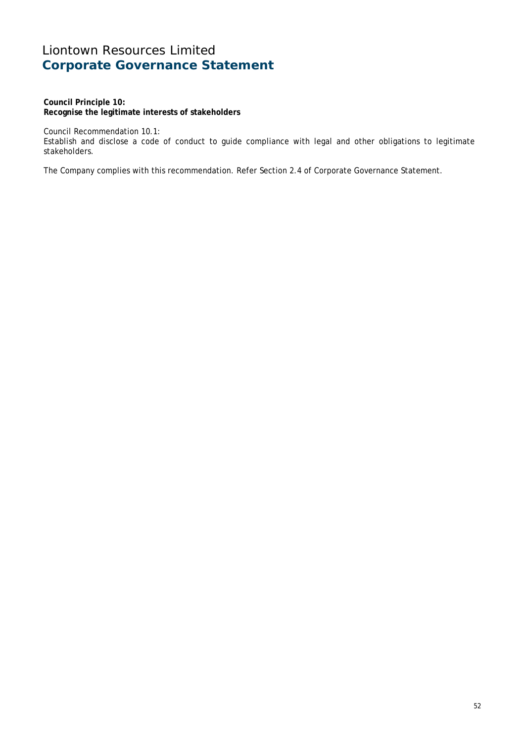**Council Principle 10:**
**Recognise the legitimate interests of stakeholders**

Council Recommendation 10.1:
Establish and disclose a code of conduct to guide compliance with legal and other obligations to legitimate stakeholders.

The Company complies with this recommendation. Refer Section 2.4 of Corporate Governance Statement.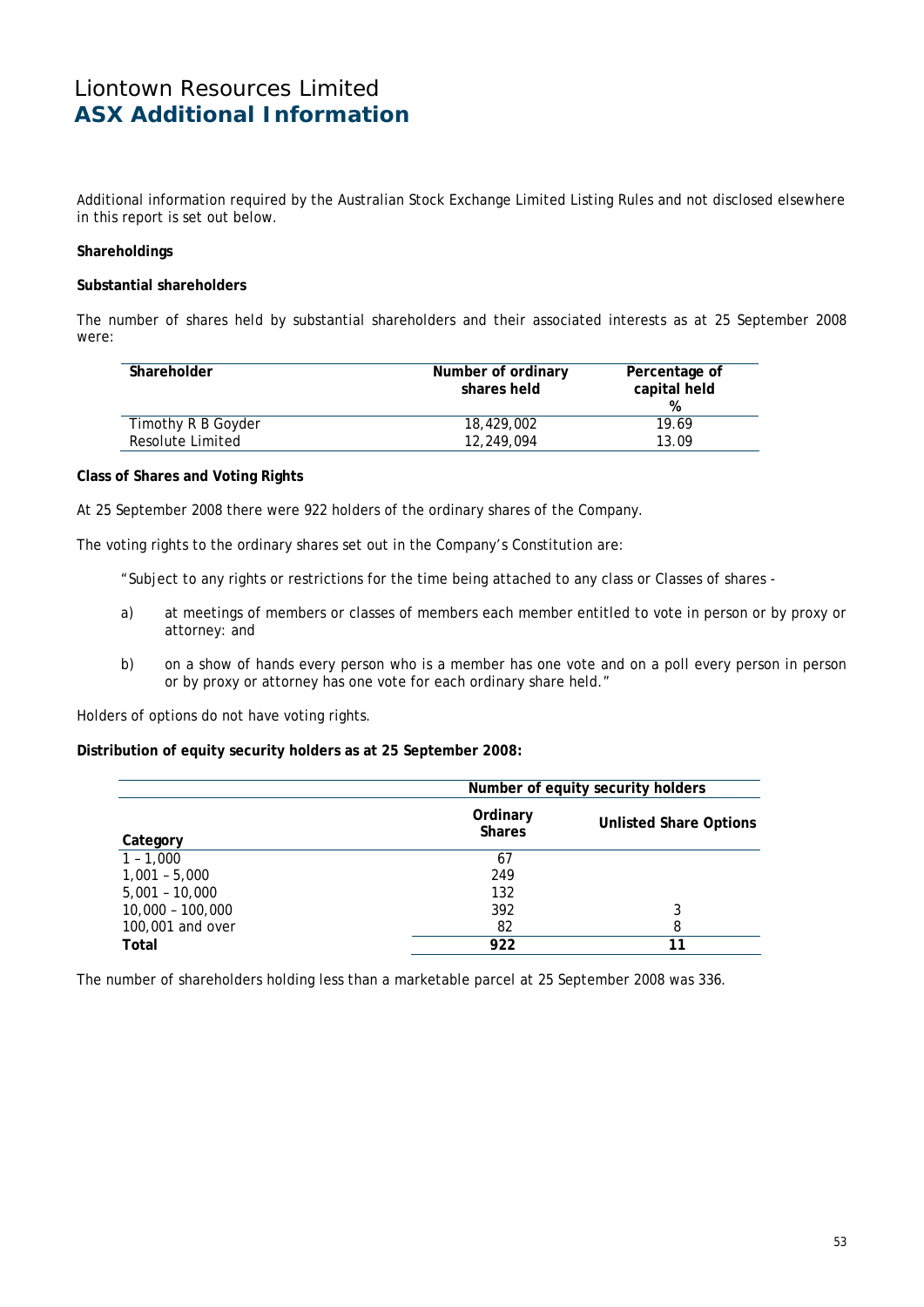# Liontown Resources Limited
## ASX Additional Information

Additional information required by the Australian Stock Exchange Limited Listing Rules and not disclosed elsewhere in this report is set out below.

**Shareholdings**

**Substantial shareholders**

The number of shares held by substantial shareholders and their associated interests as at 25 September 2008 were:

| Shareholder | Number of ordinary shares held | Percentage of capital held % |
|---|---|---|
| Timothy R B Goyder | 18,429,002 | 19.69 |
| Resolute Limited | 12,249,094 | 13.09 |

**Class of Shares and Voting Rights**

At 25 September 2008 there were 922 holders of the ordinary shares of the Company.

The voting rights to the ordinary shares set out in the Company's Constitution are:

"Subject to any rights or restrictions for the time being attached to any class or Classes of shares -

a) at meetings of members or classes of members each member entitled to vote in person or by proxy or attorney: and

b) on a show of hands every person who is a member has one vote and on a poll every person in person or by proxy or attorney has one vote for each ordinary share held."

Holders of options do not have voting rights.

**Distribution of equity security holders as at 25 September 2008:**

| | Number of equity security holders | |
|---|---|---|
| Category | Ordinary Shares | Unlisted Share Options |
| 1 – 1,000 | 67 | |
| 1,001 – 5,000 | 249 | |
| 5,001 – 10,000 | 132 | |
| 10,000 – 100,000 | 392 | 3 |
| 100,001 and over | 82 | 8 |
| **Total** | **922** | **11** |

The number of shareholders holding less than a marketable parcel at 25 September 2008 was 336.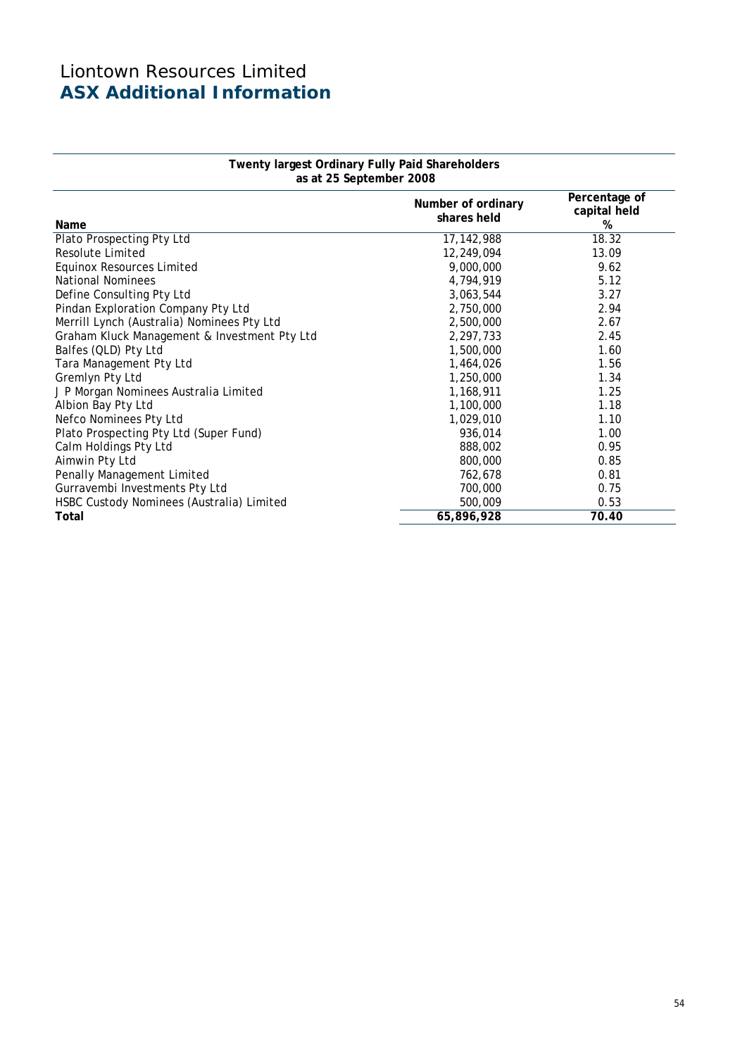# Liontown Resources Limited
## ASX Additional Information

**Twenty largest Ordinary Fully Paid Shareholders as at 25 September 2008**

| Name | Number of ordinary shares held | Percentage of capital held % |
|---|---|---|
| Plato Prospecting Pty Ltd | 17,142,988 | 18.32 |
| Resolute Limited | 12,249,094 | 13.09 |
| Equinox Resources Limited | 9,000,000 | 9.62 |
| National Nominees | 4,794,919 | 5.12 |
| Define Consulting Pty Ltd | 3,063,544 | 3.27 |
| Pindan Exploration Company Pty Ltd | 2,750,000 | 2.94 |
| Merrill Lynch (Australia) Nominees Pty Ltd | 2,500,000 | 2.67 |
| Graham Kluck Management & Investment Pty Ltd | 2,297,733 | 2.45 |
| Balfes (QLD) Pty Ltd | 1,500,000 | 1.60 |
| Tara Management Pty Ltd | 1,464,026 | 1.56 |
| Gremlyn Pty Ltd | 1,250,000 | 1.34 |
| J P Morgan Nominees Australia Limited | 1,168,911 | 1.25 |
| Albion Bay Pty Ltd | 1,100,000 | 1.18 |
| Nefco Nominees Pty Ltd | 1,029,010 | 1.10 |
| Plato Prospecting Pty Ltd (Super Fund) | 936,014 | 1.00 |
| Calm Holdings Pty Ltd | 888,002 | 0.95 |
| Aimwin Pty Ltd | 800,000 | 0.85 |
| Penally Management Limited | 762,678 | 0.81 |
| Gurravembi Investments Pty Ltd | 700,000 | 0.75 |
| HSBC Custody Nominees (Australia) Limited | 500,009 | 0.53 |
| **Total** | **65,896,928** | **70.40** |